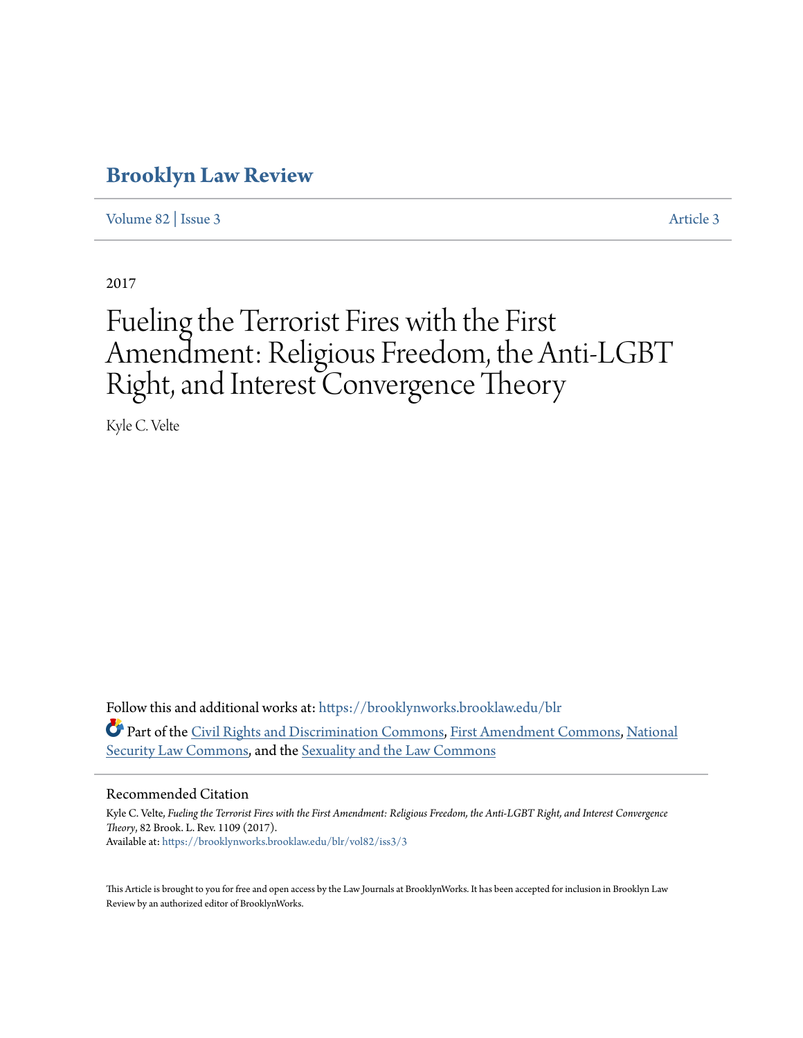# Brooklyn Law Review

Volume 82 | Issue 3 Article 3

2017

# Fueling the Terrorist Fires with the First Amendment: Religious Freedom, the Anti-LGBT Right, and Interest Convergence Theory

Kyle C. Velte

Follow this and additional works at: https://brooklynworks.brooklaw.edu/blr

Part of the Civil Rights and Discrimination Commons, First Amendment Commons, National Security Law Commons, and the Sexuality and the Law Commons

## Recommended Citation

Kyle C. Velte, *Fueling the Terrorist Fires with the First Amendment: Religious Freedom, the Anti-LGBT Right, and Interest Convergence Theory*, 82 Brook. L. Rev. 1109 (2017).
Available at: https://brooklynworks.brooklaw.edu/blr/vol82/iss3/3

This Article is brought to you for free and open access by the Law Journals at BrooklynWorks. It has been accepted for inclusion in Brooklyn Law Review by an authorized editor of BrooklynWorks.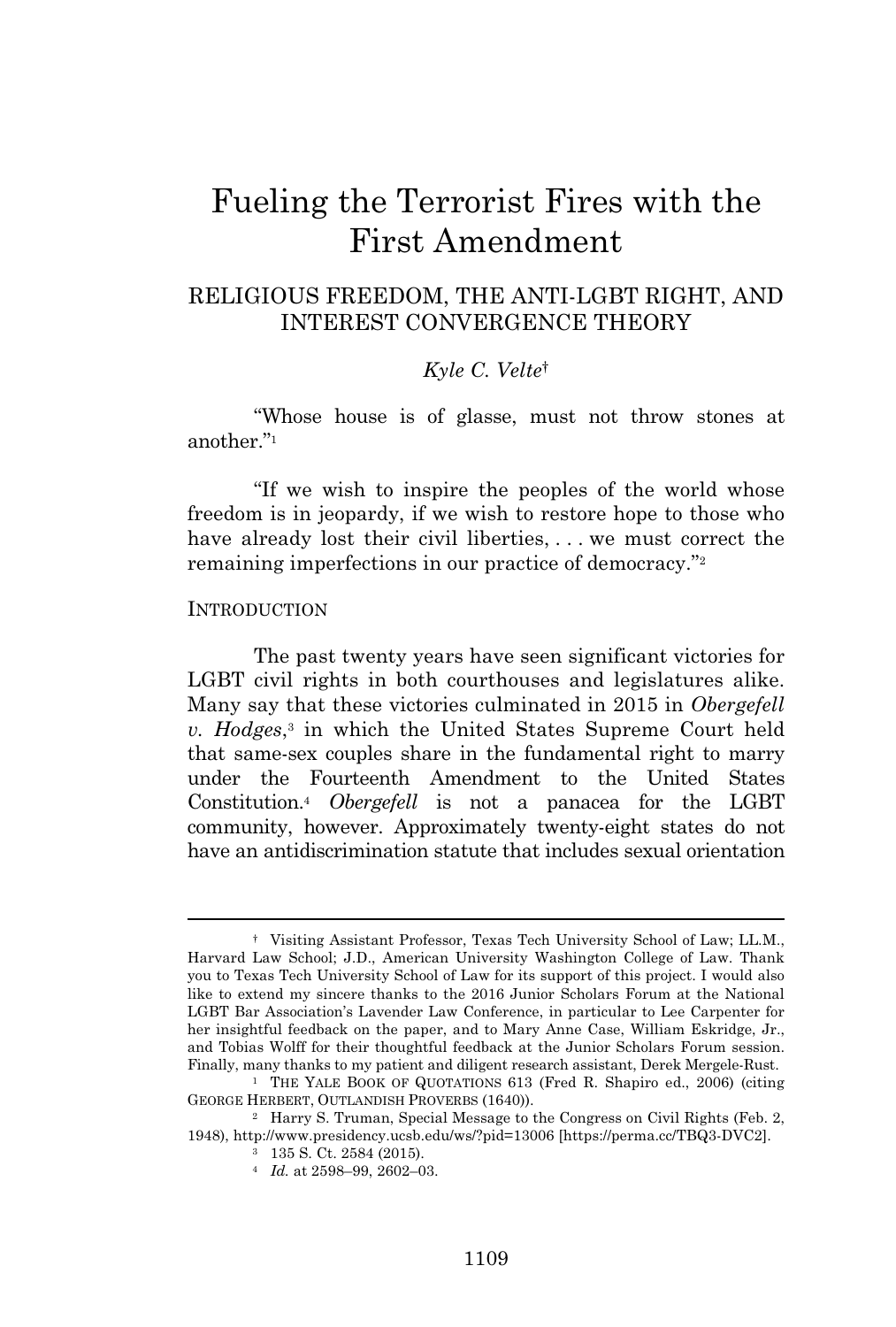# Fueling the Terrorist Fires with the First Amendment

## RELIGIOUS FREEDOM, THE ANTI-LGBT RIGHT, AND INTEREST CONVERGENCE THEORY

*Kyle C. Velte*†

"Whose house is of glasse, must not throw stones at another."[1]

"If we wish to inspire the peoples of the world whose freedom is in jeopardy, if we wish to restore hope to those who have already lost their civil liberties, . . . we must correct the remaining imperfections in our practice of democracy."[2]

INTRODUCTION

The past twenty years have seen significant victories for LGBT civil rights in both courthouses and legislatures alike. Many say that these victories culminated in 2015 in *Obergefell v. Hodges*,[3] in which the United States Supreme Court held that same-sex couples share in the fundamental right to marry under the Fourteenth Amendment to the United States Constitution.[4] *Obergefell* is not a panacea for the LGBT community, however. Approximately twenty-eight states do not have an antidiscrimination statute that includes sexual orientation

---

† Visiting Assistant Professor, Texas Tech University School of Law; LL.M., Harvard Law School; J.D., American University Washington College of Law. Thank you to Texas Tech University School of Law for its support of this project. I would also like to extend my sincere thanks to the 2016 Junior Scholars Forum at the National LGBT Bar Association's Lavender Law Conference, in particular to Lee Carpenter for her insightful feedback on the paper, and to Mary Anne Case, William Eskridge, Jr., and Tobias Wolff for their thoughtful feedback at the Junior Scholars Forum session. Finally, many thanks to my patient and diligent research assistant, Derek Mergele-Rust.

[1] THE YALE BOOK OF QUOTATIONS 613 (Fred R. Shapiro ed., 2006) (citing GEORGE HERBERT, OUTLANDISH PROVERBS (1640)).

[2] Harry S. Truman, Special Message to the Congress on Civil Rights (Feb. 2, 1948), http://www.presidency.ucsb.edu/ws/?pid=13006 [https://perma.cc/TBQ3-DVC2].

[3] 135 S. Ct. 2584 (2015).

[4] *Id.* at 2598–99, 2602–03.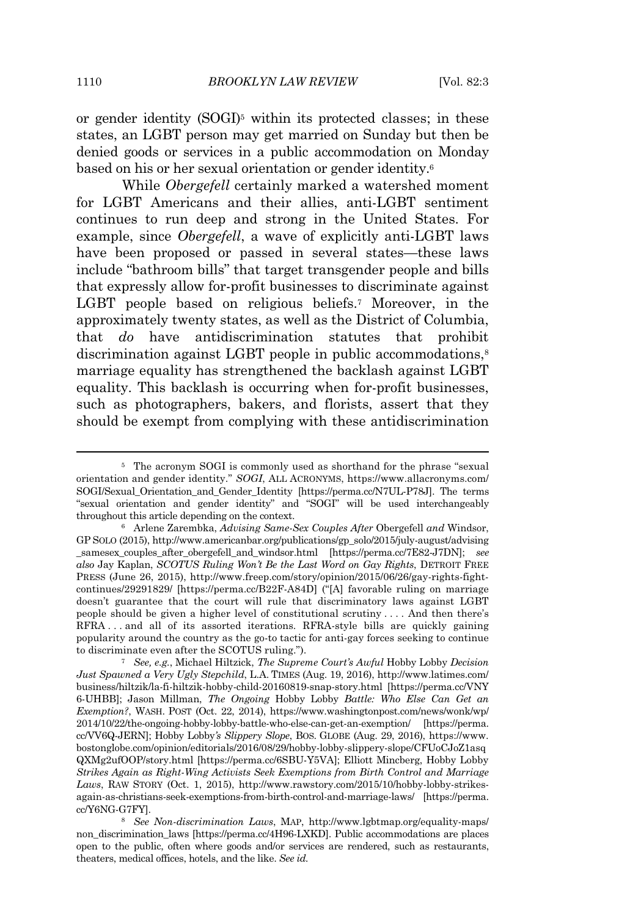or gender identity (SOGI)[5] within its protected classes; in these states, an LGBT person may get married on Sunday but then be denied goods or services in a public accommodation on Monday based on his or her sexual orientation or gender identity.[6]

While *Obergefell* certainly marked a watershed moment for LGBT Americans and their allies, anti-LGBT sentiment continues to run deep and strong in the United States. For example, since *Obergefell*, a wave of explicitly anti-LGBT laws have been proposed or passed in several states—these laws include "bathroom bills" that target transgender people and bills that expressly allow for-profit businesses to discriminate against LGBT people based on religious beliefs.[7] Moreover, in the approximately twenty states, as well as the District of Columbia, that *do* have antidiscrimination statutes that prohibit discrimination against LGBT people in public accommodations,[8] marriage equality has strengthened the backlash against LGBT equality. This backlash is occurring when for-profit businesses, such as photographers, bakers, and florists, assert that they should be exempt from complying with these antidiscrimination

---

[5] The acronym SOGI is commonly used as shorthand for the phrase "sexual orientation and gender identity." *SOGI*, ALL ACRONYMS, https://www.allacronyms.com/SOGI/Sexual_Orientation_and_Gender_Identity [https://perma.cc/N7UL-P78J]. The terms "sexual orientation and gender identity" and "SOGI" will be used interchangeably throughout this article depending on the context.

[6] Arlene Zarembka, *Advising Same-Sex Couples After* Obergefell *and* Windsor, GP SOLO (2015), http://www.americanbar.org/publications/gp_solo/2015/july-august/advising_samesex_couples_after_obergefell_and_windsor.html [https://perma.cc/7E82-J7DN]; *see also* Jay Kaplan, *SCOTUS Ruling Won't Be the Last Word on Gay Rights*, DETROIT FREE PRESS (June 26, 2015), http://www.freep.com/story/opinion/2015/06/26/gay-rights-fight-continues/29291829/ [https://perma.cc/B22F-A84D] ("[A] favorable ruling on marriage doesn't guarantee that the court will rule that discriminatory laws against LGBT people should be given a higher level of constitutional scrutiny . . . . And then there's RFRA . . . and all of its assorted iterations. RFRA-style bills are quickly gaining popularity around the country as the go-to tactic for anti-gay forces seeking to continue to discriminate even after the SCOTUS ruling.").

[7] *See, e.g.*, Michael Hiltzick, *The Supreme Court's Awful* Hobby Lobby *Decision Just Spawned a Very Ugly Stepchild*, L.A. TIMES (Aug. 19, 2016), http://www.latimes.com/business/hiltzik/la-fi-hiltzik-hobby-child-20160819-snap-story.html [https://perma.cc/VNY6-UHBB]; Jason Millman, *The Ongoing* Hobby Lobby *Battle: Who Else Can Get an Exemption?*, WASH. POST (Oct. 22, 2014), https://www.washingtonpost.com/news/wonk/wp/2014/10/22/the-ongoing-hobby-lobby-battle-who-else-can-get-an-exemption/ [https://perma.cc/VV6Q-JERN]; Hobby Lobby*'s Slippery Slope*, BOS. GLOBE (Aug. 29, 2016), https://www.bostonglobe.com/opinion/editorials/2016/08/29/hobby-lobby-slippery-slope/CFUoCJoZ1asqQXMg2ufOOP/story.html [https://perma.cc/6SBU-Y5VA]; Elliott Mincberg, Hobby Lobby *Strikes Again as Right-Wing Activists Seek Exemptions from Birth Control and Marriage Laws*, RAW STORY (Oct. 1, 2015), http://www.rawstory.com/2015/10/hobby-lobby-strikes-again-as-christians-seek-exemptions-from-birth-control-and-marriage-laws/ [https://perma.cc/Y6NG-G7FY].

[8] *See Non-discrimination Laws*, MAP, http://www.lgbtmap.org/equality-maps/non_discrimination_laws [https://perma.cc/4H96-LXKD]. Public accommodations are places open to the public, often where goods and/or services are rendered, such as restaurants, theaters, medical offices, hotels, and the like. *See id.*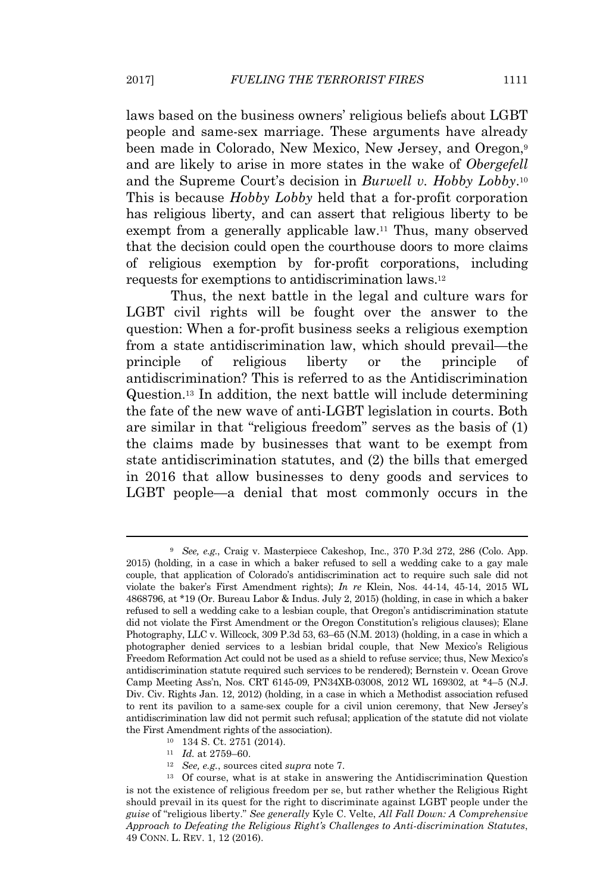laws based on the business owners' religious beliefs about LGBT people and same-sex marriage. These arguments have already been made in Colorado, New Mexico, New Jersey, and Oregon,[9] and are likely to arise in more states in the wake of *Obergefell* and the Supreme Court's decision in *Burwell v. Hobby Lobby*.[10] This is because *Hobby Lobby* held that a for-profit corporation has religious liberty, and can assert that religious liberty to be exempt from a generally applicable law.[11] Thus, many observed that the decision could open the courthouse doors to more claims of religious exemption by for-profit corporations, including requests for exemptions to antidiscrimination laws.[12]

Thus, the next battle in the legal and culture wars for LGBT civil rights will be fought over the answer to the question: When a for-profit business seeks a religious exemption from a state antidiscrimination law, which should prevail—the principle of religious liberty or the principle of antidiscrimination? This is referred to as the Antidiscrimination Question.[13] In addition, the next battle will include determining the fate of the new wave of anti-LGBT legislation in courts. Both are similar in that "religious freedom" serves as the basis of (1) the claims made by businesses that want to be exempt from state antidiscrimination statutes, and (2) the bills that emerged in 2016 that allow businesses to deny goods and services to LGBT people—a denial that most commonly occurs in the

---

[9] *See, e.g.*, Craig v. Masterpiece Cakeshop, Inc., 370 P.3d 272, 286 (Colo. App. 2015) (holding, in a case in which a baker refused to sell a wedding cake to a gay male couple, that application of Colorado's antidiscrimination act to require such sale did not violate the baker's First Amendment rights); *In re* Klein, Nos. 44-14, 45-14, 2015 WL 4868796, at *19 (Or. Bureau Labor & Indus. July 2, 2015) (holding, in case in which a baker refused to sell a wedding cake to a lesbian couple, that Oregon's antidiscrimination statute did not violate the First Amendment or the Oregon Constitution's religious clauses); Elane Photography, LLC v. Willcock, 309 P.3d 53, 63–65 (N.M. 2013) (holding, in a case in which a photographer denied services to a lesbian bridal couple, that New Mexico's Religious Freedom Reformation Act could not be used as a shield to refuse service; thus, New Mexico's antidiscrimination statute required such services to be rendered); Bernstein v. Ocean Grove Camp Meeting Ass'n, Nos. CRT 6145-09, PN34XB-03008, 2012 WL 169302, at *4–5 (N.J. Div. Civ. Rights Jan. 12, 2012) (holding, in a case in which a Methodist association refused to rent its pavilion to a same-sex couple for a civil union ceremony, that New Jersey's antidiscrimination law did not permit such refusal; application of the statute did not violate the First Amendment rights of the association).

[10] 134 S. Ct. 2751 (2014).

[11] *Id.* at 2759–60.

[12] *See, e.g.*, sources cited *supra* note 7.

[13] Of course, what is at stake in answering the Antidiscrimination Question is not the existence of religious freedom per se, but rather whether the Religious Right should prevail in its quest for the right to discriminate against LGBT people under the *guise* of "religious liberty." *See generally* Kyle C. Velte, *All Fall Down: A Comprehensive Approach to Defeating the Religious Right's Challenges to Anti-discrimination Statutes*, 49 CONN. L. REV. 1, 12 (2016).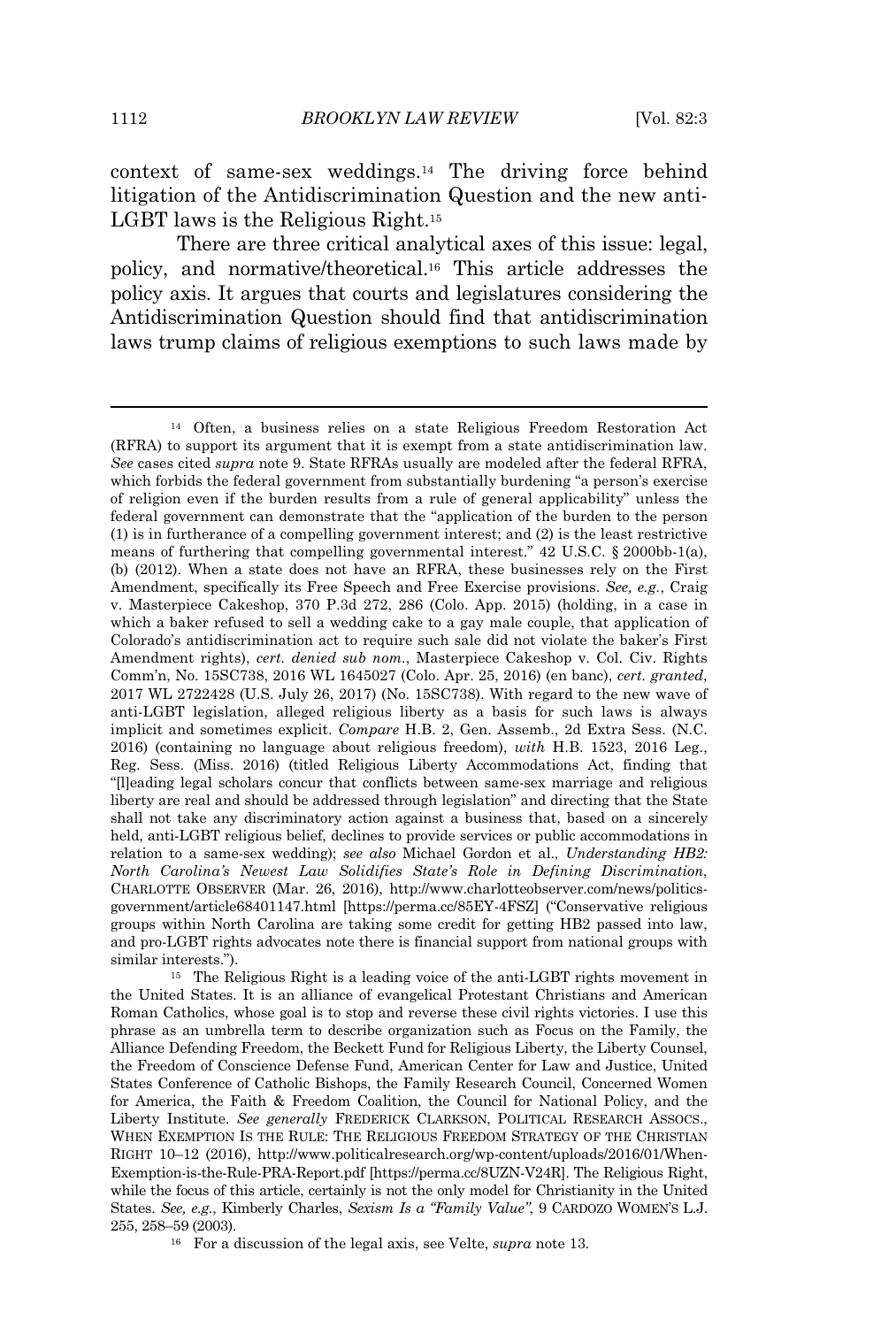context of same-sex weddings.[14] The driving force behind litigation of the Antidiscrimination Question and the new anti-LGBT laws is the Religious Right.[15]

There are three critical analytical axes of this issue: legal, policy, and normative/theoretical.[16] This article addresses the policy axis. It argues that courts and legislatures considering the Antidiscrimination Question should find that antidiscrimination laws trump claims of religious exemptions to such laws made by

---

[14] Often, a business relies on a state Religious Freedom Restoration Act (RFRA) to support its argument that it is exempt from a state antidiscrimination law. *See* cases cited *supra* note 9. State RFRAs usually are modeled after the federal RFRA, which forbids the federal government from substantially burdening "a person's exercise of religion even if the burden results from a rule of general applicability" unless the federal government can demonstrate that the "application of the burden to the person (1) is in furtherance of a compelling government interest; and (2) is the least restrictive means of furthering that compelling governmental interest." 42 U.S.C. § 2000bb-1(a), (b) (2012). When a state does not have an RFRA, these businesses rely on the First Amendment, specifically its Free Speech and Free Exercise provisions. *See, e.g.*, Craig v. Masterpiece Cakeshop, 370 P.3d 272, 286 (Colo. App. 2015) (holding, in a case in which a baker refused to sell a wedding cake to a gay male couple, that application of Colorado's antidiscrimination act to require such sale did not violate the baker's First Amendment rights), *cert. denied sub nom.*, Masterpiece Cakeshop v. Col. Civ. Rights Comm'n, No. 15SC738, 2016 WL 1645027 (Colo. Apr. 25, 2016) (en banc), *cert. granted*, 2017 WL 2722428 (U.S. July 26, 2017) (No. 15SC738). With regard to the new wave of anti-LGBT legislation, alleged religious liberty as a basis for such laws is always implicit and sometimes explicit. *Compare* H.B. 2, Gen. Assemb., 2d Extra Sess. (N.C. 2016) (containing no language about religious freedom), *with* H.B. 1523, 2016 Leg., Reg. Sess. (Miss. 2016) (titled Religious Liberty Accommodations Act, finding that "[l]eading legal scholars concur that conflicts between same-sex marriage and religious liberty are real and should be addressed through legislation" and directing that the State shall not take any discriminatory action against a business that, based on a sincerely held, anti-LGBT religious belief, declines to provide services or public accommodations in relation to a same-sex wedding); *see also* Michael Gordon et al., *Understanding HB2: North Carolina's Newest Law Solidifies State's Role in Defining Discrimination*, CHARLOTTE OBSERVER (Mar. 26, 2016), http://www.charlotteobserver.com/news/politics-government/article68401147.html [https://perma.cc/85EY-4FSZ] ("Conservative religious groups within North Carolina are taking some credit for getting HB2 passed into law, and pro-LGBT rights advocates note there is financial support from national groups with similar interests.").

[15] The Religious Right is a leading voice of the anti-LGBT rights movement in the United States. It is an alliance of evangelical Protestant Christians and American Roman Catholics, whose goal is to stop and reverse these civil rights victories. I use this phrase as an umbrella term to describe organization such as Focus on the Family, the Alliance Defending Freedom, the Beckett Fund for Religious Liberty, the Liberty Counsel, the Freedom of Conscience Defense Fund, American Center for Law and Justice, United States Conference of Catholic Bishops, the Family Research Council, Concerned Women for America, the Faith & Freedom Coalition, the Council for National Policy, and the Liberty Institute. *See generally* FREDERICK CLARKSON, POLITICAL RESEARCH ASSOCS., WHEN EXEMPTION IS THE RULE: THE RELIGIOUS FREEDOM STRATEGY OF THE CHRISTIAN RIGHT 10–12 (2016), http://www.politicalresearch.org/wp-content/uploads/2016/01/When-Exemption-is-the-Rule-PRA-Report.pdf [https://perma.cc/8UZN-V24R]. The Religious Right, while the focus of this article, certainly is not the only model for Christianity in the United States. *See, e.g.*, Kimberly Charles, *Sexism Is a "Family Value"*, 9 CARDOZO WOMEN'S L.J. 255, 258–59 (2003).

[16] For a discussion of the legal axis, see Velte, *supra* note 13.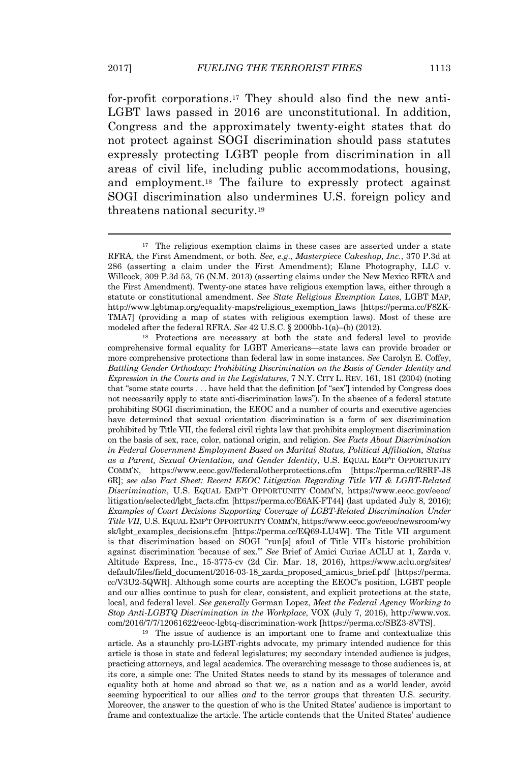for-profit corporations.[17] They should also find the new anti-LGBT laws passed in 2016 are unconstitutional. In addition, Congress and the approximately twenty-eight states that do not protect against SOGI discrimination should pass statutes expressly protecting LGBT people from discrimination in all areas of civil life, including public accommodations, housing, and employment.[18] The failure to expressly protect against SOGI discrimination also undermines U.S. foreign policy and threatens national security.[19]

---

[17] The religious exemption claims in these cases are asserted under a state RFRA, the First Amendment, or both. *See, e.g.*, *Masterpiece Cakeshop, Inc.*, 370 P.3d at 286 (asserting a claim under the First Amendment); Elane Photography, LLC v. Willcock, 309 P.3d 53, 76 (N.M. 2013) (asserting claims under the New Mexico RFRA and the First Amendment). Twenty-one states have religious exemption laws, either through a statute or constitutional amendment. *See State Religious Exemption Laws*, LGBT MAP, http://www.lgbtmap.org/equality-maps/religious_exemption_laws [https://perma.cc/F8ZK-TMA7] (providing a map of states with religious exemption laws). Most of these are modeled after the federal RFRA. *See* 42 U.S.C. § 2000bb-1(a)–(b) (2012).

[18] Protections are necessary at both the state and federal level to provide comprehensive formal equality for LGBT Americans—state laws can provide broader or more comprehensive protections than federal law in some instances. *See* Carolyn E. Coffey, *Battling Gender Orthodoxy: Prohibiting Discrimination on the Basis of Gender Identity and Expression in the Courts and in the Legislatures*, 7 N.Y. CITY L. REV. 161, 181 (2004) (noting that "some state courts . . . have held that the definition [of "sex"] intended by Congress does not necessarily apply to state anti-discrimination laws"). In the absence of a federal statute prohibiting SOGI discrimination, the EEOC and a number of courts and executive agencies have determined that sexual orientation discrimination is a form of sex discrimination prohibited by Title VII, the federal civil rights law that prohibits employment discrimination on the basis of sex, race, color, national origin, and religion. *See Facts About Discrimination in Federal Government Employment Based on Marital Status, Political Affiliation, Status as a Parent, Sexual Orientation, and Gender Identity*, U.S. EQUAL EMP'T OPPORTUNITY COMM'N, https://www.eeoc.gov//federal/otherprotections.cfm [https://perma.cc/R8RF-J86R]; *see also Fact Sheet: Recent EEOC Litigation Regarding Title VII & LGBT-Related Discrimination*, U.S. EQUAL EMP'T OPPORTUNITY COMM'N, https://www.eeoc.gov/eeoc/litigation/selected/lgbt_facts.cfm [https://perma.cc/E6AK-FT44] (last updated July 8, 2016); *Examples of Court Decisions Supporting Coverage of LGBT-Related Discrimination Under Title VII*, U.S. EQUAL EMP'T OPPORTUNITY COMM'N, https://www.eeoc.gov/eeoc/newsroom/wysk/lgbt_examples_decisions.cfm [https://perma.cc/EQ69-LU4W]. The Title VII argument is that discrimination based on SOGI "run[s] afoul of Title VII's historic prohibition against discrimination 'because of sex.'" *See* Brief of Amici Curiae ACLU at 1, Zarda v. Altitude Express, Inc., 15-3775-cv (2d Cir. Mar. 18, 2016), https://www.aclu.org/sites/default/files/field_document/2016-03-18_zarda_proposed_amicus_brief.pdf [https://perma.cc/V3U2-5QWR]. Although some courts are accepting the EEOC's position, LGBT people and our allies continue to push for clear, consistent, and explicit protections at the state, local, and federal level. *See generally* German Lopez, *Meet the Federal Agency Working to Stop Anti-LGBTQ Discrimination in the Workplace*, VOX (July 7, 2016), http://www.vox.com/2016/7/7/12061622/eeoc-lgbtq-discrimination-work [https://perma.cc/SBZ3-8VTS].

[19] The issue of audience is an important one to frame and contextualize this article. As a staunchly pro-LGBT-rights advocate, my primary intended audience for this article is those in state and federal legislatures; my secondary intended audience is judges, practicing attorneys, and legal academics. The overarching message to those audiences is, at its core, a simple one: The United States needs to stand by its messages of tolerance and equality both at home and abroad so that we, as a nation and as a world leader, avoid seeming hypocritical to our allies *and* to the terror groups that threaten U.S. security. Moreover, the answer to the question of who is the United States' audience is important to frame and contextualize the article. The article contends that the United States' audience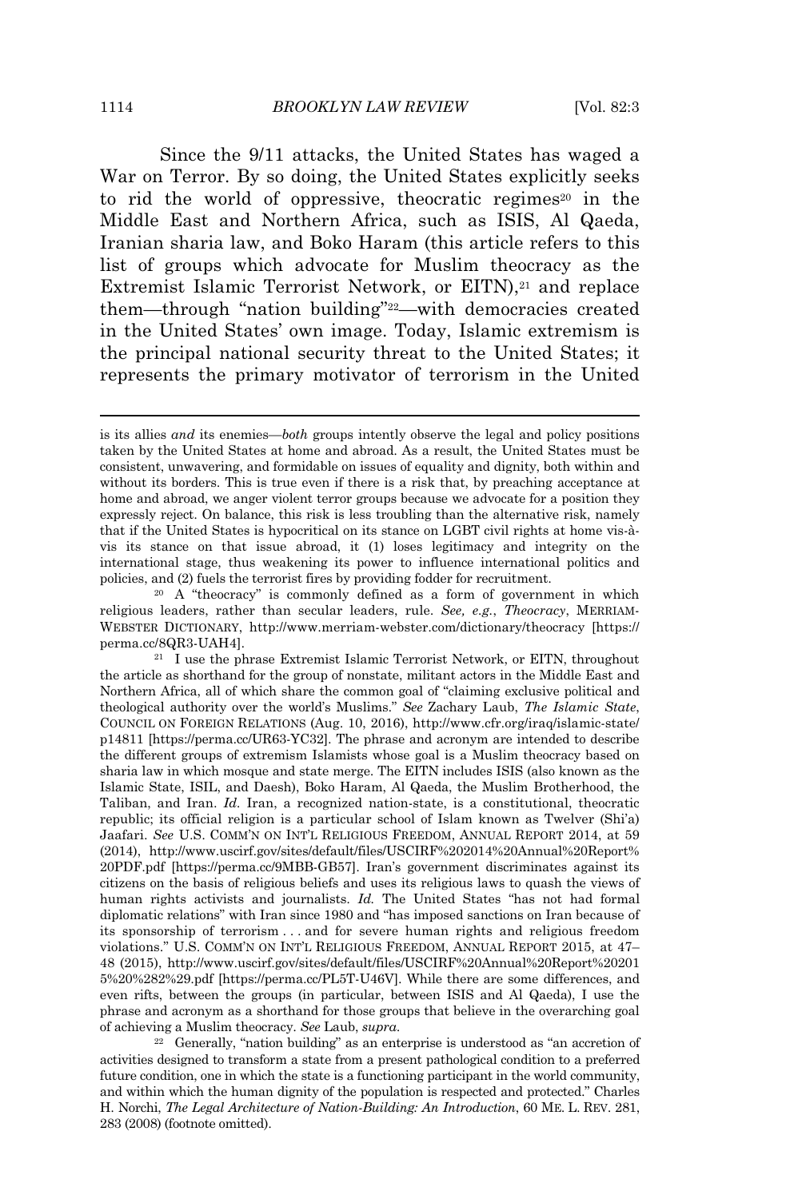Since the 9/11 attacks, the United States has waged a War on Terror. By so doing, the United States explicitly seeks to rid the world of oppressive, theocratic regimes[20] in the Middle East and Northern Africa, such as ISIS, Al Qaeda, Iranian sharia law, and Boko Haram (this article refers to this list of groups which advocate for Muslim theocracy as the Extremist Islamic Terrorist Network, or EITN),[21] and replace them—through "nation building"[22]—with democracies created in the United States' own image. Today, Islamic extremism is the principal national security threat to the United States; it represents the primary motivator of terrorism in the United

---

is its allies *and* its enemies—*both* groups intently observe the legal and policy positions taken by the United States at home and abroad. As a result, the United States must be consistent, unwavering, and formidable on issues of equality and dignity, both within and without its borders. This is true even if there is a risk that, by preaching acceptance at home and abroad, we anger violent terror groups because we advocate for a position they expressly reject. On balance, this risk is less troubling than the alternative risk, namely that if the United States is hypocritical on its stance on LGBT civil rights at home vis-à-vis its stance on that issue abroad, it (1) loses legitimacy and integrity on the international stage, thus weakening its power to influence international politics and policies, and (2) fuels the terrorist fires by providing fodder for recruitment.

[20] A "theocracy" is commonly defined as a form of government in which religious leaders, rather than secular leaders, rule. *See, e.g.*, *Theocracy*, MERRIAM-WEBSTER DICTIONARY, http://www.merriam-webster.com/dictionary/theocracy [https://perma.cc/8QR3-UAH4].

[21] I use the phrase Extremist Islamic Terrorist Network, or EITN, throughout the article as shorthand for the group of nonstate, militant actors in the Middle East and Northern Africa, all of which share the common goal of "claiming exclusive political and theological authority over the world's Muslims." *See* Zachary Laub, *The Islamic State*, COUNCIL ON FOREIGN RELATIONS (Aug. 10, 2016), http://www.cfr.org/iraq/islamic-state/p14811 [https://perma.cc/UR63-YC32]. The phrase and acronym are intended to describe the different groups of extremism Islamists whose goal is a Muslim theocracy based on sharia law in which mosque and state merge. The EITN includes ISIS (also known as the Islamic State, ISIL, and Daesh), Boko Haram, Al Qaeda, the Muslim Brotherhood, the Taliban, and Iran. *Id.* Iran, a recognized nation-state, is a constitutional, theocratic republic; its official religion is a particular school of Islam known as Twelver (Shi'a) Jaafari. *See* U.S. COMM'N ON INT'L RELIGIOUS FREEDOM, ANNUAL REPORT 2014, at 59 (2014), http://www.uscirf.gov/sites/default/files/USCIRF%202014%20Annual%20Report%20PDF.pdf [https://perma.cc/9MBB-GB57]. Iran's government discriminates against its citizens on the basis of religious beliefs and uses its religious laws to quash the views of human rights activists and journalists. *Id.* The United States "has not had formal diplomatic relations" with Iran since 1980 and "has imposed sanctions on Iran because of its sponsorship of terrorism . . . and for severe human rights and religious freedom violations." U.S. COMM'N ON INT'L RELIGIOUS FREEDOM, ANNUAL REPORT 2015, at 47–48 (2015), http://www.uscirf.gov/sites/default/files/USCIRF%20Annual%20Report%202015%20%282%29.pdf [https://perma.cc/PL5T-U46V]. While there are some differences, and even rifts, between the groups (in particular, between ISIS and Al Qaeda), I use the phrase and acronym as a shorthand for those groups that believe in the overarching goal of achieving a Muslim theocracy. *See* Laub, *supra*.

[22] Generally, "nation building" as an enterprise is understood as "an accretion of activities designed to transform a state from a present pathological condition to a preferred future condition, one in which the state is a functioning participant in the world community, and within which the human dignity of the population is respected and protected." Charles H. Norchi, *The Legal Architecture of Nation-Building: An Introduction*, 60 ME. L. REV. 281, 283 (2008) (footnote omitted).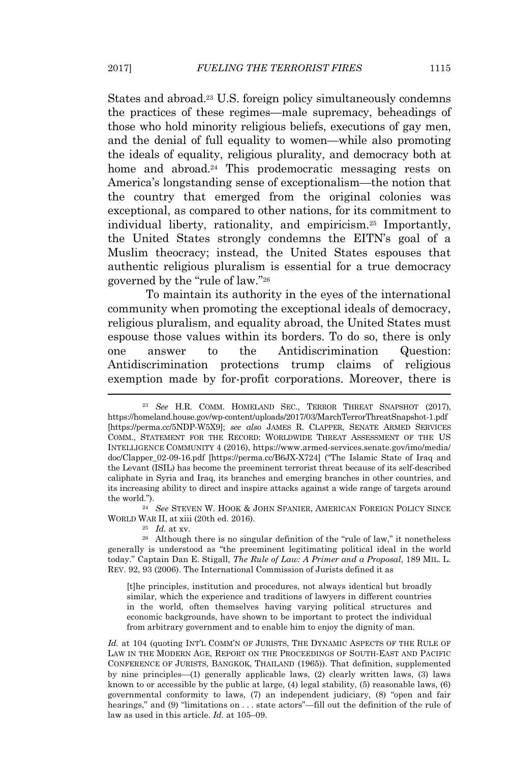States and abroad.[23] U.S. foreign policy simultaneously condemns the practices of these regimes—male supremacy, beheadings of those who hold minority religious beliefs, executions of gay men, and the denial of full equality to women—while also promoting the ideals of equality, religious plurality, and democracy both at home and abroad.[24] This prodemocratic messaging rests on America's longstanding sense of exceptionalism—the notion that the country that emerged from the original colonies was exceptional, as compared to other nations, for its commitment to individual liberty, rationality, and empiricism.[25] Importantly, the United States strongly condemns the EITN's goal of a Muslim theocracy; instead, the United States espouses that authentic religious pluralism is essential for a true democracy governed by the "rule of law."[26]

To maintain its authority in the eyes of the international community when promoting the exceptional ideals of democracy, religious pluralism, and equality abroad, the United States must espouse those values within its borders. To do so, there is only one answer to the Antidiscrimination Question: Antidiscrimination protections trump claims of religious exemption made by for-profit corporations. Moreover, there is

---

[23] *See* H.R. COMM. HOMELAND SEC., TERROR THREAT SNAPSHOT (2017), https://homeland.house.gov/wp-content/uploads/2017/03/MarchTerrorThreatSnapshot-1.pdf [https://perma.cc/5NDP-W5X9]; *see also* JAMES R. CLAPPER, SENATE ARMED SERVICES COMM., STATEMENT FOR THE RECORD: WORLDWIDE THREAT ASSESSMENT OF THE US INTELLIGENCE COMMUNITY 4 (2016), https://www.armed-services.senate.gov/imo/media/doc/Clapper_02-09-16.pdf [https://perma.cc/B6JX-X724] ("The Islamic State of Iraq and the Levant (ISIL) has become the preeminent terrorist threat because of its self-described caliphate in Syria and Iraq, its branches and emerging branches in other countries, and its increasing ability to direct and inspire attacks against a wide range of targets around the world.").

[24] *See* STEVEN W. HOOK & JOHN SPANIER, AMERICAN FOREIGN POLICY SINCE WORLD WAR II, at xiii (20th ed. 2016).

[25] *Id.* at xv.

[26] Although there is no singular definition of the "rule of law," it nonetheless generally is understood as "the preeminent legitimating political ideal in the world today." Captain Dan E. Stigall, *The Rule of Law: A Primer and a Proposal*, 189 MIL. L. REV. 92, 93 (2006). The International Commission of Jurists defined it as

> [t]he principles, institution and procedures, not always identical but broadly similar, which the experience and traditions of lawyers in different countries in the world, often themselves having varying political structures and economic backgrounds, have shown to be important to protect the individual from arbitrary government and to enable him to enjoy the dignity of man.

*Id.* at 104 (quoting INT'L COMM'N OF JURISTS, THE DYNAMIC ASPECTS OF THE RULE OF LAW IN THE MODERN AGE, REPORT ON THE PROCEEDINGS OF SOUTH-EAST AND PACIFIC CONFERENCE OF JURISTS, BANGKOK, THAILAND (1965)). That definition, supplemented by nine principles—(1) generally applicable laws, (2) clearly written laws, (3) laws known to or accessible by the public at large, (4) legal stability, (5) reasonable laws, (6) governmental conformity to laws, (7) an independent judiciary, (8) "open and fair hearings," and (9) "limitations on . . . state actors"—fill out the definition of the rule of law as used in this article. *Id.* at 105–09.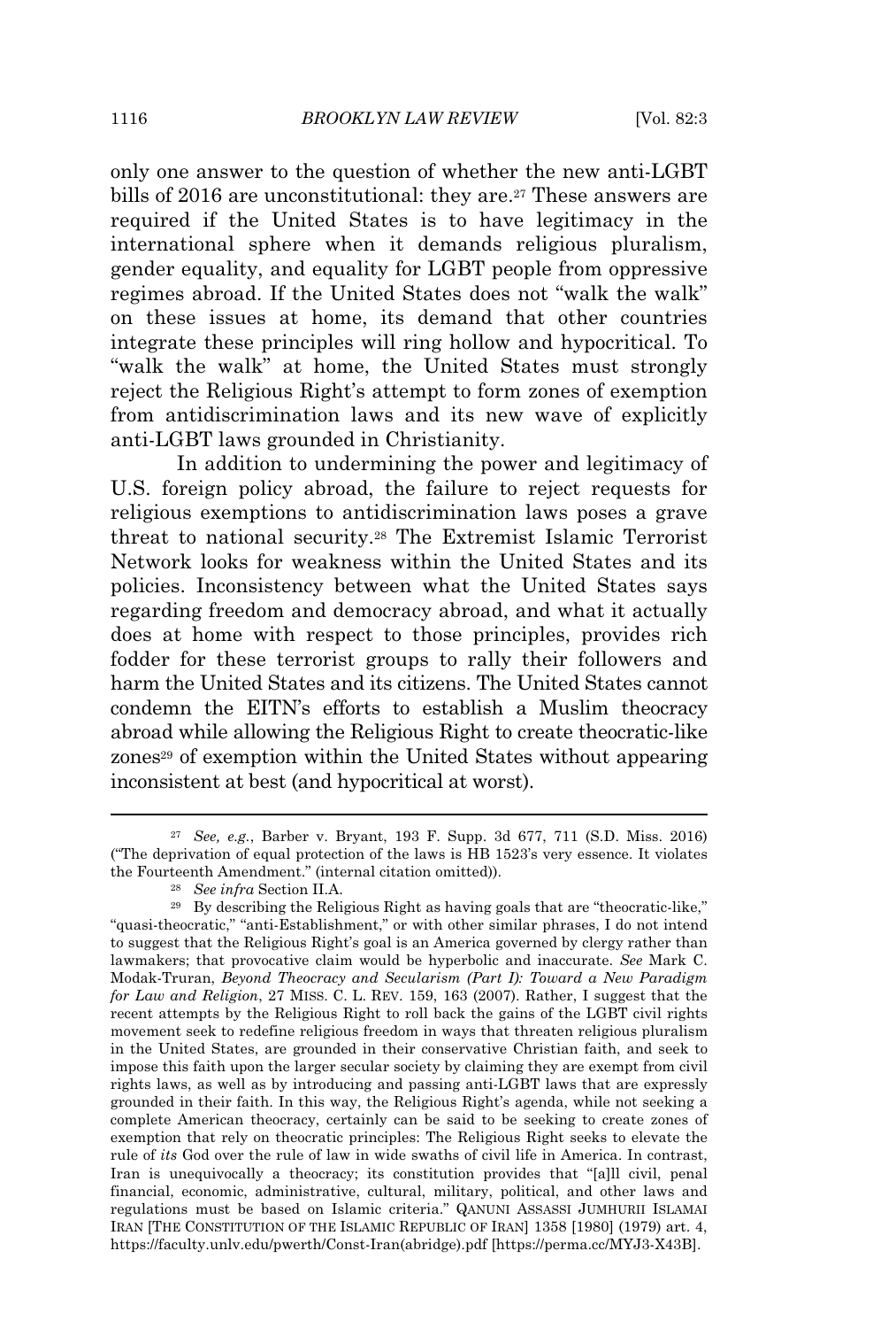only one answer to the question of whether the new anti-LGBT bills of 2016 are unconstitutional: they are.[27] These answers are required if the United States is to have legitimacy in the international sphere when it demands religious pluralism, gender equality, and equality for LGBT people from oppressive regimes abroad. If the United States does not "walk the walk" on these issues at home, its demand that other countries integrate these principles will ring hollow and hypocritical. To "walk the walk" at home, the United States must strongly reject the Religious Right's attempt to form zones of exemption from antidiscrimination laws and its new wave of explicitly anti-LGBT laws grounded in Christianity.

In addition to undermining the power and legitimacy of U.S. foreign policy abroad, the failure to reject requests for religious exemptions to antidiscrimination laws poses a grave threat to national security.[28] The Extremist Islamic Terrorist Network looks for weakness within the United States and its policies. Inconsistency between what the United States says regarding freedom and democracy abroad, and what it actually does at home with respect to those principles, provides rich fodder for these terrorist groups to rally their followers and harm the United States and its citizens. The United States cannot condemn the EITN's efforts to establish a Muslim theocracy abroad while allowing the Religious Right to create theocratic-like zones[29] of exemption within the United States without appearing inconsistent at best (and hypocritical at worst).

---

[27] *See, e.g.*, Barber v. Bryant, 193 F. Supp. 3d 677, 711 (S.D. Miss. 2016) ("The deprivation of equal protection of the laws is HB 1523's very essence. It violates the Fourteenth Amendment." (internal citation omitted)).

[28] *See infra* Section II.A.

[29] By describing the Religious Right as having goals that are "theocratic-like," "quasi-theocratic," "anti-Establishment," or with other similar phrases, I do not intend to suggest that the Religious Right's goal is an America governed by clergy rather than lawmakers; that provocative claim would be hyperbolic and inaccurate. *See* Mark C. Modak-Truran, *Beyond Theocracy and Secularism (Part I): Toward a New Paradigm for Law and Religion*, 27 MISS. C. L. REV. 159, 163 (2007). Rather, I suggest that the recent attempts by the Religious Right to roll back the gains of the LGBT civil rights movement seek to redefine religious freedom in ways that threaten religious pluralism in the United States, are grounded in their conservative Christian faith, and seek to impose this faith upon the larger secular society by claiming they are exempt from civil rights laws, as well as by introducing and passing anti-LGBT laws that are expressly grounded in their faith. In this way, the Religious Right's agenda, while not seeking a complete American theocracy, certainly can be said to be seeking to create zones of exemption that rely on theocratic principles: The Religious Right seeks to elevate the rule of *its* God over the rule of law in wide swaths of civil life in America. In contrast, Iran is unequivocally a theocracy; its constitution provides that "[a]ll civil, penal financial, economic, administrative, cultural, military, political, and other laws and regulations must be based on Islamic criteria." QANUNI ASSASSI JUMHURII ISLAMAI IRAN [THE CONSTITUTION OF THE ISLAMIC REPUBLIC OF IRAN] 1358 [1980] (1979) art. 4, https://faculty.unlv.edu/pwerth/Const-Iran(abridge).pdf [https://perma.cc/MYJ3-X43B].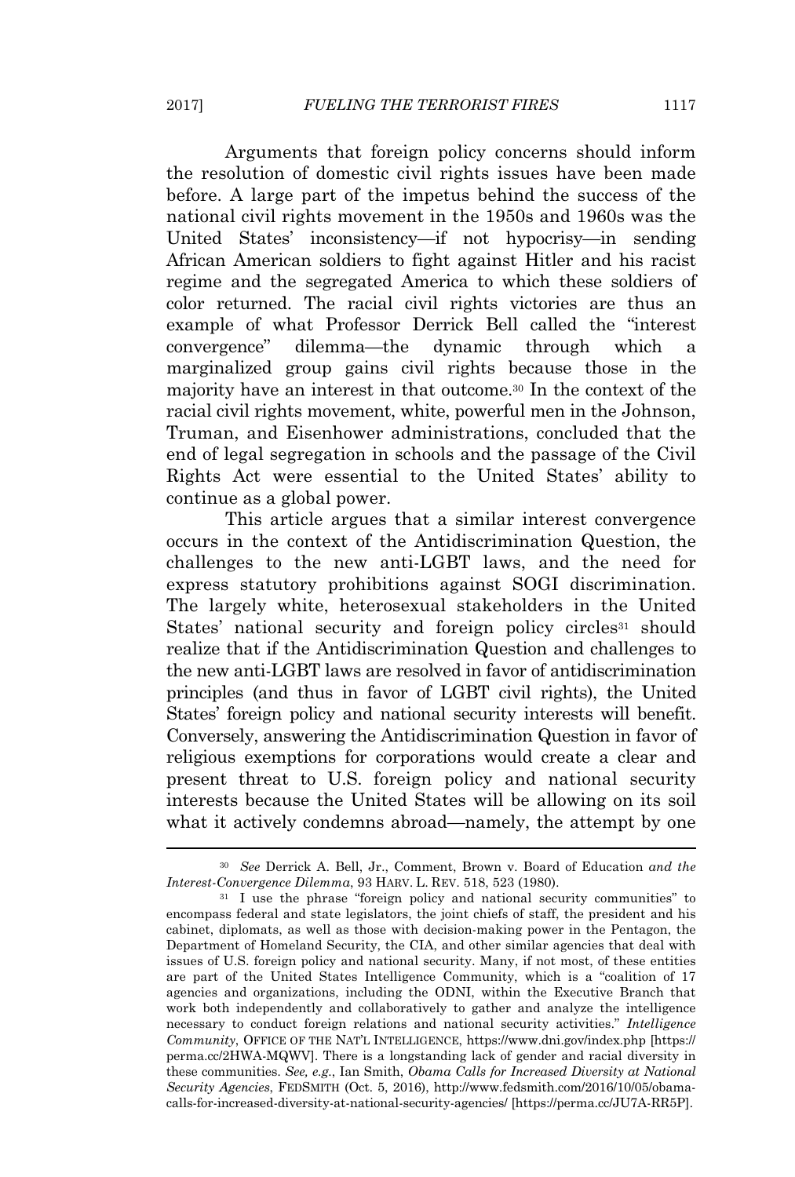Arguments that foreign policy concerns should inform the resolution of domestic civil rights issues have been made before. A large part of the impetus behind the success of the national civil rights movement in the 1950s and 1960s was the United States' inconsistency—if not hypocrisy—in sending African American soldiers to fight against Hitler and his racist regime and the segregated America to which these soldiers of color returned. The racial civil rights victories are thus an example of what Professor Derrick Bell called the "interest convergence" dilemma—the dynamic through which a marginalized group gains civil rights because those in the majority have an interest in that outcome.[30] In the context of the racial civil rights movement, white, powerful men in the Johnson, Truman, and Eisenhower administrations, concluded that the end of legal segregation in schools and the passage of the Civil Rights Act were essential to the United States' ability to continue as a global power.

This article argues that a similar interest convergence occurs in the context of the Antidiscrimination Question, the challenges to the new anti-LGBT laws, and the need for express statutory prohibitions against SOGI discrimination. The largely white, heterosexual stakeholders in the United States' national security and foreign policy circles[31] should realize that if the Antidiscrimination Question and challenges to the new anti-LGBT laws are resolved in favor of antidiscrimination principles (and thus in favor of LGBT civil rights), the United States' foreign policy and national security interests will benefit. Conversely, answering the Antidiscrimination Question in favor of religious exemptions for corporations would create a clear and present threat to U.S. foreign policy and national security interests because the United States will be allowing on its soil what it actively condemns abroad—namely, the attempt by one

---

[30] *See* Derrick A. Bell, Jr., Comment, Brown v. Board of Education *and the Interest-Convergence Dilemma*, 93 HARV. L. REV. 518, 523 (1980).

[31] I use the phrase "foreign policy and national security communities" to encompass federal and state legislators, the joint chiefs of staff, the president and his cabinet, diplomats, as well as those with decision-making power in the Pentagon, the Department of Homeland Security, the CIA, and other similar agencies that deal with issues of U.S. foreign policy and national security. Many, if not most, of these entities are part of the United States Intelligence Community, which is a "coalition of 17 agencies and organizations, including the ODNI, within the Executive Branch that work both independently and collaboratively to gather and analyze the intelligence necessary to conduct foreign relations and national security activities." *Intelligence Community*, OFFICE OF THE NAT'L INTELLIGENCE, https://www.dni.gov/index.php [https://perma.cc/2HWA-MQWV]. There is a longstanding lack of gender and racial diversity in these communities. *See, e.g.*, Ian Smith, *Obama Calls for Increased Diversity at National Security Agencies*, FEDSMITH (Oct. 5, 2016), http://www.fedsmith.com/2016/10/05/obama-calls-for-increased-diversity-at-national-security-agencies/ [https://perma.cc/JU7A-RR5P].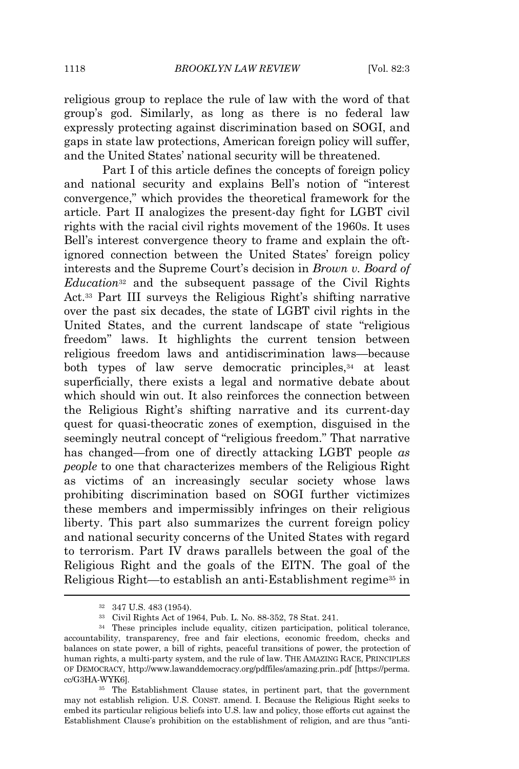religious group to replace the rule of law with the word of that group's god. Similarly, as long as there is no federal law expressly protecting against discrimination based on SOGI, and gaps in state law protections, American foreign policy will suffer, and the United States' national security will be threatened.

Part I of this article defines the concepts of foreign policy and national security and explains Bell's notion of "interest convergence," which provides the theoretical framework for the article. Part II analogizes the present-day fight for LGBT civil rights with the racial civil rights movement of the 1960s. It uses Bell's interest convergence theory to frame and explain the oft-ignored connection between the United States' foreign policy interests and the Supreme Court's decision in *Brown v. Board of Education*[32] and the subsequent passage of the Civil Rights Act.[33] Part III surveys the Religious Right's shifting narrative over the past six decades, the state of LGBT civil rights in the United States, and the current landscape of state "religious freedom" laws. It highlights the current tension between religious freedom laws and antidiscrimination laws—because both types of law serve democratic principles,[34] at least superficially, there exists a legal and normative debate about which should win out. It also reinforces the connection between the Religious Right's shifting narrative and its current-day quest for quasi-theocratic zones of exemption, disguised in the seemingly neutral concept of "religious freedom." That narrative has changed—from one of directly attacking LGBT people *as people* to one that characterizes members of the Religious Right as victims of an increasingly secular society whose laws prohibiting discrimination based on SOGI further victimizes these members and impermissibly infringes on their religious liberty. This part also summarizes the current foreign policy and national security concerns of the United States with regard to terrorism. Part IV draws parallels between the goal of the Religious Right and the goals of the EITN. The goal of the Religious Right—to establish an anti-Establishment regime[35] in

---

[32] 347 U.S. 483 (1954).

[33] Civil Rights Act of 1964, Pub. L. No. 88-352, 78 Stat. 241.

[34] These principles include equality, citizen participation, political tolerance, accountability, transparency, free and fair elections, economic freedom, checks and balances on state power, a bill of rights, peaceful transitions of power, the protection of human rights, a multi-party system, and the rule of law. THE AMAZING RACE, PRINCIPLES OF DEMOCRACY, http://www.lawanddemocracy.org/pdffiles/amazing.prin..pdf [https://perma.cc/G3HA-WYK6].

[35] The Establishment Clause states, in pertinent part, that the government may not establish religion. U.S. CONST. amend. I. Because the Religious Right seeks to embed its particular religious beliefs into U.S. law and policy, those efforts cut against the Establishment Clause's prohibition on the establishment of religion, and are thus "anti-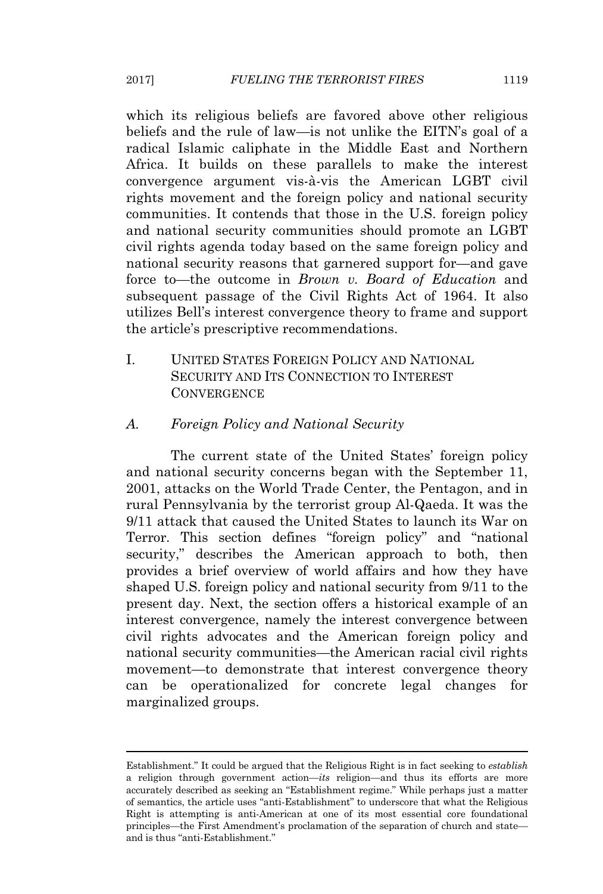which its religious beliefs are favored above other religious beliefs and the rule of law—is not unlike the EITN's goal of a radical Islamic caliphate in the Middle East and Northern Africa. It builds on these parallels to make the interest convergence argument vis-à-vis the American LGBT civil rights movement and the foreign policy and national security communities. It contends that those in the U.S. foreign policy and national security communities should promote an LGBT civil rights agenda today based on the same foreign policy and national security reasons that garnered support for—and gave force to—the outcome in *Brown v. Board of Education* and subsequent passage of the Civil Rights Act of 1964. It also utilizes Bell's interest convergence theory to frame and support the article's prescriptive recommendations.

# I. UNITED STATES FOREIGN POLICY AND NATIONAL SECURITY AND ITS CONNECTION TO INTEREST CONVERGENCE

## *A. Foreign Policy and National Security*

The current state of the United States' foreign policy and national security concerns began with the September 11, 2001, attacks on the World Trade Center, the Pentagon, and in rural Pennsylvania by the terrorist group Al-Qaeda. It was the 9/11 attack that caused the United States to launch its War on Terror. This section defines "foreign policy" and "national security," describes the American approach to both, then provides a brief overview of world affairs and how they have shaped U.S. foreign policy and national security from 9/11 to the present day. Next, the section offers a historical example of an interest convergence, namely the interest convergence between civil rights advocates and the American foreign policy and national security communities—the American racial civil rights movement—to demonstrate that interest convergence theory can be operationalized for concrete legal changes for marginalized groups.

---

Establishment." It could be argued that the Religious Right is in fact seeking to *establish* a religion through government action—*its* religion—and thus its efforts are more accurately described as seeking an "Establishment regime." While perhaps just a matter of semantics, the article uses "anti-Establishment" to underscore that what the Religious Right is attempting is anti-American at one of its most essential core foundational principles—the First Amendment's proclamation of the separation of church and state—and is thus "anti-Establishment."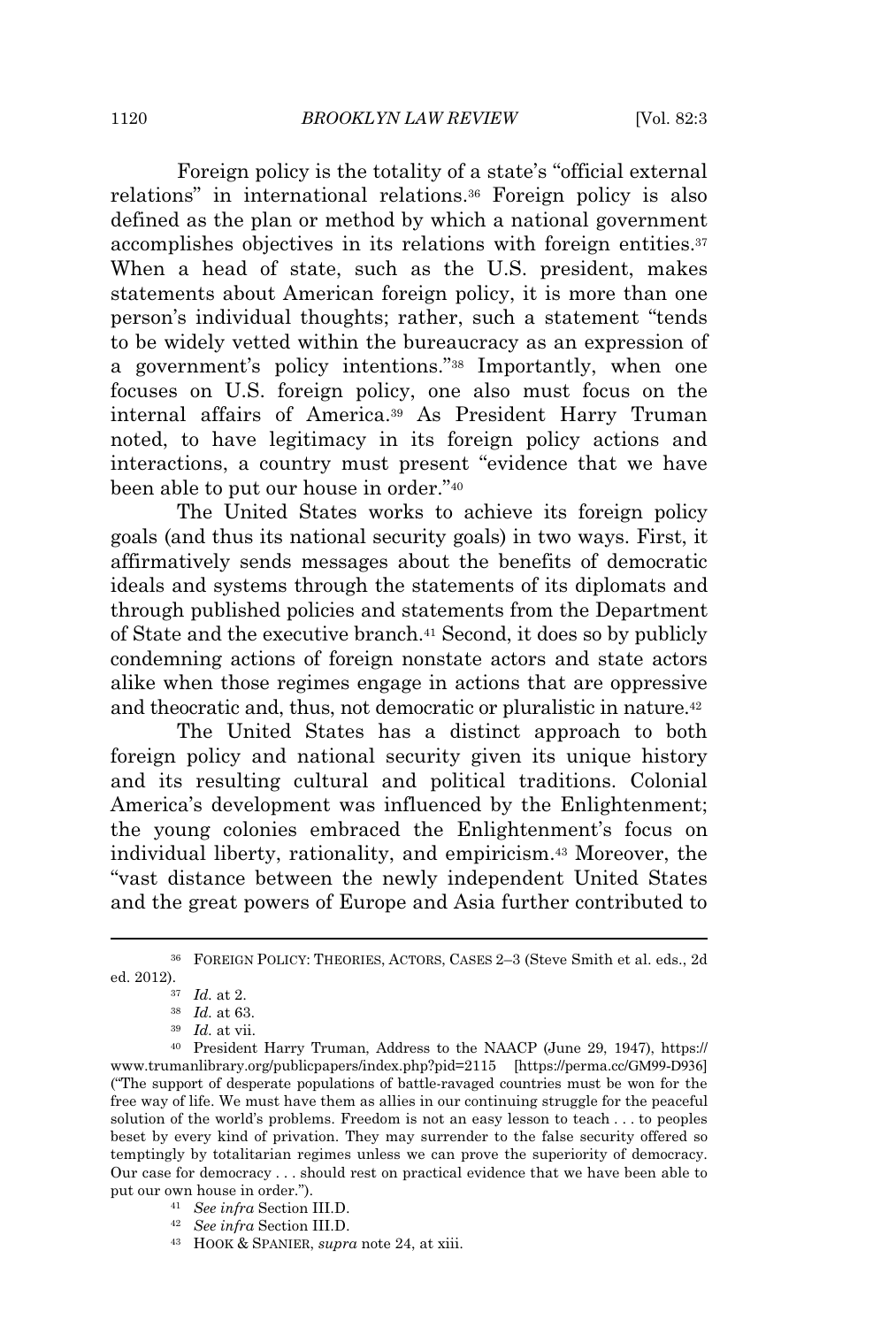Foreign policy is the totality of a state's "official external relations" in international relations.[36] Foreign policy is also defined as the plan or method by which a national government accomplishes objectives in its relations with foreign entities.[37] When a head of state, such as the U.S. president, makes statements about American foreign policy, it is more than one person's individual thoughts; rather, such a statement "tends to be widely vetted within the bureaucracy as an expression of a government's policy intentions."[38] Importantly, when one focuses on U.S. foreign policy, one also must focus on the internal affairs of America.[39] As President Harry Truman noted, to have legitimacy in its foreign policy actions and interactions, a country must present "evidence that we have been able to put our house in order."[40]

The United States works to achieve its foreign policy goals (and thus its national security goals) in two ways. First, it affirmatively sends messages about the benefits of democratic ideals and systems through the statements of its diplomats and through published policies and statements from the Department of State and the executive branch.[41] Second, it does so by publicly condemning actions of foreign nonstate actors and state actors alike when those regimes engage in actions that are oppressive and theocratic and, thus, not democratic or pluralistic in nature.[42]

The United States has a distinct approach to both foreign policy and national security given its unique history and its resulting cultural and political traditions. Colonial America's development was influenced by the Enlightenment; the young colonies embraced the Enlightenment's focus on individual liberty, rationality, and empiricism.[43] Moreover, the "vast distance between the newly independent United States and the great powers of Europe and Asia further contributed to

---

[36] FOREIGN POLICY: THEORIES, ACTORS, CASES 2–3 (Steve Smith et al. eds., 2d ed. 2012).

[37] *Id.* at 2.

[38] *Id.* at 63.

[39] *Id.* at vii.

[40] President Harry Truman, Address to the NAACP (June 29, 1947), https://www.trumanlibrary.org/publicpapers/index.php?pid=2115 [https://perma.cc/GM99-D936] ("The support of desperate populations of battle-ravaged countries must be won for the free way of life. We must have them as allies in our continuing struggle for the peaceful solution of the world's problems. Freedom is not an easy lesson to teach . . . to peoples beset by every kind of privation. They may surrender to the false security offered so temptingly by totalitarian regimes unless we can prove the superiority of democracy. Our case for democracy . . . should rest on practical evidence that we have been able to put our own house in order.").

[41] *See infra* Section III.D.

[42] *See infra* Section III.D.

[43] HOOK & SPANIER, *supra* note 24, at xiii.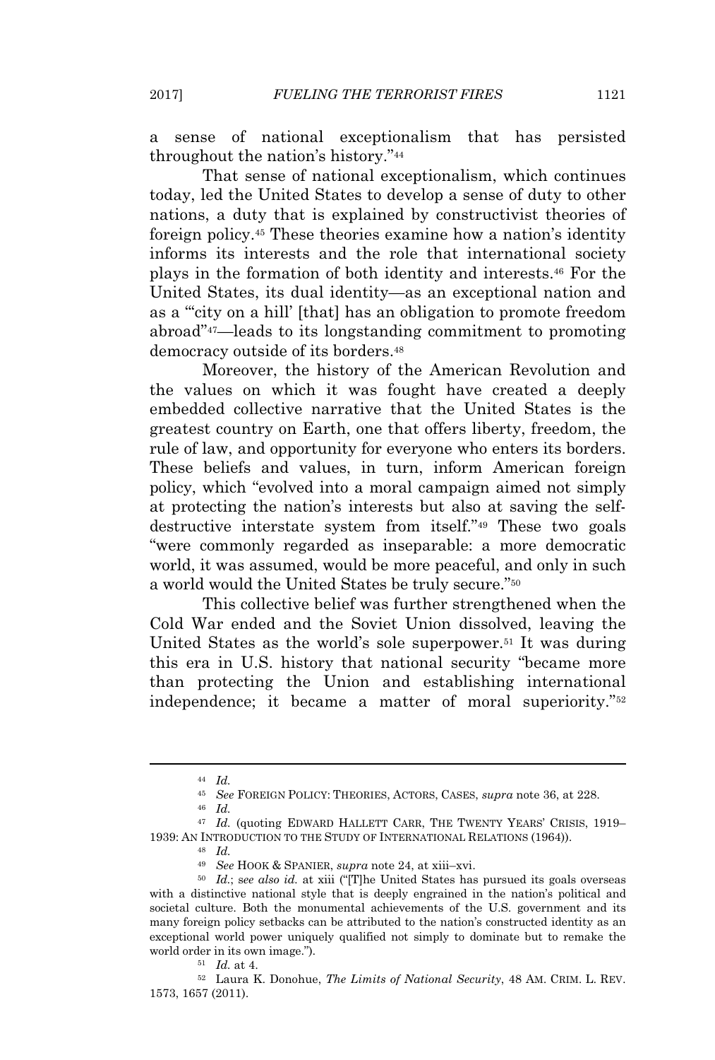a sense of national exceptionalism that has persisted throughout the nation's history."[44]

That sense of national exceptionalism, which continues today, led the United States to develop a sense of duty to other nations, a duty that is explained by constructivist theories of foreign policy.[45] These theories examine how a nation's identity informs its interests and the role that international society plays in the formation of both identity and interests.[46] For the United States, its dual identity—as an exceptional nation and as a "'city on a hill' [that] has an obligation to promote freedom abroad"[47]—leads to its longstanding commitment to promoting democracy outside of its borders.[48]

Moreover, the history of the American Revolution and the values on which it was fought have created a deeply embedded collective narrative that the United States is the greatest country on Earth, one that offers liberty, freedom, the rule of law, and opportunity for everyone who enters its borders. These beliefs and values, in turn, inform American foreign policy, which "evolved into a moral campaign aimed not simply at protecting the nation's interests but also at saving the self-destructive interstate system from itself."[49] These two goals "were commonly regarded as inseparable: a more democratic world, it was assumed, would be more peaceful, and only in such a world would the United States be truly secure."[50]

This collective belief was further strengthened when the Cold War ended and the Soviet Union dissolved, leaving the United States as the world's sole superpower.[51] It was during this era in U.S. history that national security "became more than protecting the Union and establishing international independence; it became a matter of moral superiority."[52]

---

[44] *Id.*

[45] *See* FOREIGN POLICY: THEORIES, ACTORS, CASES, *supra* note 36, at 228.

[46] *Id.*

[47] *Id.* (quoting EDWARD HALLETT CARR, THE TWENTY YEARS' CRISIS, 1919–1939: AN INTRODUCTION TO THE STUDY OF INTERNATIONAL RELATIONS (1964)).

[48] *Id.*

[49] *See* HOOK & SPANIER, *supra* note 24, at xiii–xvi.

[50] *Id.*; s*ee also id.* at xiii ("[T]he United States has pursued its goals overseas with a distinctive national style that is deeply engrained in the nation's political and societal culture. Both the monumental achievements of the U.S. government and its many foreign policy setbacks can be attributed to the nation's constructed identity as an exceptional world power uniquely qualified not simply to dominate but to remake the world order in its own image.").

[51] *Id.* at 4.

[52] Laura K. Donohue, *The Limits of National Security*, 48 AM. CRIM. L. REV. 1573, 1657 (2011).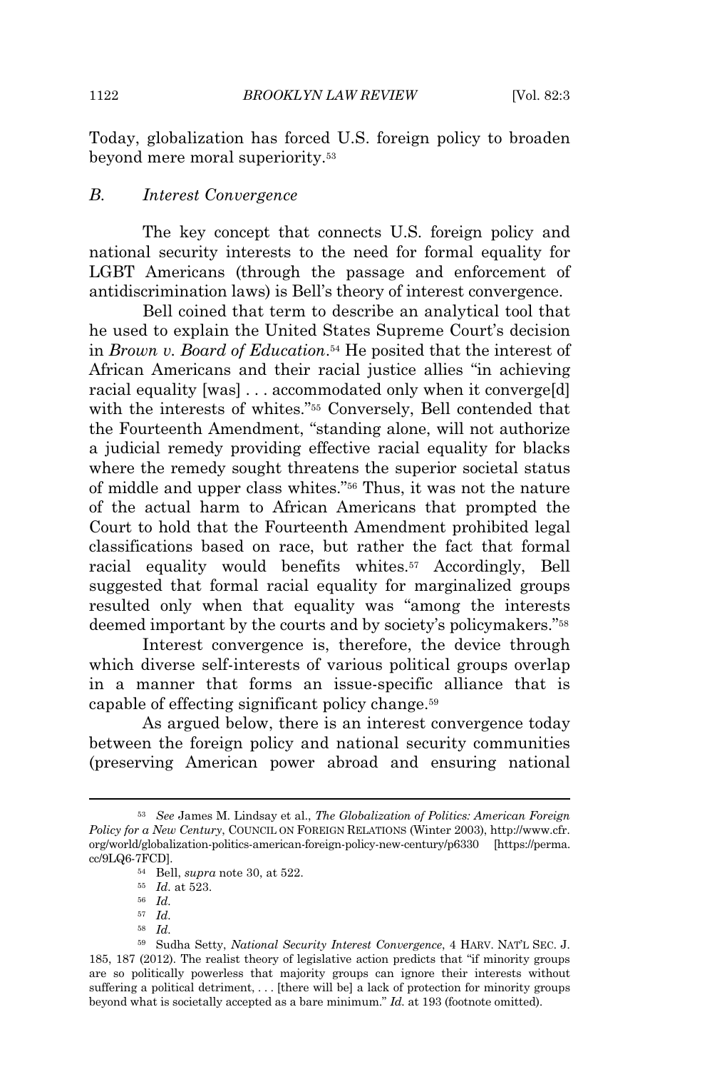Today, globalization has forced U.S. foreign policy to broaden beyond mere moral superiority.[53]

### B. *Interest Convergence*

The key concept that connects U.S. foreign policy and national security interests to the need for formal equality for LGBT Americans (through the passage and enforcement of antidiscrimination laws) is Bell's theory of interest convergence.

Bell coined that term to describe an analytical tool that he used to explain the United States Supreme Court's decision in *Brown v. Board of Education*.[54] He posited that the interest of African Americans and their racial justice allies "in achieving racial equality [was] . . . accommodated only when it converge[d] with the interests of whites."[55] Conversely, Bell contended that the Fourteenth Amendment, "standing alone, will not authorize a judicial remedy providing effective racial equality for blacks where the remedy sought threatens the superior societal status of middle and upper class whites."[56] Thus, it was not the nature of the actual harm to African Americans that prompted the Court to hold that the Fourteenth Amendment prohibited legal classifications based on race, but rather the fact that formal racial equality would benefits whites.[57] Accordingly, Bell suggested that formal racial equality for marginalized groups resulted only when that equality was "among the interests deemed important by the courts and by society's policymakers."[58]

Interest convergence is, therefore, the device through which diverse self-interests of various political groups overlap in a manner that forms an issue-specific alliance that is capable of effecting significant policy change.[59]

As argued below, there is an interest convergence today between the foreign policy and national security communities (preserving American power abroad and ensuring national

---

[53] *See* James M. Lindsay et al., *The Globalization of Politics: American Foreign Policy for a New Century*, COUNCIL ON FOREIGN RELATIONS (Winter 2003), http://www.cfr.org/world/globalization-politics-american-foreign-policy-new-century/p6330 [https://perma.cc/9LQ6-7FCD].

[54] Bell, *supra* note 30, at 522.

[55] *Id.* at 523.

[56] *Id.*

[57] *Id.*

[58] *Id.*

[59] Sudha Setty, *National Security Interest Convergence*, 4 HARV. NAT'L SEC. J. 185, 187 (2012). The realist theory of legislative action predicts that "if minority groups are so politically powerless that majority groups can ignore their interests without suffering a political detriment, . . . [there will be] a lack of protection for minority groups beyond what is societally accepted as a bare minimum." *Id.* at 193 (footnote omitted).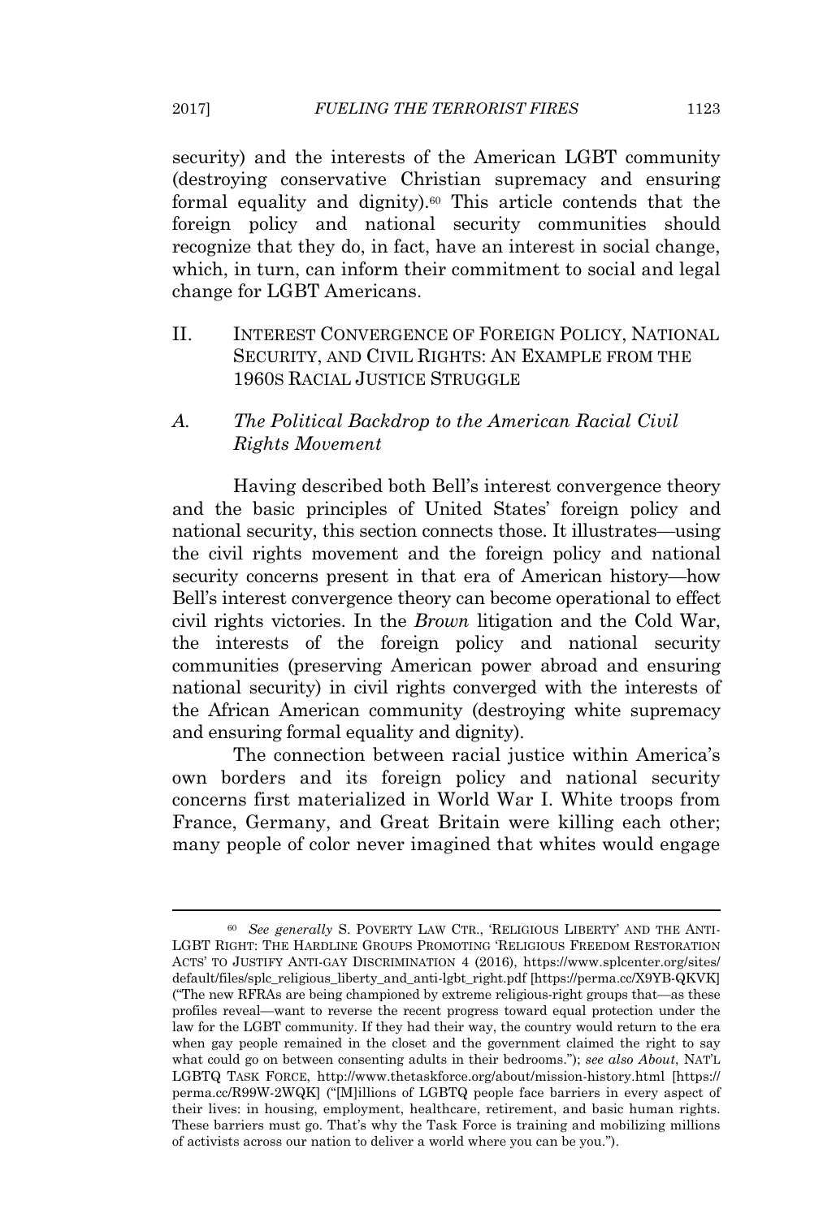security) and the interests of the American LGBT community (destroying conservative Christian supremacy and ensuring formal equality and dignity).[60] This article contends that the foreign policy and national security communities should recognize that they do, in fact, have an interest in social change, which, in turn, can inform their commitment to social and legal change for LGBT Americans.

## II. INTEREST CONVERGENCE OF FOREIGN POLICY, NATIONAL SECURITY, AND CIVIL RIGHTS: AN EXAMPLE FROM THE 1960S RACIAL JUSTICE STRUGGLE

### A. *The Political Backdrop to the American Racial Civil Rights Movement*

Having described both Bell's interest convergence theory and the basic principles of United States' foreign policy and national security, this section connects those. It illustrates—using the civil rights movement and the foreign policy and national security concerns present in that era of American history—how Bell's interest convergence theory can become operational to effect civil rights victories. In the *Brown* litigation and the Cold War, the interests of the foreign policy and national security communities (preserving American power abroad and ensuring national security) in civil rights converged with the interests of the African American community (destroying white supremacy and ensuring formal equality and dignity).

The connection between racial justice within America's own borders and its foreign policy and national security concerns first materialized in World War I. White troops from France, Germany, and Great Britain were killing each other; many people of color never imagined that whites would engage

---

[60] *See generally* S. POVERTY LAW CTR., 'RELIGIOUS LIBERTY' AND THE ANTI-LGBT RIGHT: THE HARDLINE GROUPS PROMOTING 'RELIGIOUS FREEDOM RESTORATION ACTS' TO JUSTIFY ANTI-GAY DISCRIMINATION 4 (2016), https://www.splcenter.org/sites/default/files/splc_religious_liberty_and_anti-lgbt_right.pdf [https://perma.cc/X9YB-QKVK] ("The new RFRAs are being championed by extreme religious-right groups that—as these profiles reveal—want to reverse the recent progress toward equal protection under the law for the LGBT community. If they had their way, the country would return to the era when gay people remained in the closet and the government claimed the right to say what could go on between consenting adults in their bedrooms."); *see also About*, NAT'L LGBTQ TASK FORCE, http://www.thetaskforce.org/about/mission-history.html [https://perma.cc/R99W-2WQK] ("[M]illions of LGBTQ people face barriers in every aspect of their lives: in housing, employment, healthcare, retirement, and basic human rights. These barriers must go. That's why the Task Force is training and mobilizing millions of activists across our nation to deliver a world where you can be you.").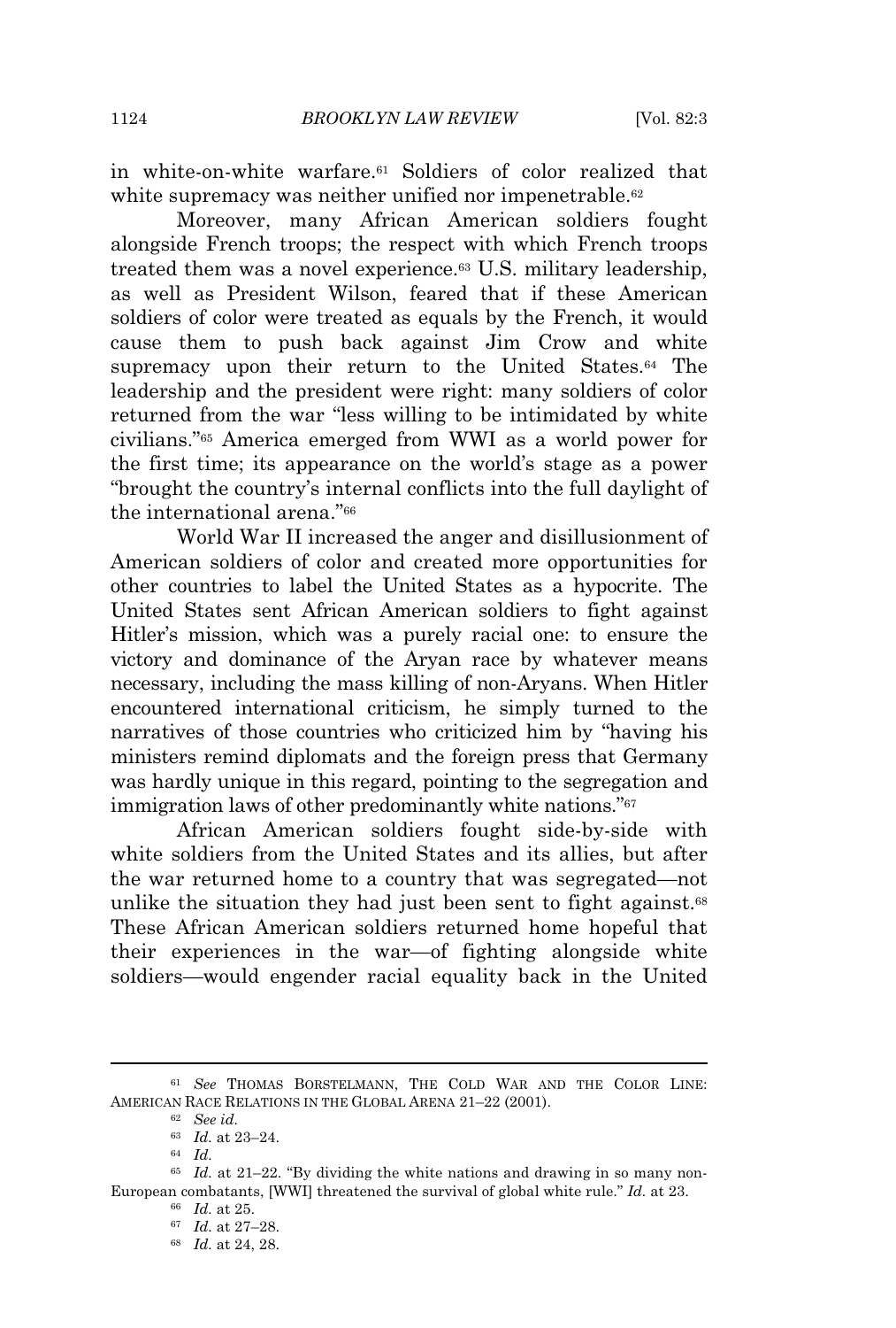in white-on-white warfare.[61] Soldiers of color realized that white supremacy was neither unified nor impenetrable.[62]

Moreover, many African American soldiers fought alongside French troops; the respect with which French troops treated them was a novel experience.[63] U.S. military leadership, as well as President Wilson, feared that if these American soldiers of color were treated as equals by the French, it would cause them to push back against Jim Crow and white supremacy upon their return to the United States.[64] The leadership and the president were right: many soldiers of color returned from the war "less willing to be intimidated by white civilians."[65] America emerged from WWI as a world power for the first time; its appearance on the world's stage as a power "brought the country's internal conflicts into the full daylight of the international arena."[66]

World War II increased the anger and disillusionment of American soldiers of color and created more opportunities for other countries to label the United States as a hypocrite. The United States sent African American soldiers to fight against Hitler's mission, which was a purely racial one: to ensure the victory and dominance of the Aryan race by whatever means necessary, including the mass killing of non-Aryans. When Hitler encountered international criticism, he simply turned to the narratives of those countries who criticized him by "having his ministers remind diplomats and the foreign press that Germany was hardly unique in this regard, pointing to the segregation and immigration laws of other predominantly white nations."[67]

African American soldiers fought side-by-side with white soldiers from the United States and its allies, but after the war returned home to a country that was segregated—not unlike the situation they had just been sent to fight against.[68] These African American soldiers returned home hopeful that their experiences in the war—of fighting alongside white soldiers—would engender racial equality back in the United

---

[61] *See* THOMAS BORSTELMANN, THE COLD WAR AND THE COLOR LINE: AMERICAN RACE RELATIONS IN THE GLOBAL ARENA 21–22 (2001).

[62] *See id.*

[63] *Id.* at 23–24.

[64] *Id.*

[65] *Id.* at 21–22. "By dividing the white nations and drawing in so many non-European combatants, [WWI] threatened the survival of global white rule." *Id.* at 23.

[66] *Id.* at 25.

[67] *Id.* at 27–28.

[68] *Id.* at 24, 28.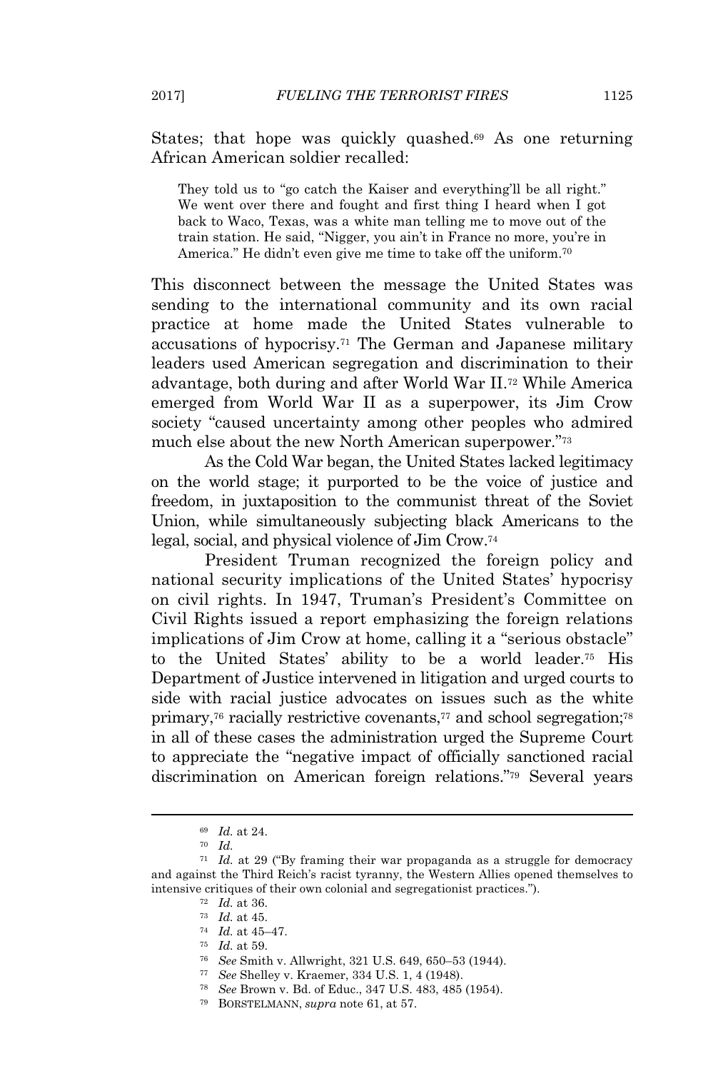States; that hope was quickly quashed.[69] As one returning African American soldier recalled:

> They told us to "go catch the Kaiser and everything'll be all right." We went over there and fought and first thing I heard when I got back to Waco, Texas, was a white man telling me to move out of the train station. He said, "Nigger, you ain't in France no more, you're in America." He didn't even give me time to take off the uniform.[70]

This disconnect between the message the United States was sending to the international community and its own racial practice at home made the United States vulnerable to accusations of hypocrisy.[71] The German and Japanese military leaders used American segregation and discrimination to their advantage, both during and after World War II.[72] While America emerged from World War II as a superpower, its Jim Crow society "caused uncertainty among other peoples who admired much else about the new North American superpower."[73]

As the Cold War began, the United States lacked legitimacy on the world stage; it purported to be the voice of justice and freedom, in juxtaposition to the communist threat of the Soviet Union, while simultaneously subjecting black Americans to the legal, social, and physical violence of Jim Crow.[74]

President Truman recognized the foreign policy and national security implications of the United States' hypocrisy on civil rights. In 1947, Truman's President's Committee on Civil Rights issued a report emphasizing the foreign relations implications of Jim Crow at home, calling it a "serious obstacle" to the United States' ability to be a world leader.[75] His Department of Justice intervened in litigation and urged courts to side with racial justice advocates on issues such as the white primary,[76] racially restrictive covenants,[77] and school segregation;[78] in all of these cases the administration urged the Supreme Court to appreciate the "negative impact of officially sanctioned racial discrimination on American foreign relations."[79] Several years

---

[69] *Id.* at 24.

[70] *Id.*

[71] *Id.* at 29 ("By framing their war propaganda as a struggle for democracy and against the Third Reich's racist tyranny, the Western Allies opened themselves to intensive critiques of their own colonial and segregationist practices.").

[72] *Id.* at 36.

[73] *Id.* at 45.

[74] *Id.* at 45–47.

[75] *Id.* at 59.

[76] *See* Smith v. Allwright, 321 U.S. 649, 650–53 (1944).

[77] *See* Shelley v. Kraemer, 334 U.S. 1, 4 (1948).

[78] *See* Brown v. Bd. of Educ., 347 U.S. 483, 485 (1954).

[79] BORSTELMANN, *supra* note 61, at 57.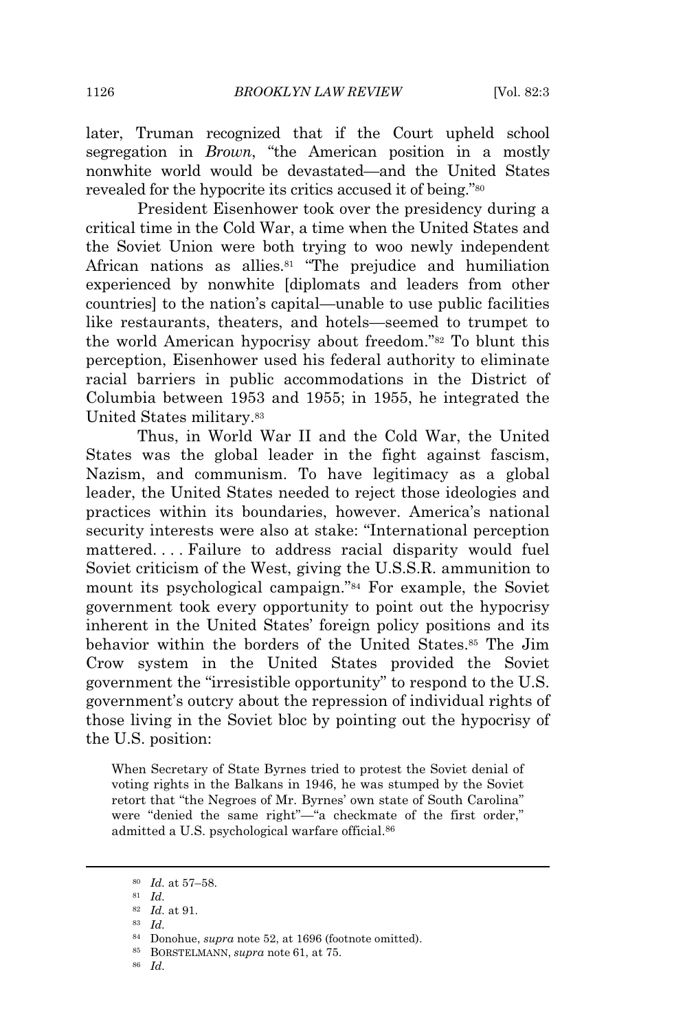later, Truman recognized that if the Court upheld school segregation in *Brown*, "the American position in a mostly nonwhite world would be devastated—and the United States revealed for the hypocrite its critics accused it of being."[80]

President Eisenhower took over the presidency during a critical time in the Cold War, a time when the United States and the Soviet Union were both trying to woo newly independent African nations as allies.[81] "The prejudice and humiliation experienced by nonwhite [diplomats and leaders from other countries] to the nation's capital—unable to use public facilities like restaurants, theaters, and hotels—seemed to trumpet to the world American hypocrisy about freedom."[82] To blunt this perception, Eisenhower used his federal authority to eliminate racial barriers in public accommodations in the District of Columbia between 1953 and 1955; in 1955, he integrated the United States military.[83]

Thus, in World War II and the Cold War, the United States was the global leader in the fight against fascism, Nazism, and communism. To have legitimacy as a global leader, the United States needed to reject those ideologies and practices within its boundaries, however. America's national security interests were also at stake: "International perception mattered. . . . Failure to address racial disparity would fuel Soviet criticism of the West, giving the U.S.S.R. ammunition to mount its psychological campaign."[84] For example, the Soviet government took every opportunity to point out the hypocrisy inherent in the United States' foreign policy positions and its behavior within the borders of the United States.[85] The Jim Crow system in the United States provided the Soviet government the "irresistible opportunity" to respond to the U.S. government's outcry about the repression of individual rights of those living in the Soviet bloc by pointing out the hypocrisy of the U.S. position:

> When Secretary of State Byrnes tried to protest the Soviet denial of voting rights in the Balkans in 1946, he was stumped by the Soviet retort that "the Negroes of Mr. Byrnes' own state of South Carolina" were "denied the same right"—"a checkmate of the first order," admitted a U.S. psychological warfare official.[86]

---

[80] *Id.* at 57–58.

[81] *Id.*

[82] *Id.* at 91.

[83] *Id.*

[84] Donohue, *supra* note 52, at 1696 (footnote omitted).

[85] BORSTELMANN, *supra* note 61, at 75.

[86] *Id.*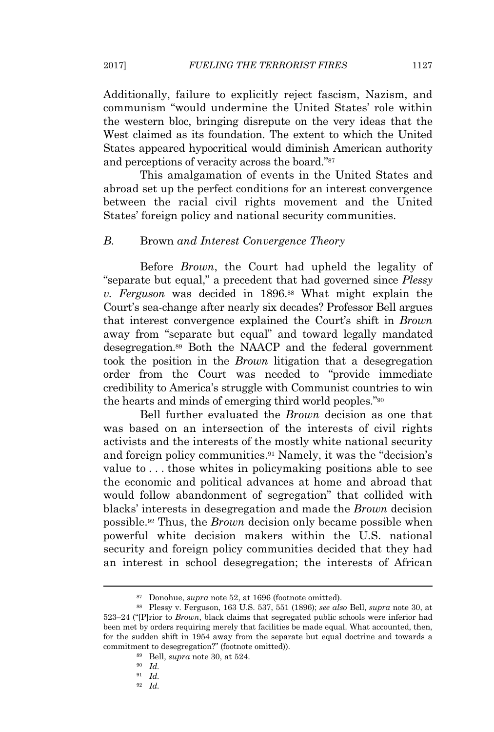Additionally, failure to explicitly reject fascism, Nazism, and communism "would undermine the United States' role within the western bloc, bringing disrepute on the very ideas that the West claimed as its foundation. The extent to which the United States appeared hypocritical would diminish American authority and perceptions of veracity across the board."[87]

This amalgamation of events in the United States and abroad set up the perfect conditions for an interest convergence between the racial civil rights movement and the United States' foreign policy and national security communities.

### *B.* Brown *and Interest Convergence Theory*

Before *Brown*, the Court had upheld the legality of "separate but equal," a precedent that had governed since *Plessy v. Ferguson* was decided in 1896.[88] What might explain the Court's sea-change after nearly six decades? Professor Bell argues that interest convergence explained the Court's shift in *Brown* away from "separate but equal" and toward legally mandated desegregation.[89] Both the NAACP and the federal government took the position in the *Brown* litigation that a desegregation order from the Court was needed to "provide immediate credibility to America's struggle with Communist countries to win the hearts and minds of emerging third world peoples."[90]

Bell further evaluated the *Brown* decision as one that was based on an intersection of the interests of civil rights activists and the interests of the mostly white national security and foreign policy communities.[91] Namely, it was the "decision's value to . . . those whites in policymaking positions able to see the economic and political advances at home and abroad that would follow abandonment of segregation" that collided with blacks' interests in desegregation and made the *Brown* decision possible.[92] Thus, the *Brown* decision only became possible when powerful white decision makers within the U.S. national security and foreign policy communities decided that they had an interest in school desegregation; the interests of African

---

[87] Donohue, *supra* note 52, at 1696 (footnote omitted).

[88] Plessy v. Ferguson, 163 U.S. 537, 551 (1896); *see also* Bell, *supra* note 30, at 523–24 ("[P]rior to *Brown*, black claims that segregated public schools were inferior had been met by orders requiring merely that facilities be made equal. What accounted, then, for the sudden shift in 1954 away from the separate but equal doctrine and towards a commitment to desegregation?" (footnote omitted)).

[89] Bell, *supra* note 30, at 524.

[90] *Id.*

[91] *Id.*

[92] *Id.*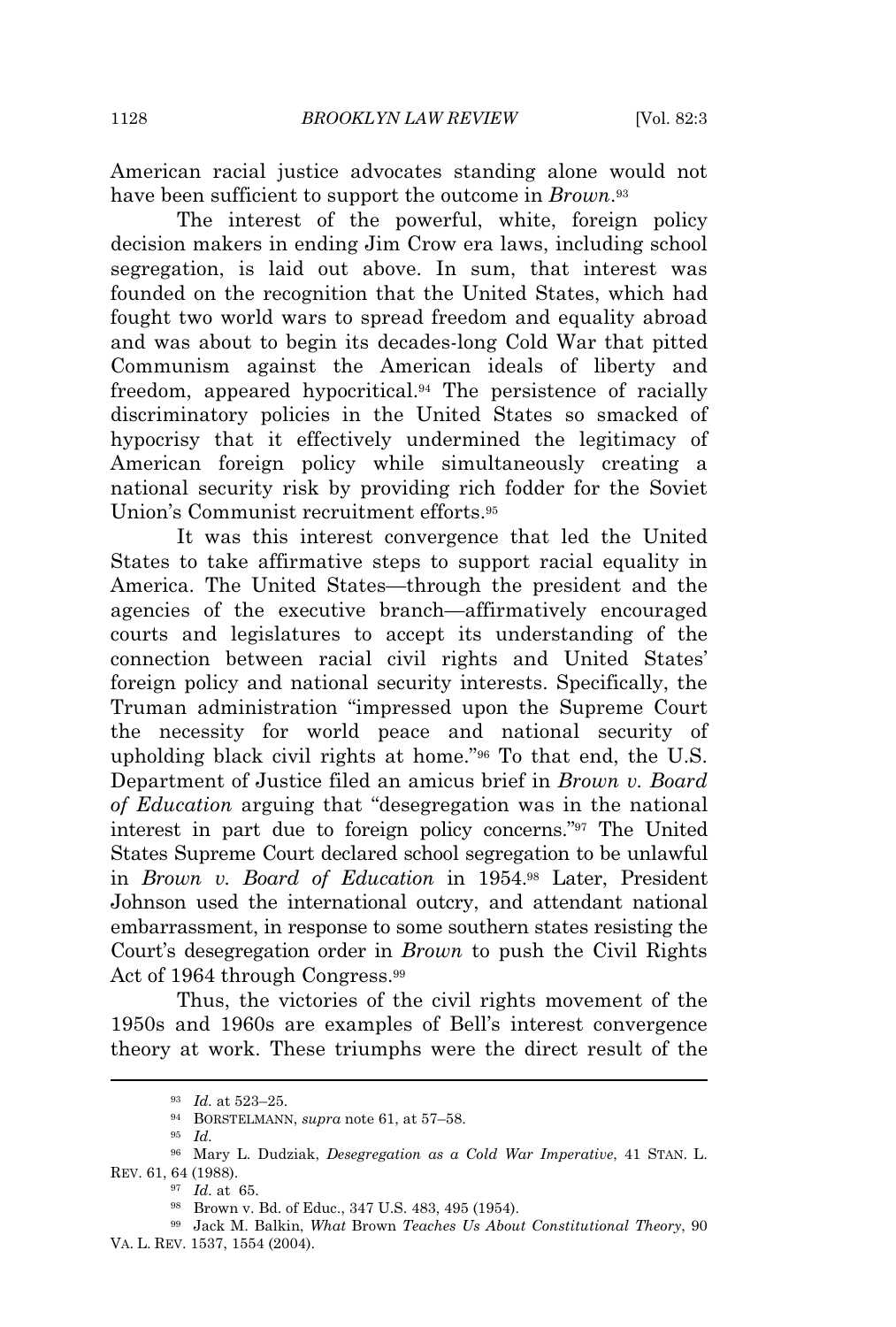American racial justice advocates standing alone would not have been sufficient to support the outcome in *Brown*.[93]

The interest of the powerful, white, foreign policy decision makers in ending Jim Crow era laws, including school segregation, is laid out above. In sum, that interest was founded on the recognition that the United States, which had fought two world wars to spread freedom and equality abroad and was about to begin its decades-long Cold War that pitted Communism against the American ideals of liberty and freedom, appeared hypocritical.[94] The persistence of racially discriminatory policies in the United States so smacked of hypocrisy that it effectively undermined the legitimacy of American foreign policy while simultaneously creating a national security risk by providing rich fodder for the Soviet Union's Communist recruitment efforts.[95]

It was this interest convergence that led the United States to take affirmative steps to support racial equality in America. The United States—through the president and the agencies of the executive branch—affirmatively encouraged courts and legislatures to accept its understanding of the connection between racial civil rights and United States' foreign policy and national security interests. Specifically, the Truman administration "impressed upon the Supreme Court the necessity for world peace and national security of upholding black civil rights at home."[96] To that end, the U.S. Department of Justice filed an amicus brief in *Brown v. Board of Education* arguing that "desegregation was in the national interest in part due to foreign policy concerns."[97] The United States Supreme Court declared school segregation to be unlawful in *Brown v. Board of Education* in 1954.[98] Later, President Johnson used the international outcry, and attendant national embarrassment, in response to some southern states resisting the Court's desegregation order in *Brown* to push the Civil Rights Act of 1964 through Congress.[99]

Thus, the victories of the civil rights movement of the 1950s and 1960s are examples of Bell's interest convergence theory at work. These triumphs were the direct result of the

---

[93] *Id.* at 523–25.

[94] BORSTELMANN, *supra* note 61, at 57–58.

[95] *Id.*

[96] Mary L. Dudziak, *Desegregation as a Cold War Imperative*, 41 STAN. L. REV. 61, 64 (1988).

[97] *Id.* at 65.

[98] Brown v. Bd. of Educ., 347 U.S. 483, 495 (1954).

[99] Jack M. Balkin, *What* Brown *Teaches Us About Constitutional Theory*, 90 VA. L. REV. 1537, 1554 (2004).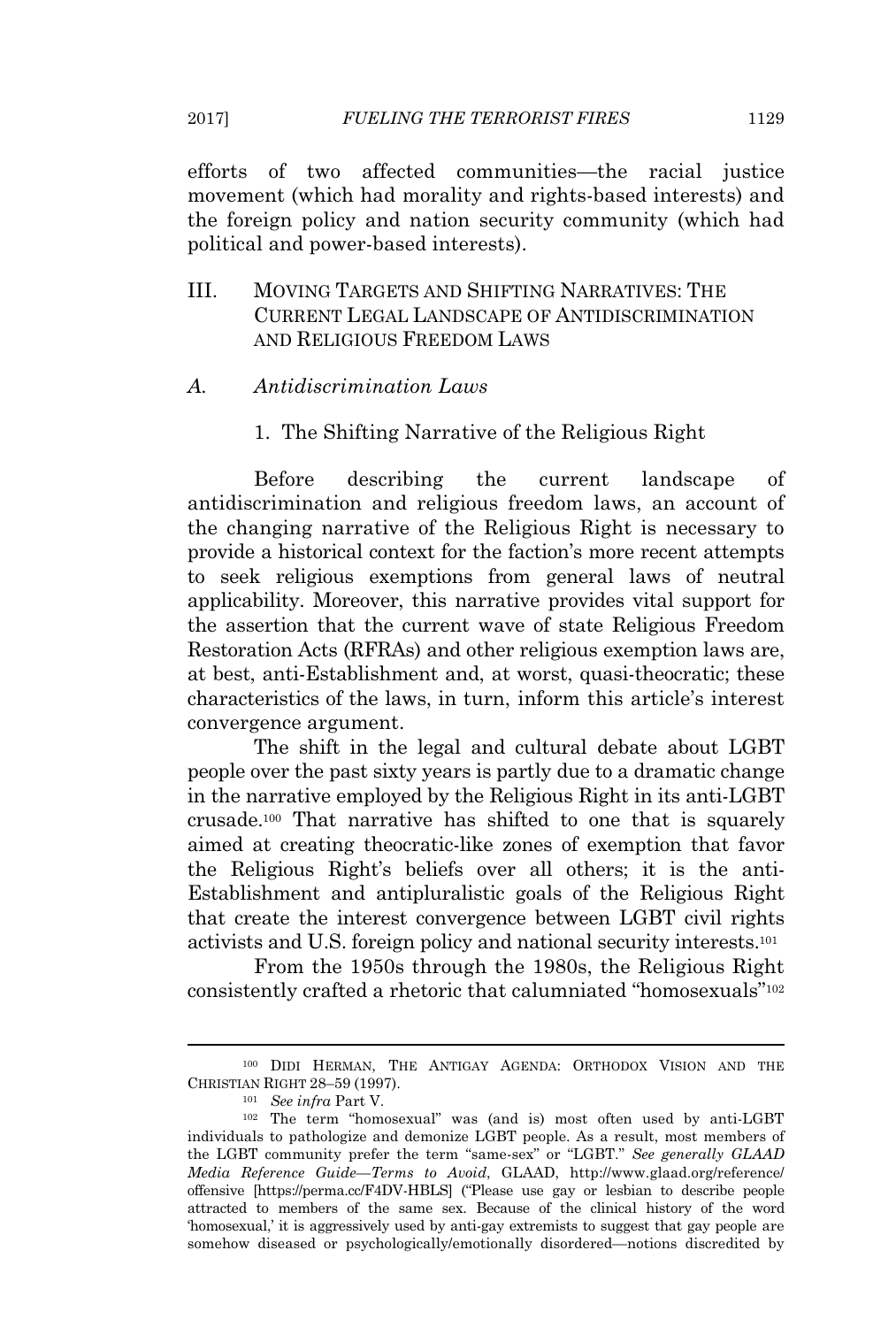efforts of two affected communities—the racial justice movement (which had morality and rights-based interests) and the foreign policy and nation security community (which had political and power-based interests).

## III. MOVING TARGETS AND SHIFTING NARRATIVES: THE CURRENT LEGAL LANDSCAPE OF ANTIDISCRIMINATION AND RELIGIOUS FREEDOM LAWS

### A. *Antidiscrimination Laws*

#### 1. The Shifting Narrative of the Religious Right

Before describing the current landscape of antidiscrimination and religious freedom laws, an account of the changing narrative of the Religious Right is necessary to provide a historical context for the faction's more recent attempts to seek religious exemptions from general laws of neutral applicability. Moreover, this narrative provides vital support for the assertion that the current wave of state Religious Freedom Restoration Acts (RFRAs) and other religious exemption laws are, at best, anti-Establishment and, at worst, quasi-theocratic; these characteristics of the laws, in turn, inform this article's interest convergence argument.

The shift in the legal and cultural debate about LGBT people over the past sixty years is partly due to a dramatic change in the narrative employed by the Religious Right in its anti-LGBT crusade.[100] That narrative has shifted to one that is squarely aimed at creating theocratic-like zones of exemption that favor the Religious Right's beliefs over all others; it is the anti-Establishment and antipluralistic goals of the Religious Right that create the interest convergence between LGBT civil rights activists and U.S. foreign policy and national security interests.[101]

From the 1950s through the 1980s, the Religious Right consistently crafted a rhetoric that calumniated "homosexuals"[102]

---

[100] DIDI HERMAN, THE ANTIGAY AGENDA: ORTHODOX VISION AND THE CHRISTIAN RIGHT 28–59 (1997).

[101] *See infra* Part V.

[102] The term "homosexual" was (and is) most often used by anti-LGBT individuals to pathologize and demonize LGBT people. As a result, most members of the LGBT community prefer the term "same-sex" or "LGBT." *See generally GLAAD Media Reference Guide—Terms to Avoid*, GLAAD, http://www.glaad.org/reference/offensive [https://perma.cc/F4DV-HBLS] ("Please use gay or lesbian to describe people attracted to members of the same sex. Because of the clinical history of the word 'homosexual,' it is aggressively used by anti-gay extremists to suggest that gay people are somehow diseased or psychologically/emotionally disordered—notions discredited by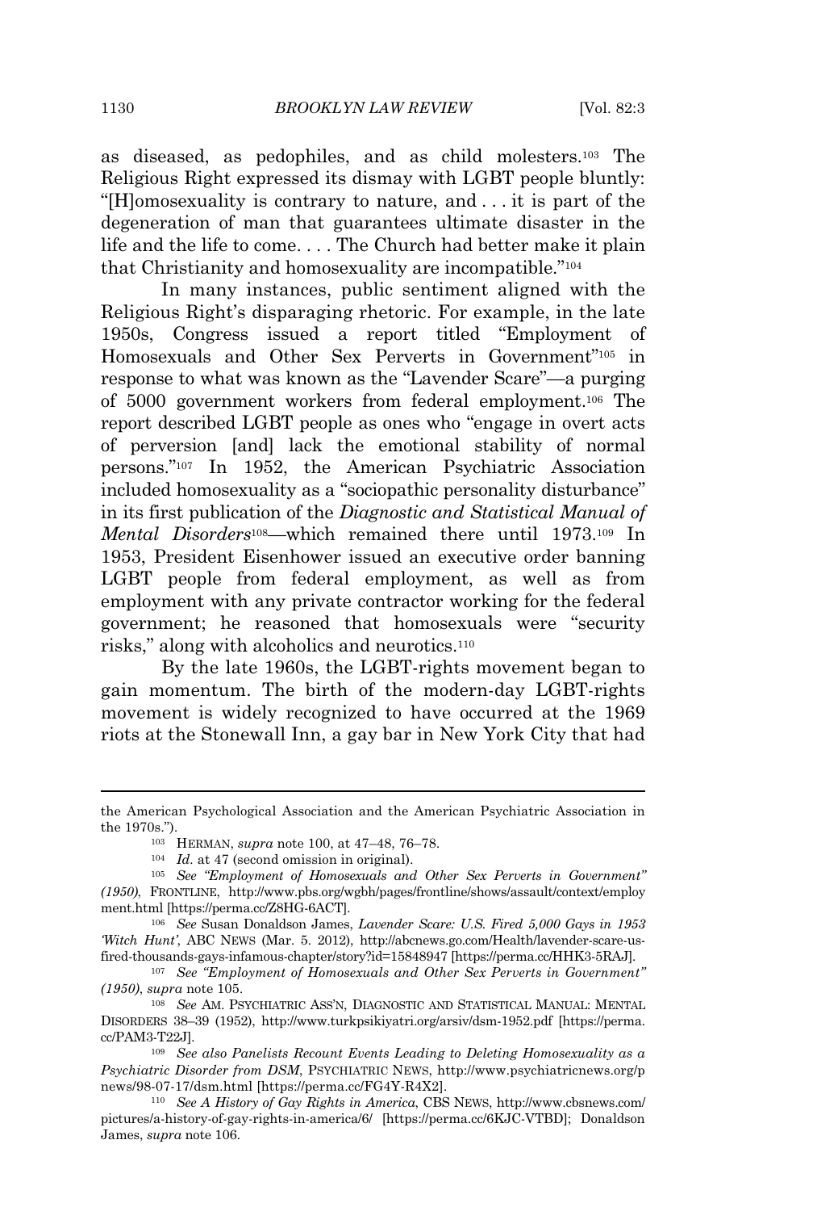as diseased, as pedophiles, and as child molesters.[103] The Religious Right expressed its dismay with LGBT people bluntly: "[H]omosexuality is contrary to nature, and . . . it is part of the degeneration of man that guarantees ultimate disaster in the life and the life to come. . . . The Church had better make it plain that Christianity and homosexuality are incompatible."[104]

In many instances, public sentiment aligned with the Religious Right's disparaging rhetoric. For example, in the late 1950s, Congress issued a report titled "Employment of Homosexuals and Other Sex Perverts in Government"[105] in response to what was known as the "Lavender Scare"—a purging of 5000 government workers from federal employment.[106] The report described LGBT people as ones who "engage in overt acts of perversion [and] lack the emotional stability of normal persons."[107] In 1952, the American Psychiatric Association included homosexuality as a "sociopathic personality disturbance" in its first publication of the *Diagnostic and Statistical Manual of Mental Disorders*[108]—which remained there until 1973.[109] In 1953, President Eisenhower issued an executive order banning LGBT people from federal employment, as well as from employment with any private contractor working for the federal government; he reasoned that homosexuals were "security risks," along with alcoholics and neurotics.[110]

By the late 1960s, the LGBT-rights movement began to gain momentum. The birth of the modern-day LGBT-rights movement is widely recognized to have occurred at the 1969 riots at the Stonewall Inn, a gay bar in New York City that had

---

the American Psychological Association and the American Psychiatric Association in the 1970s.").

[103] HERMAN, *supra* note 100, at 47–48, 76–78.

[104] *Id.* at 47 (second omission in original).

[105] *See "Employment of Homosexuals and Other Sex Perverts in Government" (1950)*, FRONTLINE, http://www.pbs.org/wgbh/pages/frontline/shows/assault/context/employment.html [https://perma.cc/Z8HG-6ACT].

[106] *See* Susan Donaldson James, *Lavender Scare: U.S. Fired 5,000 Gays in 1953 'Witch Hunt'*, ABC NEWS (Mar. 5. 2012), http://abcnews.go.com/Health/lavender-scare-us-fired-thousands-gays-infamous-chapter/story?id=15848947 [https://perma.cc/HHK3-5RAJ].

[107] *See "Employment of Homosexuals and Other Sex Perverts in Government" (1950)*, *supra* note 105.

[108] *See* AM. PSYCHIATRIC ASS'N, DIAGNOSTIC AND STATISTICAL MANUAL: MENTAL DISORDERS 38–39 (1952), http://www.turkpsikiyatri.org/arsiv/dsm-1952.pdf [https://perma.cc/PAM3-T22J].

[109] *See also Panelists Recount Events Leading to Deleting Homosexuality as a Psychiatric Disorder from DSM*, PSYCHIATRIC NEWS, http://www.psychiatricnews.org/pnews/98-07-17/dsm.html [https://perma.cc/FG4Y-R4X2].

[110] *See A History of Gay Rights in America*, CBS NEWS, http://www.cbsnews.com/pictures/a-history-of-gay-rights-in-america/6/ [https://perma.cc/6KJC-VTBD]; Donaldson James, *supra* note 106.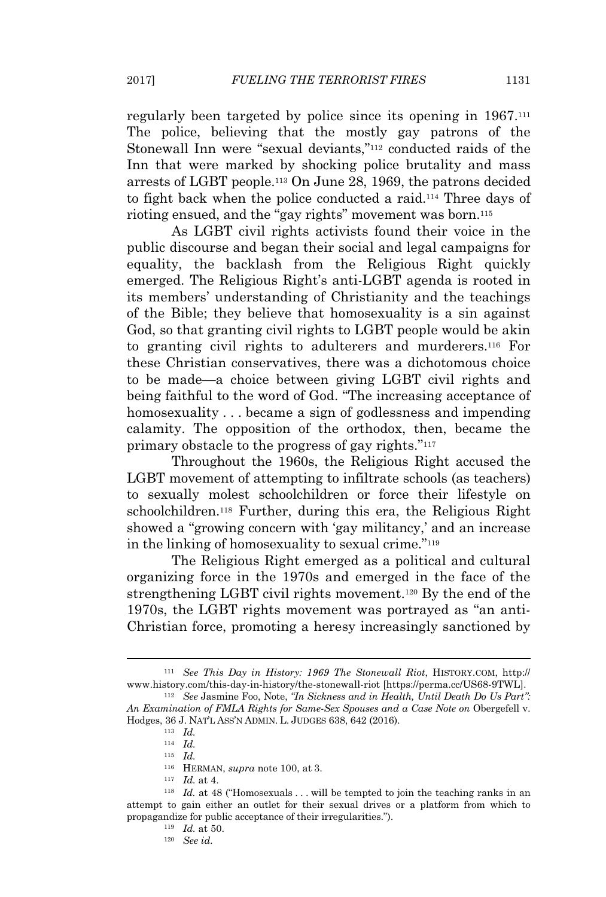regularly been targeted by police since its opening in 1967.[111] The police, believing that the mostly gay patrons of the Stonewall Inn were "sexual deviants,"[112] conducted raids of the Inn that were marked by shocking police brutality and mass arrests of LGBT people.[113] On June 28, 1969, the patrons decided to fight back when the police conducted a raid.[114] Three days of rioting ensued, and the "gay rights" movement was born.[115]

As LGBT civil rights activists found their voice in the public discourse and began their social and legal campaigns for equality, the backlash from the Religious Right quickly emerged. The Religious Right's anti-LGBT agenda is rooted in its members' understanding of Christianity and the teachings of the Bible; they believe that homosexuality is a sin against God, so that granting civil rights to LGBT people would be akin to granting civil rights to adulterers and murderers.[116] For these Christian conservatives, there was a dichotomous choice to be made—a choice between giving LGBT civil rights and being faithful to the word of God. "The increasing acceptance of homosexuality . . . became a sign of godlessness and impending calamity. The opposition of the orthodox, then, became the primary obstacle to the progress of gay rights."[117]

Throughout the 1960s, the Religious Right accused the LGBT movement of attempting to infiltrate schools (as teachers) to sexually molest schoolchildren or force their lifestyle on schoolchildren.[118] Further, during this era, the Religious Right showed a "growing concern with 'gay militancy,' and an increase in the linking of homosexuality to sexual crime."[119]

The Religious Right emerged as a political and cultural organizing force in the 1970s and emerged in the face of the strengthening LGBT civil rights movement.[120] By the end of the 1970s, the LGBT rights movement was portrayed as "an anti-Christian force, promoting a heresy increasingly sanctioned by

---

[111] *See This Day in History: 1969 The Stonewall Riot*, HISTORY.COM, http://www.history.com/this-day-in-history/the-stonewall-riot [https://perma.cc/US68-9TWL].

[112] *See* Jasmine Foo, Note, *"In Sickness and in Health, Until Death Do Us Part": An Examination of FMLA Rights for Same-Sex Spouses and a Case Note on* Obergefell v. Hodges, 36 J. NAT'L ASS'N ADMIN. L. JUDGES 638, 642 (2016).

[113] *Id.*

[114] *Id.*

[115] *Id.*

[116] HERMAN, *supra* note 100, at 3.

[117] *Id.* at 4.

[118] *Id.* at 48 ("Homosexuals . . . will be tempted to join the teaching ranks in an attempt to gain either an outlet for their sexual drives or a platform from which to propagandize for public acceptance of their irregularities.").

[119] *Id.* at 50.

[120] *See id.*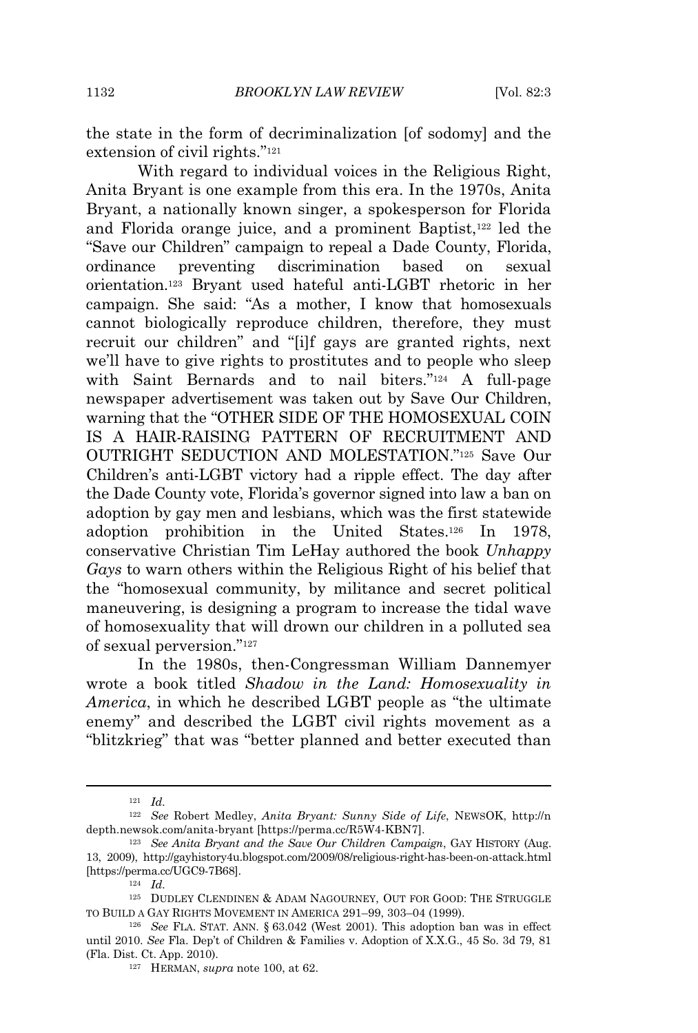the state in the form of decriminalization [of sodomy] and the extension of civil rights."[121]

With regard to individual voices in the Religious Right, Anita Bryant is one example from this era. In the 1970s, Anita Bryant, a nationally known singer, a spokesperson for Florida and Florida orange juice, and a prominent Baptist,[122] led the "Save our Children" campaign to repeal a Dade County, Florida, ordinance preventing discrimination based on sexual orientation.[123] Bryant used hateful anti-LGBT rhetoric in her campaign. She said: "As a mother, I know that homosexuals cannot biologically reproduce children, therefore, they must recruit our children" and "[i]f gays are granted rights, next we'll have to give rights to prostitutes and to people who sleep with Saint Bernards and to nail biters."[124] A full-page newspaper advertisement was taken out by Save Our Children, warning that the "OTHER SIDE OF THE HOMOSEXUAL COIN IS A HAIR-RAISING PATTERN OF RECRUITMENT AND OUTRIGHT SEDUCTION AND MOLESTATION."[125] Save Our Children's anti-LGBT victory had a ripple effect. The day after the Dade County vote, Florida's governor signed into law a ban on adoption by gay men and lesbians, which was the first statewide adoption prohibition in the United States.[126] In 1978, conservative Christian Tim LeHay authored the book *Unhappy Gays* to warn others within the Religious Right of his belief that the "homosexual community, by militance and secret political maneuvering, is designing a program to increase the tidal wave of homosexuality that will drown our children in a polluted sea of sexual perversion."[127]

In the 1980s, then-Congressman William Dannemyer wrote a book titled *Shadow in the Land: Homosexuality in America*, in which he described LGBT people as "the ultimate enemy" and described the LGBT civil rights movement as a "blitzkrieg" that was "better planned and better executed than

---

[121] *Id.*

[122] *See* Robert Medley, *Anita Bryant: Sunny Side of Life*, NEWSOK, http://indepth.newsok.com/anita-bryant [https://perma.cc/R5W4-KBN7].

[123] *See Anita Bryant and the Save Our Children Campaign*, GAY HISTORY (Aug. 13, 2009), http://gayhistory4u.blogspot.com/2009/08/religious-right-has-been-on-attack.html [https://perma.cc/UGC9-7B68].

[124] *Id.*

[125] DUDLEY CLENDINEN & ADAM NAGOURNEY, OUT FOR GOOD: THE STRUGGLE TO BUILD A GAY RIGHTS MOVEMENT IN AMERICA 291–99, 303–04 (1999).

[126] *See* FLA. STAT. ANN. § 63.042 (West 2001). This adoption ban was in effect until 2010. *See* Fla. Dep't of Children & Families v. Adoption of X.X.G., 45 So. 3d 79, 81 (Fla. Dist. Ct. App. 2010).

[127] HERMAN, *supra* note 100, at 62.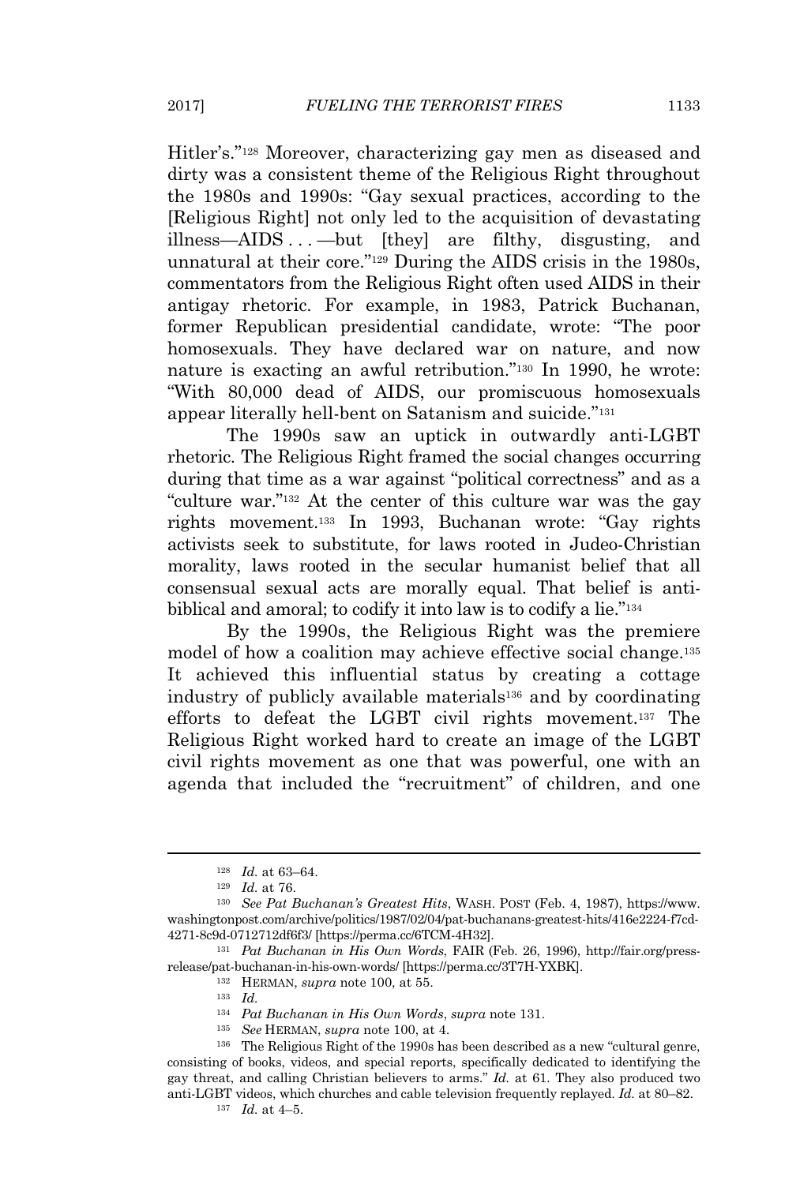Hitler's."[128] Moreover, characterizing gay men as diseased and dirty was a consistent theme of the Religious Right throughout the 1980s and 1990s: "Gay sexual practices, according to the [Religious Right] not only led to the acquisition of devastating illness—AIDS . . . —but [they] are filthy, disgusting, and unnatural at their core."[129] During the AIDS crisis in the 1980s, commentators from the Religious Right often used AIDS in their antigay rhetoric. For example, in 1983, Patrick Buchanan, former Republican presidential candidate, wrote: "The poor homosexuals. They have declared war on nature, and now nature is exacting an awful retribution."[130] In 1990, he wrote: "With 80,000 dead of AIDS, our promiscuous homosexuals appear literally hell-bent on Satanism and suicide."[131]

The 1990s saw an uptick in outwardly anti-LGBT rhetoric. The Religious Right framed the social changes occurring during that time as a war against "political correctness" and as a "culture war."[132] At the center of this culture war was the gay rights movement.[133] In 1993, Buchanan wrote: "Gay rights activists seek to substitute, for laws rooted in Judeo-Christian morality, laws rooted in the secular humanist belief that all consensual sexual acts are morally equal. That belief is anti-biblical and amoral; to codify it into law is to codify a lie."[134]

By the 1990s, the Religious Right was the premiere model of how a coalition may achieve effective social change.[135] It achieved this influential status by creating a cottage industry of publicly available materials[136] and by coordinating efforts to defeat the LGBT civil rights movement.[137] The Religious Right worked hard to create an image of the LGBT civil rights movement as one that was powerful, one with an agenda that included the "recruitment" of children, and one

---

[128] *Id.* at 63–64.

[129] *Id.* at 76.

[130] *See Pat Buchanan's Greatest Hits*, WASH. POST (Feb. 4, 1987), https://www.washingtonpost.com/archive/politics/1987/02/04/pat-buchanans-greatest-hits/416e2224-f7cd-4271-8c9d-0712712df6f3/ [https://perma.cc/6TCM-4H32].

[131] *Pat Buchanan in His Own Words*, FAIR (Feb. 26, 1996), http://fair.org/press-release/pat-buchanan-in-his-own-words/ [https://perma.cc/3T7H-YXBK].

[132] HERMAN, *supra* note 100, at 55.

[133] *Id.*

[134] *Pat Buchanan in His Own Words*, *supra* note 131.

[135] *See* HERMAN, *supra* note 100, at 4.

[136] The Religious Right of the 1990s has been described as a new "cultural genre, consisting of books, videos, and special reports, specifically dedicated to identifying the gay threat, and calling Christian believers to arms." *Id.* at 61. They also produced two anti-LGBT videos, which churches and cable television frequently replayed. *Id.* at 80–82.

[137] *Id.* at 4–5.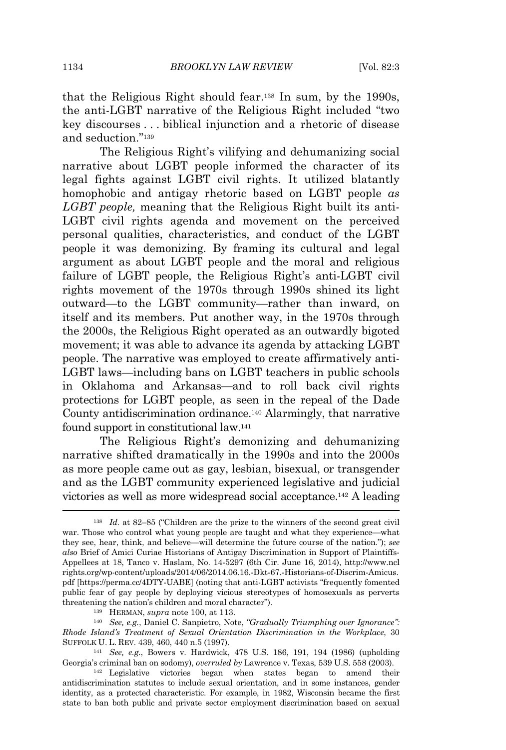that the Religious Right should fear.[138] In sum, by the 1990s, the anti-LGBT narrative of the Religious Right included "two key discourses . . . biblical injunction and a rhetoric of disease and seduction."[139]

The Religious Right's vilifying and dehumanizing social narrative about LGBT people informed the character of its legal fights against LGBT civil rights. It utilized blatantly homophobic and antigay rhetoric based on LGBT people *as LGBT people,* meaning that the Religious Right built its anti-LGBT civil rights agenda and movement on the perceived personal qualities, characteristics, and conduct of the LGBT people it was demonizing. By framing its cultural and legal argument as about LGBT people and the moral and religious failure of LGBT people, the Religious Right's anti-LGBT civil rights movement of the 1970s through 1990s shined its light outward—to the LGBT community—rather than inward, on itself and its members. Put another way, in the 1970s through the 2000s, the Religious Right operated as an outwardly bigoted movement; it was able to advance its agenda by attacking LGBT people. The narrative was employed to create affirmatively anti-LGBT laws—including bans on LGBT teachers in public schools in Oklahoma and Arkansas—and to roll back civil rights protections for LGBT people, as seen in the repeal of the Dade County antidiscrimination ordinance.[140] Alarmingly, that narrative found support in constitutional law.[141]

The Religious Right's demonizing and dehumanizing narrative shifted dramatically in the 1990s and into the 2000s as more people came out as gay, lesbian, bisexual, or transgender and as the LGBT community experienced legislative and judicial victories as well as more widespread social acceptance.[142] A leading

---

[138] *Id.* at 82–85 ("Children are the prize to the winners of the second great civil war. Those who control what young people are taught and what they experience—what they see, hear, think, and believe—will determine the future course of the nation."); *see also* Brief of Amici Curiae Historians of Antigay Discrimination in Support of Plaintiffs-Appellees at 18, Tanco v. Haslam, No. 14-5297 (6th Cir. June 16, 2014), http://www.nclrights.org/wp-content/uploads/2014/06/2014.06.16.-Dkt-67.-Historians-of-Discrim-Amicus.pdf [https://perma.cc/4DTY-UABE] (noting that anti-LGBT activists "frequently fomented public fear of gay people by deploying vicious stereotypes of homosexuals as perverts threatening the nation's children and moral character").

[139] HERMAN, *supra* note 100, at 113.

[140] *See, e.g.*, Daniel C. Sanpietro, Note, *"Gradually Triumphing over Ignorance": Rhode Island's Treatment of Sexual Orientation Discrimination in the Workplace*, 30 SUFFOLK U. L. REV. 439, 460, 440 n.5 (1997).

[141] *See, e.g.*, Bowers v. Hardwick, 478 U.S. 186, 191, 194 (1986) (upholding Georgia's criminal ban on sodomy), *overruled by* Lawrence v. Texas, 539 U.S. 558 (2003).

[142] Legislative victories began when states began to amend their antidiscrimination statutes to include sexual orientation, and in some instances, gender identity, as a protected characteristic. For example, in 1982, Wisconsin became the first state to ban both public and private sector employment discrimination based on sexual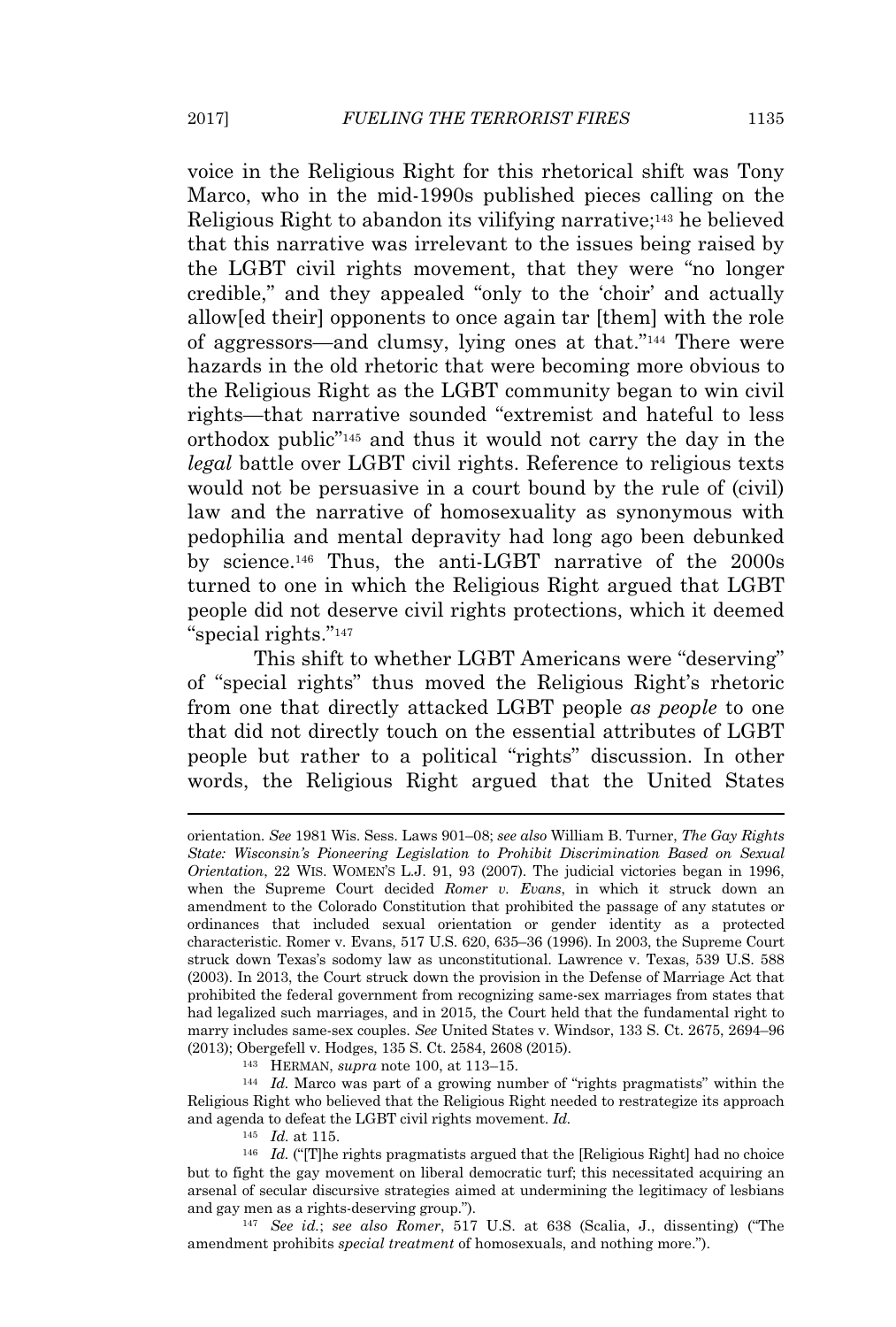voice in the Religious Right for this rhetorical shift was Tony Marco, who in the mid-1990s published pieces calling on the Religious Right to abandon its vilifying narrative;[143] he believed that this narrative was irrelevant to the issues being raised by the LGBT civil rights movement, that they were "no longer credible," and they appealed "only to the 'choir' and actually allow[ed their] opponents to once again tar [them] with the role of aggressors—and clumsy, lying ones at that."[144] There were hazards in the old rhetoric that were becoming more obvious to the Religious Right as the LGBT community began to win civil rights—that narrative sounded "extremist and hateful to less orthodox public"[145] and thus it would not carry the day in the *legal* battle over LGBT civil rights. Reference to religious texts would not be persuasive in a court bound by the rule of (civil) law and the narrative of homosexuality as synonymous with pedophilia and mental depravity had long ago been debunked by science.[146] Thus, the anti-LGBT narrative of the 2000s turned to one in which the Religious Right argued that LGBT people did not deserve civil rights protections, which it deemed "special rights."[147]

This shift to whether LGBT Americans were "deserving" of "special rights" thus moved the Religious Right's rhetoric from one that directly attacked LGBT people *as people* to one that did not directly touch on the essential attributes of LGBT people but rather to a political "rights" discussion. In other words, the Religious Right argued that the United States

---

orientation. *See* 1981 Wis. Sess. Laws 901–08; *see also* William B. Turner, *The Gay Rights State: Wisconsin's Pioneering Legislation to Prohibit Discrimination Based on Sexual Orientation*, 22 WIS. WOMEN'S L.J. 91, 93 (2007). The judicial victories began in 1996, when the Supreme Court decided *Romer v. Evans*, in which it struck down an amendment to the Colorado Constitution that prohibited the passage of any statutes or ordinances that included sexual orientation or gender identity as a protected characteristic. Romer v. Evans, 517 U.S. 620, 635–36 (1996). In 2003, the Supreme Court struck down Texas's sodomy law as unconstitutional. Lawrence v. Texas, 539 U.S. 588 (2003). In 2013, the Court struck down the provision in the Defense of Marriage Act that prohibited the federal government from recognizing same-sex marriages from states that had legalized such marriages, and in 2015, the Court held that the fundamental right to marry includes same-sex couples. *See* United States v. Windsor, 133 S. Ct. 2675, 2694–96 (2013); Obergefell v. Hodges, 135 S. Ct. 2584, 2608 (2015).

[143] HERMAN, *supra* note 100, at 113–15.

[144] *Id.* Marco was part of a growing number of "rights pragmatists" within the Religious Right who believed that the Religious Right needed to restrategize its approach and agenda to defeat the LGBT civil rights movement. *Id.*

[145] *Id.* at 115.

[146] *Id.* ("[T]he rights pragmatists argued that the [Religious Right] had no choice but to fight the gay movement on liberal democratic turf; this necessitated acquiring an arsenal of secular discursive strategies aimed at undermining the legitimacy of lesbians and gay men as a rights-deserving group.").

[147] *See id.*; *see also Romer*, 517 U.S. at 638 (Scalia, J., dissenting) ("The amendment prohibits *special treatment* of homosexuals, and nothing more.").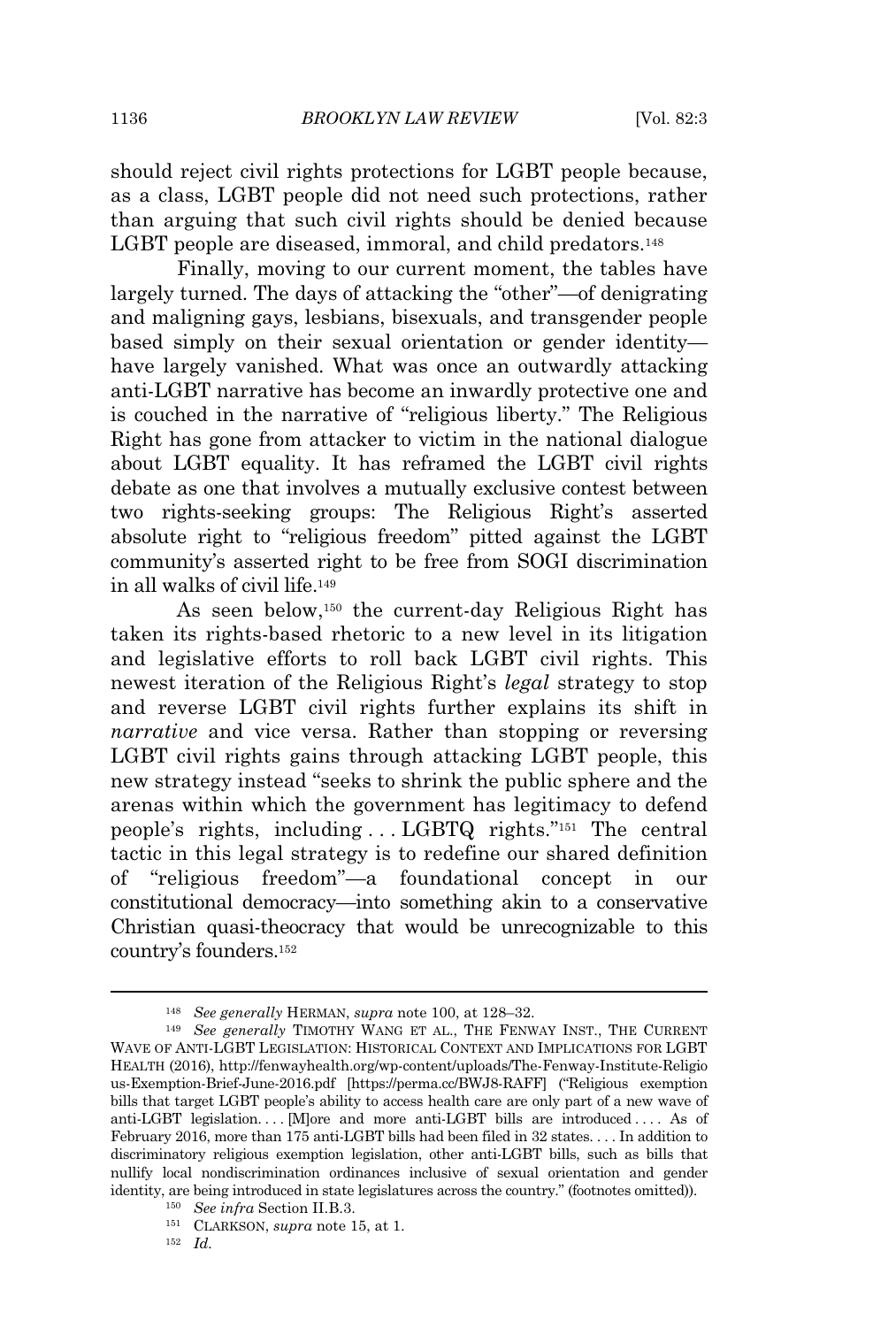should reject civil rights protections for LGBT people because, as a class, LGBT people did not need such protections, rather than arguing that such civil rights should be denied because LGBT people are diseased, immoral, and child predators.[148]

Finally, moving to our current moment, the tables have largely turned. The days of attacking the "other"—of denigrating and maligning gays, lesbians, bisexuals, and transgender people based simply on their sexual orientation or gender identity—have largely vanished. What was once an outwardly attacking anti-LGBT narrative has become an inwardly protective one and is couched in the narrative of "religious liberty." The Religious Right has gone from attacker to victim in the national dialogue about LGBT equality. It has reframed the LGBT civil rights debate as one that involves a mutually exclusive contest between two rights-seeking groups: The Religious Right's asserted absolute right to "religious freedom" pitted against the LGBT community's asserted right to be free from SOGI discrimination in all walks of civil life.[149]

As seen below,[150] the current-day Religious Right has taken its rights-based rhetoric to a new level in its litigation and legislative efforts to roll back LGBT civil rights. This newest iteration of the Religious Right's *legal* strategy to stop and reverse LGBT civil rights further explains its shift in *narrative* and vice versa. Rather than stopping or reversing LGBT civil rights gains through attacking LGBT people, this new strategy instead "seeks to shrink the public sphere and the arenas within which the government has legitimacy to defend people's rights, including . . . LGBTQ rights."[151] The central tactic in this legal strategy is to redefine our shared definition of "religious freedom"—a foundational concept in our constitutional democracy—into something akin to a conservative Christian quasi-theocracy that would be unrecognizable to this country's founders.[152]

---

[148] *See generally* HERMAN, *supra* note 100, at 128–32.

[149] *See generally* TIMOTHY WANG ET AL., THE FENWAY INST., THE CURRENT WAVE OF ANTI-LGBT LEGISLATION: HISTORICAL CONTEXT AND IMPLICATIONS FOR LGBT HEALTH (2016), http://fenwayhealth.org/wp-content/uploads/The-Fenway-Institute-Religious-Exemption-Brief-June-2016.pdf [https://perma.cc/BWJ8-RAFF] ("Religious exemption bills that target LGBT people's ability to access health care are only part of a new wave of anti-LGBT legislation. . . . [M]ore and more anti-LGBT bills are introduced . . . . As of February 2016, more than 175 anti-LGBT bills had been filed in 32 states. . . . In addition to discriminatory religious exemption legislation, other anti-LGBT bills, such as bills that nullify local nondiscrimination ordinances inclusive of sexual orientation and gender identity, are being introduced in state legislatures across the country." (footnotes omitted)).

[150] *See infra* Section II.B.3.

[151] CLARKSON, *supra* note 15, at 1.

[152] *Id.*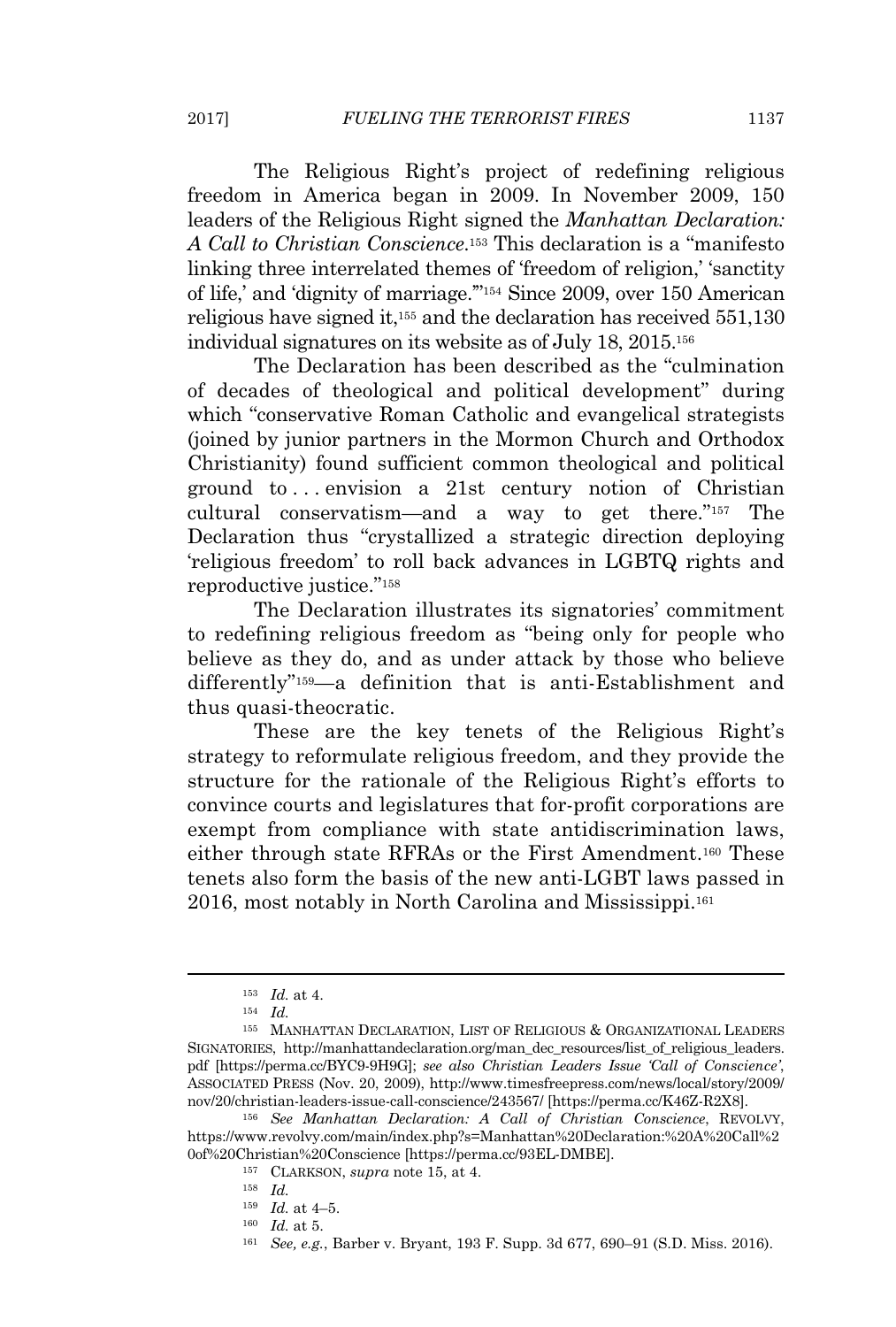The Religious Right's project of redefining religious freedom in America began in 2009. In November 2009, 150 leaders of the Religious Right signed the *Manhattan Declaration: A Call to Christian Conscience*.[153] This declaration is a "manifesto linking three interrelated themes of 'freedom of religion,' 'sanctity of life,' and 'dignity of marriage.'"[154] Since 2009, over 150 American religious have signed it,[155] and the declaration has received 551,130 individual signatures on its website as of July 18, 2015.[156]

The Declaration has been described as the "culmination of decades of theological and political development" during which "conservative Roman Catholic and evangelical strategists (joined by junior partners in the Mormon Church and Orthodox Christianity) found sufficient common theological and political ground to . . . envision a 21st century notion of Christian cultural conservatism—and a way to get there."[157] The Declaration thus "crystallized a strategic direction deploying 'religious freedom' to roll back advances in LGBTQ rights and reproductive justice."[158]

The Declaration illustrates its signatories' commitment to redefining religious freedom as "being only for people who believe as they do, and as under attack by those who believe differently"[159]—a definition that is anti-Establishment and thus quasi-theocratic.

These are the key tenets of the Religious Right's strategy to reformulate religious freedom, and they provide the structure for the rationale of the Religious Right's efforts to convince courts and legislatures that for-profit corporations are exempt from compliance with state antidiscrimination laws, either through state RFRAs or the First Amendment.[160] These tenets also form the basis of the new anti-LGBT laws passed in 2016, most notably in North Carolina and Mississippi.[161]

---

[153] *Id.* at 4.

[154] *Id.*

[155] MANHATTAN DECLARATION, LIST OF RELIGIOUS & ORGANIZATIONAL LEADERS SIGNATORIES, http://manhattandeclaration.org/man_dec_resources/list_of_religious_leaders.pdf [https://perma.cc/BYC9-9H9G]; *see also Christian Leaders Issue 'Call of Conscience'*, ASSOCIATED PRESS (Nov. 20, 2009), http://www.timesfreepress.com/news/local/story/2009/nov/20/christian-leaders-issue-call-conscience/243567/ [https://perma.cc/K46Z-R2X8].

[156] *See Manhattan Declaration: A Call of Christian Conscience*, REVOLVY, https://www.revolvy.com/main/index.php?s=Manhattan%20Declaration:%20A%20Call%20of%20Christian%20Conscience [https://perma.cc/93EL-DMBE].

[157] CLARKSON, *supra* note 15, at 4.

[158] *Id.*

[159] *Id.* at 4–5.

[160] *Id.* at 5.

[161] *See, e.g.*, Barber v. Bryant, 193 F. Supp. 3d 677, 690–91 (S.D. Miss. 2016).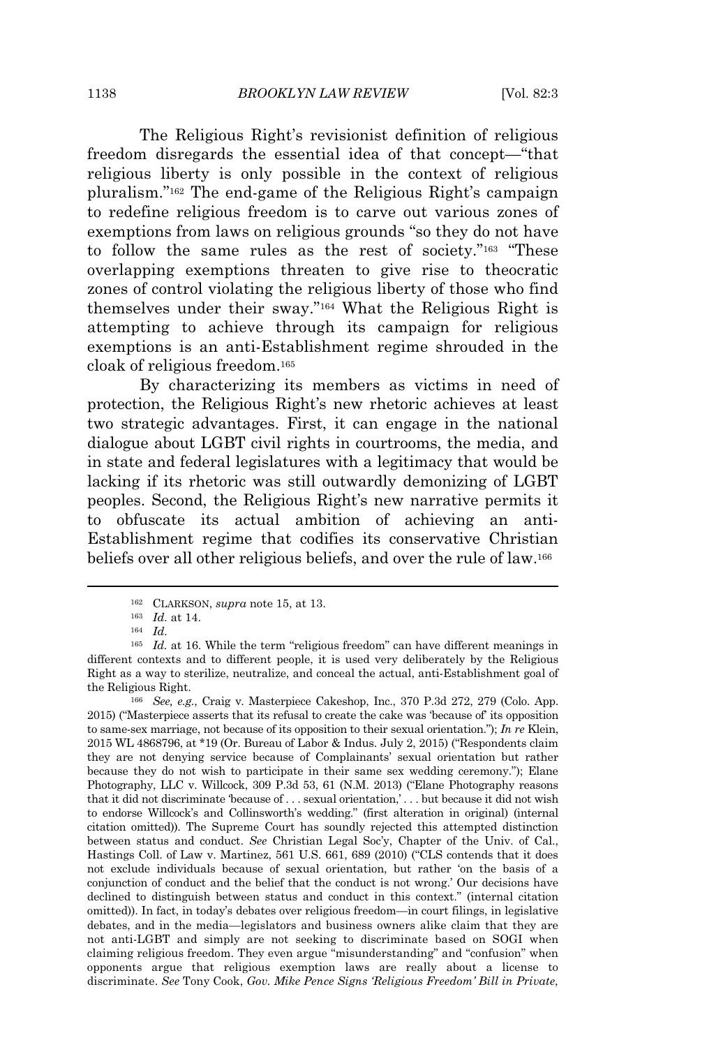The Religious Right's revisionist definition of religious freedom disregards the essential idea of that concept—"that religious liberty is only possible in the context of religious pluralism."[162] The end-game of the Religious Right's campaign to redefine religious freedom is to carve out various zones of exemptions from laws on religious grounds "so they do not have to follow the same rules as the rest of society."[163] "These overlapping exemptions threaten to give rise to theocratic zones of control violating the religious liberty of those who find themselves under their sway."[164] What the Religious Right is attempting to achieve through its campaign for religious exemptions is an anti-Establishment regime shrouded in the cloak of religious freedom.[165]

By characterizing its members as victims in need of protection, the Religious Right's new rhetoric achieves at least two strategic advantages. First, it can engage in the national dialogue about LGBT civil rights in courtrooms, the media, and in state and federal legislatures with a legitimacy that would be lacking if its rhetoric was still outwardly demonizing of LGBT peoples. Second, the Religious Right's new narrative permits it to obfuscate its actual ambition of achieving an anti-Establishment regime that codifies its conservative Christian beliefs over all other religious beliefs, and over the rule of law.[166]

---

[162] CLARKSON, *supra* note 15, at 13.

[163] *Id.* at 14.

[164] *Id.*

[165] *Id.* at 16. While the term "religious freedom" can have different meanings in different contexts and to different people, it is used very deliberately by the Religious Right as a way to sterilize, neutralize, and conceal the actual, anti-Establishment goal of the Religious Right.

[166] *See, e.g.*, Craig v. Masterpiece Cakeshop, Inc., 370 P.3d 272, 279 (Colo. App. 2015) ("Masterpiece asserts that its refusal to create the cake was 'because of' its opposition to same-sex marriage, not because of its opposition to their sexual orientation."); *In re* Klein, 2015 WL 4868796, at *19 (Or. Bureau of Labor & Indus. July 2, 2015) ("Respondents claim they are not denying service because of Complainants' sexual orientation but rather because they do not wish to participate in their same sex wedding ceremony."); Elane Photography, LLC v. Willcock, 309 P.3d 53, 61 (N.M. 2013) ("Elane Photography reasons that it did not discriminate 'because of . . . sexual orientation,' . . . but because it did not wish to endorse Willcock's and Collinsworth's wedding." (first alteration in original) (internal citation omitted)). The Supreme Court has soundly rejected this attempted distinction between status and conduct. *See* Christian Legal Soc'y, Chapter of the Univ. of Cal., Hastings Coll. of Law v. Martinez, 561 U.S. 661, 689 (2010) ("CLS contends that it does not exclude individuals because of sexual orientation, but rather 'on the basis of a conjunction of conduct and the belief that the conduct is not wrong.' Our decisions have declined to distinguish between status and conduct in this context." (internal citation omitted)). In fact, in today's debates over religious freedom—in court filings, in legislative debates, and in the media—legislators and business owners alike claim that they are not anti-LGBT and simply are not seeking to discriminate based on SOGI when claiming religious freedom. They even argue "misunderstanding" and "confusion" when opponents argue that religious exemption laws are really about a license to discriminate. *See* Tony Cook, *Gov. Mike Pence Signs 'Religious Freedom' Bill in Private*,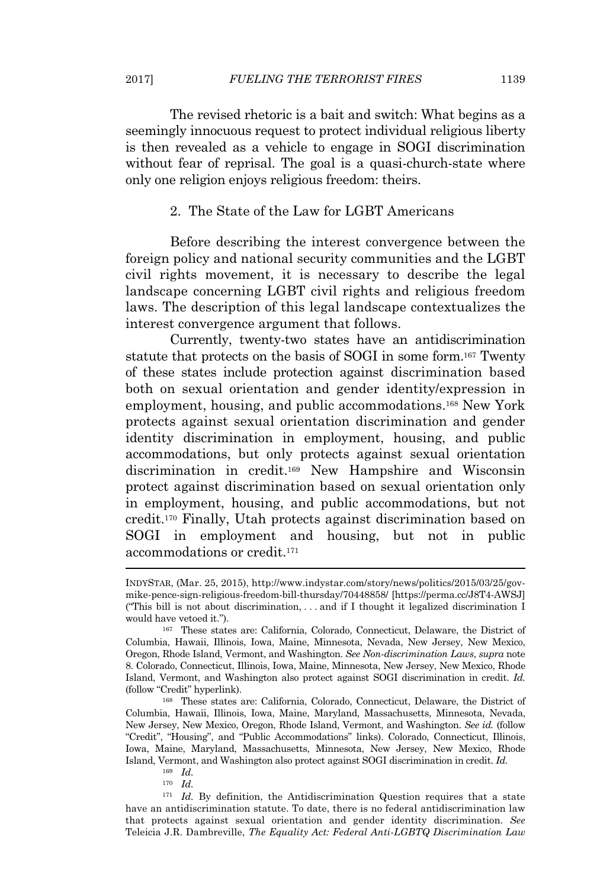The revised rhetoric is a bait and switch: What begins as a seemingly innocuous request to protect individual religious liberty is then revealed as a vehicle to engage in SOGI discrimination without fear of reprisal. The goal is a quasi-church-state where only one religion enjoys religious freedom: theirs.

### 2. The State of the Law for LGBT Americans

Before describing the interest convergence between the foreign policy and national security communities and the LGBT civil rights movement, it is necessary to describe the legal landscape concerning LGBT civil rights and religious freedom laws. The description of this legal landscape contextualizes the interest convergence argument that follows.

Currently, twenty-two states have an antidiscrimination statute that protects on the basis of SOGI in some form.[167] Twenty of these states include protection against discrimination based both on sexual orientation and gender identity/expression in employment, housing, and public accommodations.[168] New York protects against sexual orientation discrimination and gender identity discrimination in employment, housing, and public accommodations, but only protects against sexual orientation discrimination in credit.[169] New Hampshire and Wisconsin protect against discrimination based on sexual orientation only in employment, housing, and public accommodations, but not credit.[170] Finally, Utah protects against discrimination based on SOGI in employment and housing, but not in public accommodations or credit.[171]

---

INDYSTAR, (Mar. 25, 2015), http://www.indystar.com/story/news/politics/2015/03/25/gov-mike-pence-sign-religious-freedom-bill-thursday/70448858/ [https://perma.cc/J8T4-AWSJ] ("This bill is not about discrimination, . . . and if I thought it legalized discrimination I would have vetoed it.").

[167] These states are: California, Colorado, Connecticut, Delaware, the District of Columbia, Hawaii, Illinois, Iowa, Maine, Minnesota, Nevada, New Jersey, New Mexico, Oregon, Rhode Island, Vermont, and Washington. *See Non-discrimination Laws*, *supra* note 8. Colorado, Connecticut, Illinois, Iowa, Maine, Minnesota, New Jersey, New Mexico, Rhode Island, Vermont, and Washington also protect against SOGI discrimination in credit. *Id.* (follow "Credit" hyperlink).

[168] These states are: California, Colorado, Connecticut, Delaware, the District of Columbia, Hawaii, Illinois, Iowa, Maine, Maryland, Massachusetts, Minnesota, Nevada, New Jersey, New Mexico, Oregon, Rhode Island, Vermont, and Washington. *See id.* (follow "Credit", "Housing", and "Public Accommodations" links). Colorado, Connecticut, Illinois, Iowa, Maine, Maryland, Massachusetts, Minnesota, New Jersey, New Mexico, Rhode Island, Vermont, and Washington also protect against SOGI discrimination in credit. *Id.*

[169] *Id.*

[170] *Id.*

[171] *Id.* By definition, the Antidiscrimination Question requires that a state have an antidiscrimination statute. To date, there is no federal antidiscrimination law that protects against sexual orientation and gender identity discrimination. *See* Teleicia J.R. Dambreville, *The Equality Act: Federal Anti-LGBTQ Discrimination Law*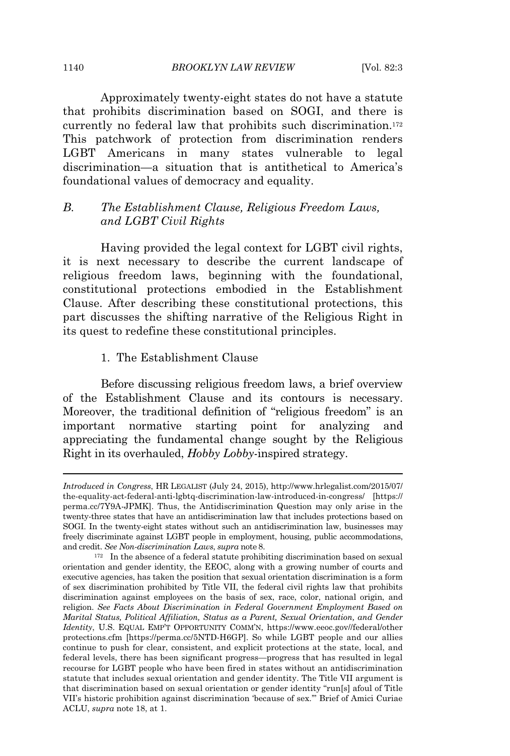Approximately twenty-eight states do not have a statute that prohibits discrimination based on SOGI, and there is currently no federal law that prohibits such discrimination.[172] This patchwork of protection from discrimination renders LGBT Americans in many states vulnerable to legal discrimination—a situation that is antithetical to America's foundational values of democracy and equality.

### *B. The Establishment Clause, Religious Freedom Laws, and LGBT Civil Rights*

Having provided the legal context for LGBT civil rights, it is next necessary to describe the current landscape of religious freedom laws, beginning with the foundational, constitutional protections embodied in the Establishment Clause. After describing these constitutional protections, this part discusses the shifting narrative of the Religious Right in its quest to redefine these constitutional principles.

#### 1. The Establishment Clause

Before discussing religious freedom laws, a brief overview of the Establishment Clause and its contours is necessary. Moreover, the traditional definition of "religious freedom" is an important normative starting point for analyzing and appreciating the fundamental change sought by the Religious Right in its overhauled, *Hobby Lobby*-inspired strategy.

---

*Introduced in Congress*, HR LEGALIST (July 24, 2015), http://www.hrlegalist.com/2015/07/the-equality-act-federal-anti-lgbtq-discrimination-law-introduced-in-congress/ [https://perma.cc/7Y9A-JPMK]. Thus, the Antidiscrimination Question may only arise in the twenty-three states that have an antidiscrimination law that includes protections based on SOGI. In the twenty-eight states without such an antidiscrimination law, businesses may freely discriminate against LGBT people in employment, housing, public accommodations, and credit. *See Non-discrimination Laws*, *supra* note 8.

[172] In the absence of a federal statute prohibiting discrimination based on sexual orientation and gender identity, the EEOC, along with a growing number of courts and executive agencies, has taken the position that sexual orientation discrimination is a form of sex discrimination prohibited by Title VII, the federal civil rights law that prohibits discrimination against employees on the basis of sex, race, color, national origin, and religion. *See Facts About Discrimination in Federal Government Employment Based on Marital Status, Political Affiliation, Status as a Parent, Sexual Orientation, and Gender Identity*, U.S. EQUAL EMP'T OPPORTUNITY COMM'N, https://www.eeoc.gov//federal/otherprotections.cfm [https://perma.cc/5NTD-H6GP]. So while LGBT people and our allies continue to push for clear, consistent, and explicit protections at the state, local, and federal levels, there has been significant progress—progress that has resulted in legal recourse for LGBT people who have been fired in states without an antidiscrimination statute that includes sexual orientation and gender identity. The Title VII argument is that discrimination based on sexual orientation or gender identity "run[s] afoul of Title VII's historic prohibition against discrimination 'because of sex.'" Brief of Amici Curiae ACLU, *supra* note 18, at 1.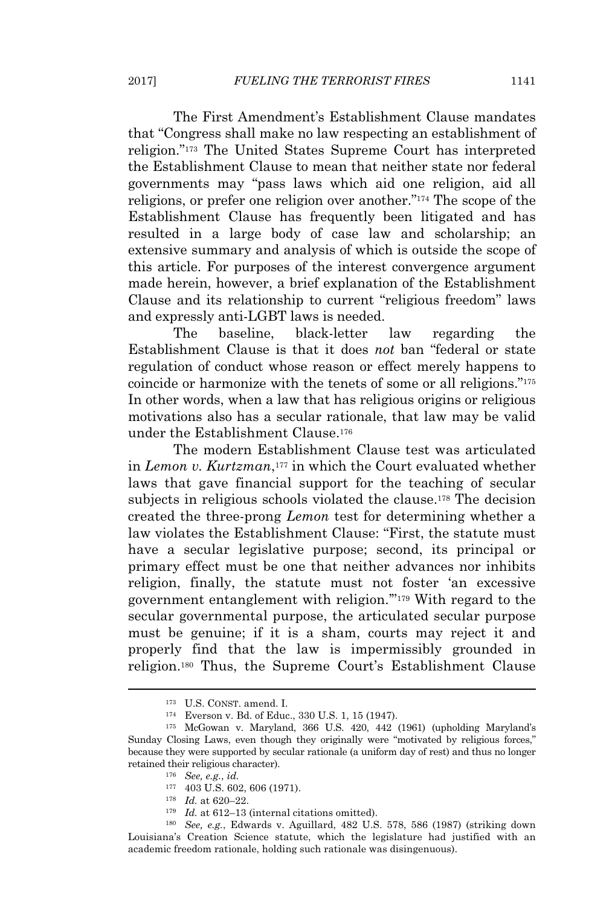The First Amendment's Establishment Clause mandates that "Congress shall make no law respecting an establishment of religion."[173] The United States Supreme Court has interpreted the Establishment Clause to mean that neither state nor federal governments may "pass laws which aid one religion, aid all religions, or prefer one religion over another."[174] The scope of the Establishment Clause has frequently been litigated and has resulted in a large body of case law and scholarship; an extensive summary and analysis of which is outside the scope of this article. For purposes of the interest convergence argument made herein, however, a brief explanation of the Establishment Clause and its relationship to current "religious freedom" laws and expressly anti-LGBT laws is needed.

The baseline, black-letter law regarding the Establishment Clause is that it does *not* ban "federal or state regulation of conduct whose reason or effect merely happens to coincide or harmonize with the tenets of some or all religions."[175] In other words, when a law that has religious origins or religious motivations also has a secular rationale, that law may be valid under the Establishment Clause.[176]

The modern Establishment Clause test was articulated in *Lemon v. Kurtzman*,[177] in which the Court evaluated whether laws that gave financial support for the teaching of secular subjects in religious schools violated the clause.[178] The decision created the three-prong *Lemon* test for determining whether a law violates the Establishment Clause: "First, the statute must have a secular legislative purpose; second, its principal or primary effect must be one that neither advances nor inhibits religion, finally, the statute must not foster 'an excessive government entanglement with religion.'"[179] With regard to the secular governmental purpose, the articulated secular purpose must be genuine; if it is a sham, courts may reject it and properly find that the law is impermissibly grounded in religion.[180] Thus, the Supreme Court's Establishment Clause

---

[173] U.S. CONST. amend. I.

[174] Everson v. Bd. of Educ., 330 U.S. 1, 15 (1947).

[175] McGowan v. Maryland, 366 U.S. 420, 442 (1961) (upholding Maryland's Sunday Closing Laws, even though they originally were "motivated by religious forces," because they were supported by secular rationale (a uniform day of rest) and thus no longer retained their religious character).

[176] *See, e.g.*, *id.*

[177] 403 U.S. 602, 606 (1971).

[178] *Id.* at 620–22.

[179] *Id.* at 612–13 (internal citations omitted).

[180] *See, e.g.*, Edwards v. Aguillard, 482 U.S. 578, 586 (1987) (striking down Louisiana's Creation Science statute, which the legislature had justified with an academic freedom rationale, holding such rationale was disingenuous).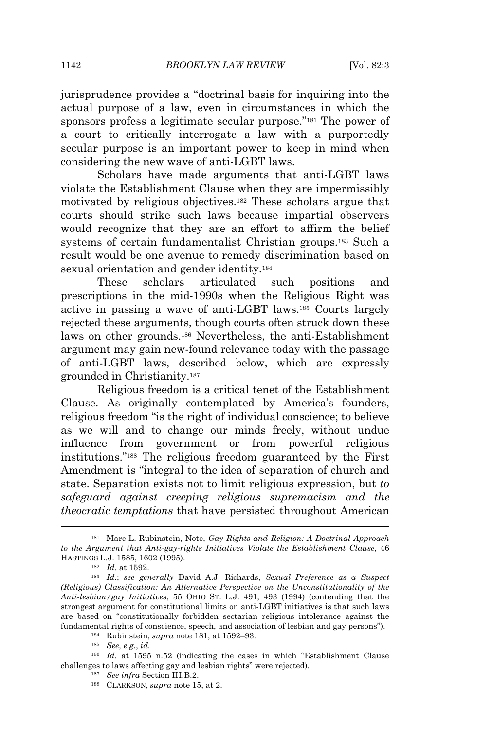jurisprudence provides a "doctrinal basis for inquiring into the actual purpose of a law, even in circumstances in which the sponsors profess a legitimate secular purpose."[181] The power of a court to critically interrogate a law with a purportedly secular purpose is an important power to keep in mind when considering the new wave of anti-LGBT laws.

Scholars have made arguments that anti-LGBT laws violate the Establishment Clause when they are impermissibly motivated by religious objectives.[182] These scholars argue that courts should strike such laws because impartial observers would recognize that they are an effort to affirm the belief systems of certain fundamentalist Christian groups.[183] Such a result would be one avenue to remedy discrimination based on sexual orientation and gender identity.[184]

These scholars articulated such positions and prescriptions in the mid-1990s when the Religious Right was active in passing a wave of anti-LGBT laws.[185] Courts largely rejected these arguments, though courts often struck down these laws on other grounds.[186] Nevertheless, the anti-Establishment argument may gain new-found relevance today with the passage of anti-LGBT laws, described below, which are expressly grounded in Christianity.[187]

Religious freedom is a critical tenet of the Establishment Clause. As originally contemplated by America's founders, religious freedom "is the right of individual conscience; to believe as we will and to change our minds freely, without undue influence from government or from powerful religious institutions."[188] The religious freedom guaranteed by the First Amendment is "integral to the idea of separation of church and state. Separation exists not to limit religious expression, but *to safeguard against creeping religious supremacism and the theocratic temptations* that have persisted throughout American

---

[181] Marc L. Rubinstein, Note, *Gay Rights and Religion: A Doctrinal Approach to the Argument that Anti-gay-rights Initiatives Violate the Establishment Clause*, 46 HASTINGS L.J. 1585, 1602 (1995).

[182] *Id.* at 1592.

[183] *Id.*; *see generally* David A.J. Richards, *Sexual Preference as a Suspect (Religious) Classification: An Alternative Perspective on the Unconstitutionality of the Anti-lesbian/gay Initiatives*, 55 OHIO ST. L.J. 491, 493 (1994) (contending that the strongest argument for constitutional limits on anti-LGBT initiatives is that such laws are based on "constitutionally forbidden sectarian religious intolerance against the fundamental rights of conscience, speech, and association of lesbian and gay persons").

[184] Rubinstein, *supra* note 181, at 1592–93.

[185] *See, e.g.*, *id.*

[186] *Id.* at 1595 n.52 (indicating the cases in which "Establishment Clause challenges to laws affecting gay and lesbian rights" were rejected).

[187] *See infra* Section III.B.2.

[188] CLARKSON, *supra* note 15, at 2.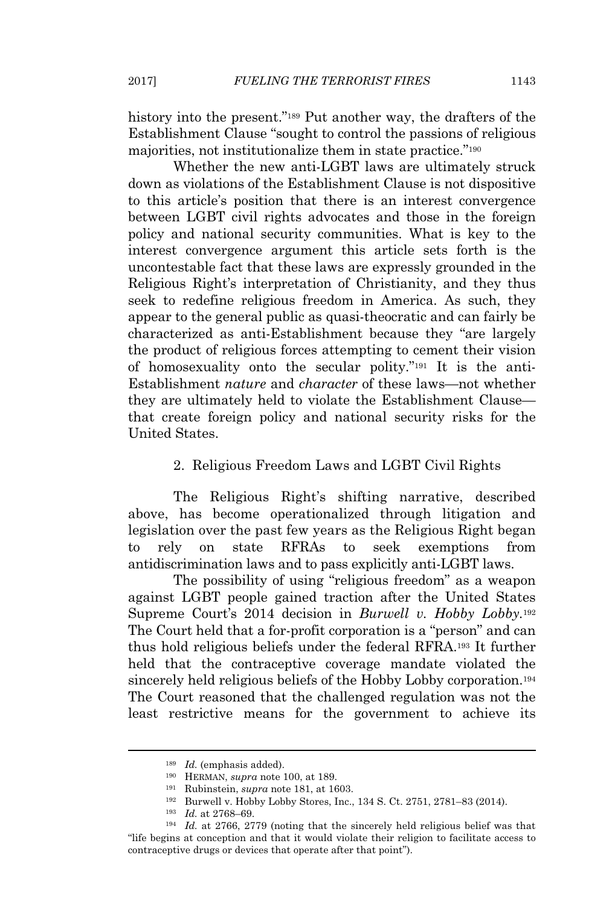history into the present."[189] Put another way, the drafters of the Establishment Clause "sought to control the passions of religious majorities, not institutionalize them in state practice."[190]

Whether the new anti-LGBT laws are ultimately struck down as violations of the Establishment Clause is not dispositive to this article's position that there is an interest convergence between LGBT civil rights advocates and those in the foreign policy and national security communities. What is key to the interest convergence argument this article sets forth is the uncontestable fact that these laws are expressly grounded in the Religious Right's interpretation of Christianity, and they thus seek to redefine religious freedom in America. As such, they appear to the general public as quasi-theocratic and can fairly be characterized as anti-Establishment because they "are largely the product of religious forces attempting to cement their vision of homosexuality onto the secular polity."[191] It is the anti-Establishment *nature* and *character* of these laws—not whether they are ultimately held to violate the Establishment Clause—that create foreign policy and national security risks for the United States.

### 2. Religious Freedom Laws and LGBT Civil Rights

The Religious Right's shifting narrative, described above, has become operationalized through litigation and legislation over the past few years as the Religious Right began to rely on state RFRAs to seek exemptions from antidiscrimination laws and to pass explicitly anti-LGBT laws.

The possibility of using "religious freedom" as a weapon against LGBT people gained traction after the United States Supreme Court's 2014 decision in *Burwell v. Hobby Lobby*.[192] The Court held that a for-profit corporation is a "person" and can thus hold religious beliefs under the federal RFRA.[193] It further held that the contraceptive coverage mandate violated the sincerely held religious beliefs of the Hobby Lobby corporation.[194] The Court reasoned that the challenged regulation was not the least restrictive means for the government to achieve its

---

[189] *Id.* (emphasis added).

[190] HERMAN, *supra* note 100, at 189.

[191] Rubinstein, *supra* note 181, at 1603.

[192] Burwell v. Hobby Lobby Stores, Inc., 134 S. Ct. 2751, 2781–83 (2014).

[193] *Id.* at 2768–69.

[194] *Id.* at 2766, 2779 (noting that the sincerely held religious belief was that "life begins at conception and that it would violate their religion to facilitate access to contraceptive drugs or devices that operate after that point").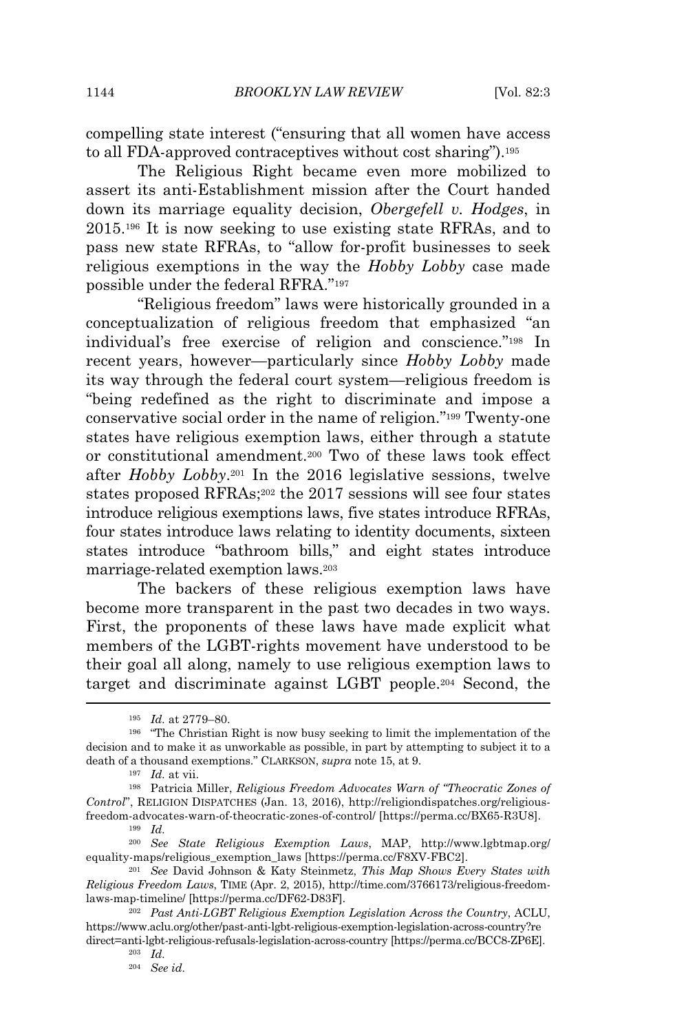compelling state interest ("ensuring that all women have access to all FDA-approved contraceptives without cost sharing").[195]

The Religious Right became even more mobilized to assert its anti-Establishment mission after the Court handed down its marriage equality decision, *Obergefell v. Hodges*, in 2015.[196] It is now seeking to use existing state RFRAs, and to pass new state RFRAs, to "allow for-profit businesses to seek religious exemptions in the way the *Hobby Lobby* case made possible under the federal RFRA."[197]

"Religious freedom" laws were historically grounded in a conceptualization of religious freedom that emphasized "an individual's free exercise of religion and conscience."[198] In recent years, however—particularly since *Hobby Lobby* made its way through the federal court system—religious freedom is "being redefined as the right to discriminate and impose a conservative social order in the name of religion."[199] Twenty-one states have religious exemption laws, either through a statute or constitutional amendment.[200] Two of these laws took effect after *Hobby Lobby*.[201] In the 2016 legislative sessions, twelve states proposed RFRAs;[202] the 2017 sessions will see four states introduce religious exemptions laws, five states introduce RFRAs, four states introduce laws relating to identity documents, sixteen states introduce "bathroom bills," and eight states introduce marriage-related exemption laws.[203]

The backers of these religious exemption laws have become more transparent in the past two decades in two ways. First, the proponents of these laws have made explicit what members of the LGBT-rights movement have understood to be their goal all along, namely to use religious exemption laws to target and discriminate against LGBT people.[204] Second, the

---

[195] *Id.* at 2779–80.

[196] "The Christian Right is now busy seeking to limit the implementation of the decision and to make it as unworkable as possible, in part by attempting to subject it to a death of a thousand exemptions." CLARKSON, *supra* note 15, at 9.

[197] *Id.* at vii.

[198] Patricia Miller, *Religious Freedom Advocates Warn of "Theocratic Zones of Control"*, RELIGION DISPATCHES (Jan. 13, 2016), http://religiondispatches.org/religious-freedom-advocates-warn-of-theocratic-zones-of-control/ [https://perma.cc/BX65-R3U8].

[199] *Id.*

[200] *See State Religious Exemption Laws*, MAP, http://www.lgbtmap.org/equality-maps/religious_exemption_laws [https://perma.cc/F8XV-FBC2].

[201] *See* David Johnson & Katy Steinmetz, *This Map Shows Every States with Religious Freedom Laws*, TIME (Apr. 2, 2015), http://time.com/3766173/religious-freedom-laws-map-timeline/ [https://perma.cc/DF62-D83F].

[202] *Past Anti-LGBT Religious Exemption Legislation Across the Country*, ACLU, https://www.aclu.org/other/past-anti-lgbt-religious-exemption-legislation-across-country?redirect=anti-lgbt-religious-refusals-legislation-across-country [https://perma.cc/BCC8-ZP6E].

[203] *Id.*

[204] *See id.*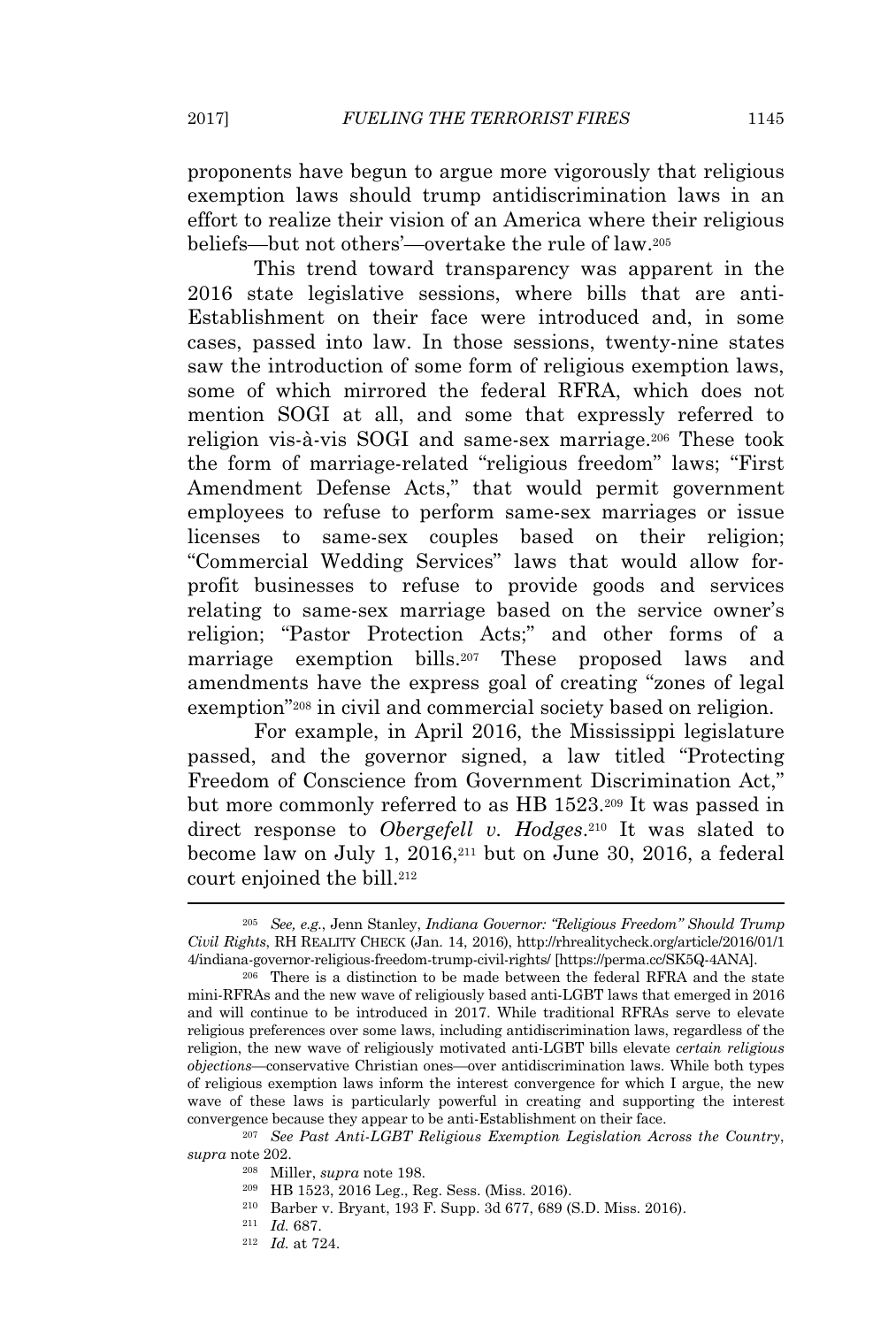proponents have begun to argue more vigorously that religious exemption laws should trump antidiscrimination laws in an effort to realize their vision of an America where their religious beliefs—but not others'—overtake the rule of law.[205]

This trend toward transparency was apparent in the 2016 state legislative sessions, where bills that are anti-Establishment on their face were introduced and, in some cases, passed into law. In those sessions, twenty-nine states saw the introduction of some form of religious exemption laws, some of which mirrored the federal RFRA, which does not mention SOGI at all, and some that expressly referred to religion vis-à-vis SOGI and same-sex marriage.[206] These took the form of marriage-related "religious freedom" laws; "First Amendment Defense Acts," that would permit government employees to refuse to perform same-sex marriages or issue licenses to same-sex couples based on their religion; "Commercial Wedding Services" laws that would allow for-profit businesses to refuse to provide goods and services relating to same-sex marriage based on the service owner's religion; "Pastor Protection Acts;" and other forms of a marriage exemption bills.[207] These proposed laws and amendments have the express goal of creating "zones of legal exemption"[208] in civil and commercial society based on religion.

For example, in April 2016, the Mississippi legislature passed, and the governor signed, a law titled "Protecting Freedom of Conscience from Government Discrimination Act," but more commonly referred to as HB 1523.[209] It was passed in direct response to *Obergefell v. Hodges*.[210] It was slated to become law on July 1, 2016,[211] but on June 30, 2016, a federal court enjoined the bill.[212]

---

[205] *See, e.g.*, Jenn Stanley, *Indiana Governor: "Religious Freedom" Should Trump Civil Rights*, RH REALITY CHECK (Jan. 14, 2016), http://rhrealitycheck.org/article/2016/01/14/indiana-governor-religious-freedom-trump-civil-rights/ [https://perma.cc/SK5Q-4ANA].

[206] There is a distinction to be made between the federal RFRA and the state mini-RFRAs and the new wave of religiously based anti-LGBT laws that emerged in 2016 and will continue to be introduced in 2017. While traditional RFRAs serve to elevate religious preferences over some laws, including antidiscrimination laws, regardless of the religion, the new wave of religiously motivated anti-LGBT bills elevate *certain religious objections*—conservative Christian ones—over antidiscrimination laws. While both types of religious exemption laws inform the interest convergence for which I argue, the new wave of these laws is particularly powerful in creating and supporting the interest convergence because they appear to be anti-Establishment on their face.

[207] *See Past Anti-LGBT Religious Exemption Legislation Across the Country*, *supra* note 202.

[208] Miller, *supra* note 198.

[209] HB 1523, 2016 Leg., Reg. Sess. (Miss. 2016).

[210] Barber v. Bryant, 193 F. Supp. 3d 677, 689 (S.D. Miss. 2016).

[211] *Id.* 687.

[212] *Id.* at 724.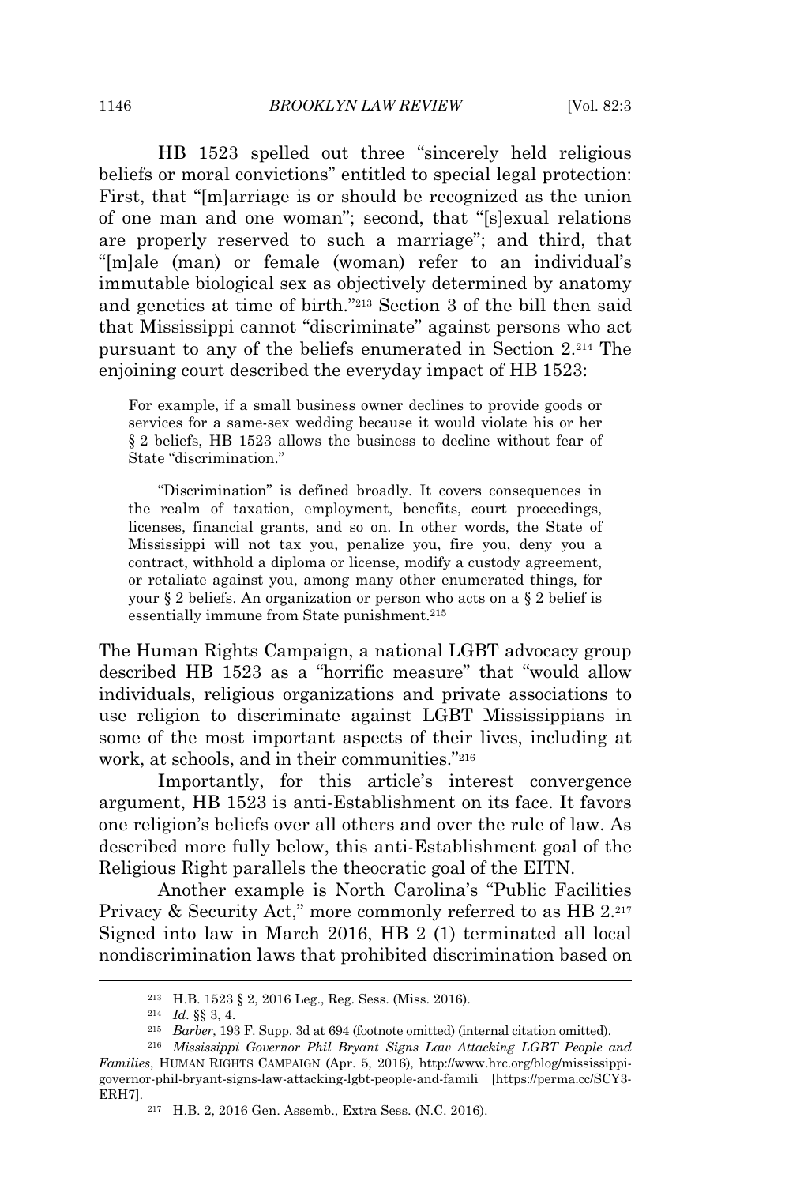HB 1523 spelled out three "sincerely held religious beliefs or moral convictions" entitled to special legal protection: First, that "[m]arriage is or should be recognized as the union of one man and one woman"; second, that "[s]exual relations are properly reserved to such a marriage"; and third, that "[m]ale (man) or female (woman) refer to an individual's immutable biological sex as objectively determined by anatomy and genetics at time of birth."[213] Section 3 of the bill then said that Mississippi cannot "discriminate" against persons who act pursuant to any of the beliefs enumerated in Section 2.[214] The enjoining court described the everyday impact of HB 1523:

> For example, if a small business owner declines to provide goods or services for a same-sex wedding because it would violate his or her § 2 beliefs, HB 1523 allows the business to decline without fear of State "discrimination."
>
> "Discrimination" is defined broadly. It covers consequences in the realm of taxation, employment, benefits, court proceedings, licenses, financial grants, and so on. In other words, the State of Mississippi will not tax you, penalize you, fire you, deny you a contract, withhold a diploma or license, modify a custody agreement, or retaliate against you, among many other enumerated things, for your § 2 beliefs. An organization or person who acts on a § 2 belief is essentially immune from State punishment.[215]

The Human Rights Campaign, a national LGBT advocacy group described HB 1523 as a "horrific measure" that "would allow individuals, religious organizations and private associations to use religion to discriminate against LGBT Mississippians in some of the most important aspects of their lives, including at work, at schools, and in their communities."[216]

Importantly, for this article's interest convergence argument, HB 1523 is anti-Establishment on its face. It favors one religion's beliefs over all others and over the rule of law. As described more fully below, this anti-Establishment goal of the Religious Right parallels the theocratic goal of the EITN.

Another example is North Carolina's "Public Facilities Privacy & Security Act," more commonly referred to as HB 2.[217] Signed into law in March 2016, HB 2 (1) terminated all local nondiscrimination laws that prohibited discrimination based on

---

[213] H.B. 1523 § 2, 2016 Leg., Reg. Sess. (Miss. 2016).

[214] *Id.* §§ 3, 4.

[215] *Barber*, 193 F. Supp. 3d at 694 (footnote omitted) (internal citation omitted).

[216] *Mississippi Governor Phil Bryant Signs Law Attacking LGBT People and Families*, HUMAN RIGHTS CAMPAIGN (Apr. 5, 2016), http://www.hrc.org/blog/mississippi-governor-phil-bryant-signs-law-attacking-lgbt-people-and-famili [https://perma.cc/SCY3-ERH7].

[217] H.B. 2, 2016 Gen. Assemb., Extra Sess. (N.C. 2016).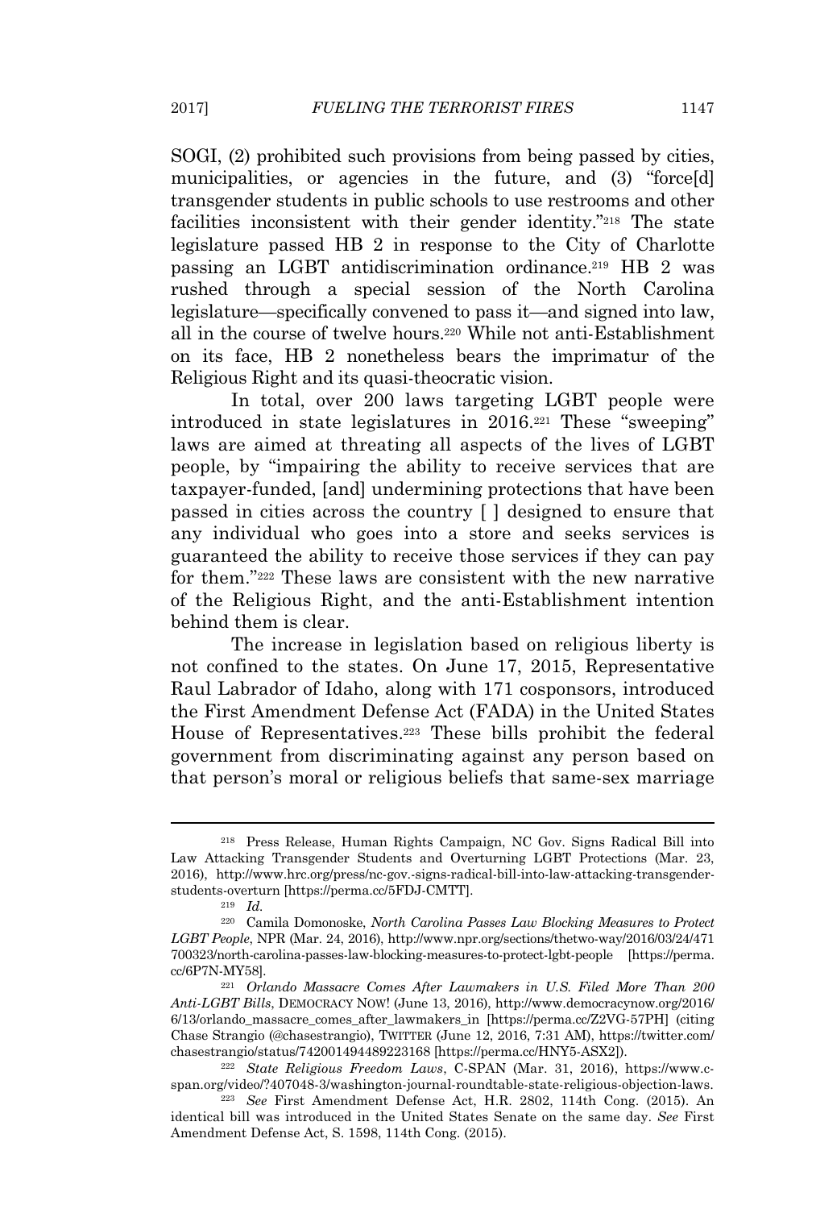SOGI, (2) prohibited such provisions from being passed by cities, municipalities, or agencies in the future, and (3) "force[d] transgender students in public schools to use restrooms and other facilities inconsistent with their gender identity."[218] The state legislature passed HB 2 in response to the City of Charlotte passing an LGBT antidiscrimination ordinance.[219] HB 2 was rushed through a special session of the North Carolina legislature—specifically convened to pass it—and signed into law, all in the course of twelve hours.[220] While not anti-Establishment on its face, HB 2 nonetheless bears the imprimatur of the Religious Right and its quasi-theocratic vision.

In total, over 200 laws targeting LGBT people were introduced in state legislatures in 2016.[221] These "sweeping" laws are aimed at threating all aspects of the lives of LGBT people, by "impairing the ability to receive services that are taxpayer-funded, [and] undermining protections that have been passed in cities across the country [ ] designed to ensure that any individual who goes into a store and seeks services is guaranteed the ability to receive those services if they can pay for them."[222] These laws are consistent with the new narrative of the Religious Right, and the anti-Establishment intention behind them is clear.

The increase in legislation based on religious liberty is not confined to the states. On June 17, 2015, Representative Raul Labrador of Idaho, along with 171 cosponsors, introduced the First Amendment Defense Act (FADA) in the United States House of Representatives.[223] These bills prohibit the federal government from discriminating against any person based on that person's moral or religious beliefs that same-sex marriage

---

[218] Press Release, Human Rights Campaign, NC Gov. Signs Radical Bill into Law Attacking Transgender Students and Overturning LGBT Protections (Mar. 23, 2016), http://www.hrc.org/press/nc-gov.-signs-radical-bill-into-law-attacking-transgender-students-overturn [https://perma.cc/5FDJ-CMTT].

[219] *Id.*

[220] Camila Domonoske, *North Carolina Passes Law Blocking Measures to Protect LGBT People*, NPR (Mar. 24, 2016), http://www.npr.org/sections/thetwo-way/2016/03/24/471700323/north-carolina-passes-law-blocking-measures-to-protect-lgbt-people [https://perma.cc/6P7N-MY58].

[221] *Orlando Massacre Comes After Lawmakers in U.S. Filed More Than 200 Anti-LGBT Bills*, DEMOCRACY NOW! (June 13, 2016), http://www.democracynow.org/2016/6/13/orlando_massacre_comes_after_lawmakers_in [https://perma.cc/Z2VG-57PH] (citing Chase Strangio (@chasestrangio), TWITTER (June 12, 2016, 7:31 AM), https://twitter.com/chasestrangio/status/742001494489223168 [https://perma.cc/HNY5-ASX2]).

[222] *State Religious Freedom Laws*, C-SPAN (Mar. 31, 2016), https://www.c-span.org/video/?407048-3/washington-journal-roundtable-state-religious-objection-laws.

[223] *See* First Amendment Defense Act, H.R. 2802, 114th Cong. (2015). An identical bill was introduced in the United States Senate on the same day. *See* First Amendment Defense Act, S. 1598, 114th Cong. (2015).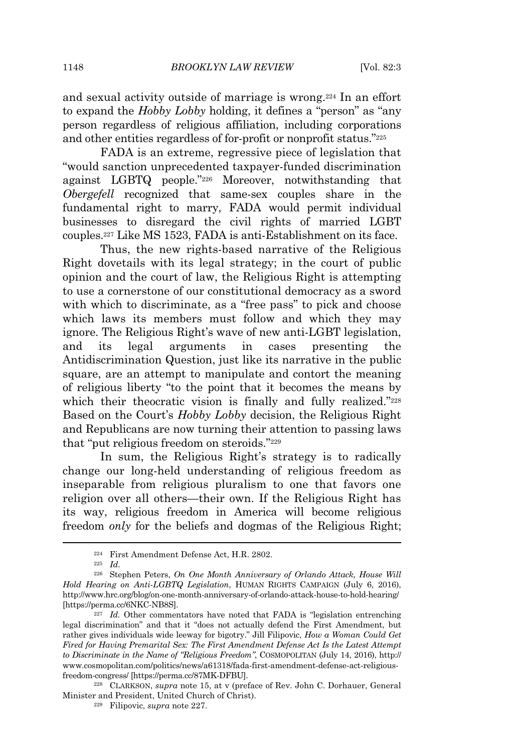and sexual activity outside of marriage is wrong.[224] In an effort to expand the *Hobby Lobby* holding, it defines a "person" as "any person regardless of religious affiliation, including corporations and other entities regardless of for-profit or nonprofit status."[225]

FADA is an extreme, regressive piece of legislation that "would sanction unprecedented taxpayer-funded discrimination against LGBTQ people."[226] Moreover, notwithstanding that *Obergefell* recognized that same-sex couples share in the fundamental right to marry, FADA would permit individual businesses to disregard the civil rights of married LGBT couples.[227] Like MS 1523, FADA is anti-Establishment on its face.

Thus, the new rights-based narrative of the Religious Right dovetails with its legal strategy; in the court of public opinion and the court of law, the Religious Right is attempting to use a cornerstone of our constitutional democracy as a sword with which to discriminate, as a "free pass" to pick and choose which laws its members must follow and which they may ignore. The Religious Right's wave of new anti-LGBT legislation, and its legal arguments in cases presenting the Antidiscrimination Question, just like its narrative in the public square, are an attempt to manipulate and contort the meaning of religious liberty "to the point that it becomes the means by which their theocratic vision is finally and fully realized."[228] Based on the Court's *Hobby Lobby* decision, the Religious Right and Republicans are now turning their attention to passing laws that "put religious freedom on steroids."[229]

In sum, the Religious Right's strategy is to radically change our long-held understanding of religious freedom as inseparable from religious pluralism to one that favors one religion over all others—their own. If the Religious Right has its way, religious freedom in America will become religious freedom *only* for the beliefs and dogmas of the Religious Right;

---

[224] First Amendment Defense Act, H.R. 2802.

[225] *Id.*

[226] Stephen Peters, *On One Month Anniversary of Orlando Attack, House Will Hold Hearing on Anti-LGBTQ Legislation*, HUMAN RIGHTS CAMPAIGN (July 6, 2016), http://www.hrc.org/blog/on-one-month-anniversary-of-orlando-attack-house-to-hold-hearing/ [https://perma.cc/6NKC-NB8S].

[227] *Id.* Other commentators have noted that FADA is "legislation entrenching legal discrimination" and that it "does not actually defend the First Amendment, but rather gives individuals wide leeway for bigotry." Jill Filipovic, *How a Woman Could Get Fired for Having Premarital Sex: The First Amendment Defense Act Is the Latest Attempt to Discriminate in the Name of "Religious Freedom"*, COSMOPOLITAN (July 14, 2016), http://www.cosmopolitan.com/politics/news/a61318/fada-first-amendment-defense-act-religious-freedom-congress/ [https://perma.cc/87MK-DFBU].

[228] CLARKSON, *supra* note 15, at v (preface of Rev. John C. Dorhauer, General Minister and President, United Church of Christ).

[229] Filipovic, *supra* note 227.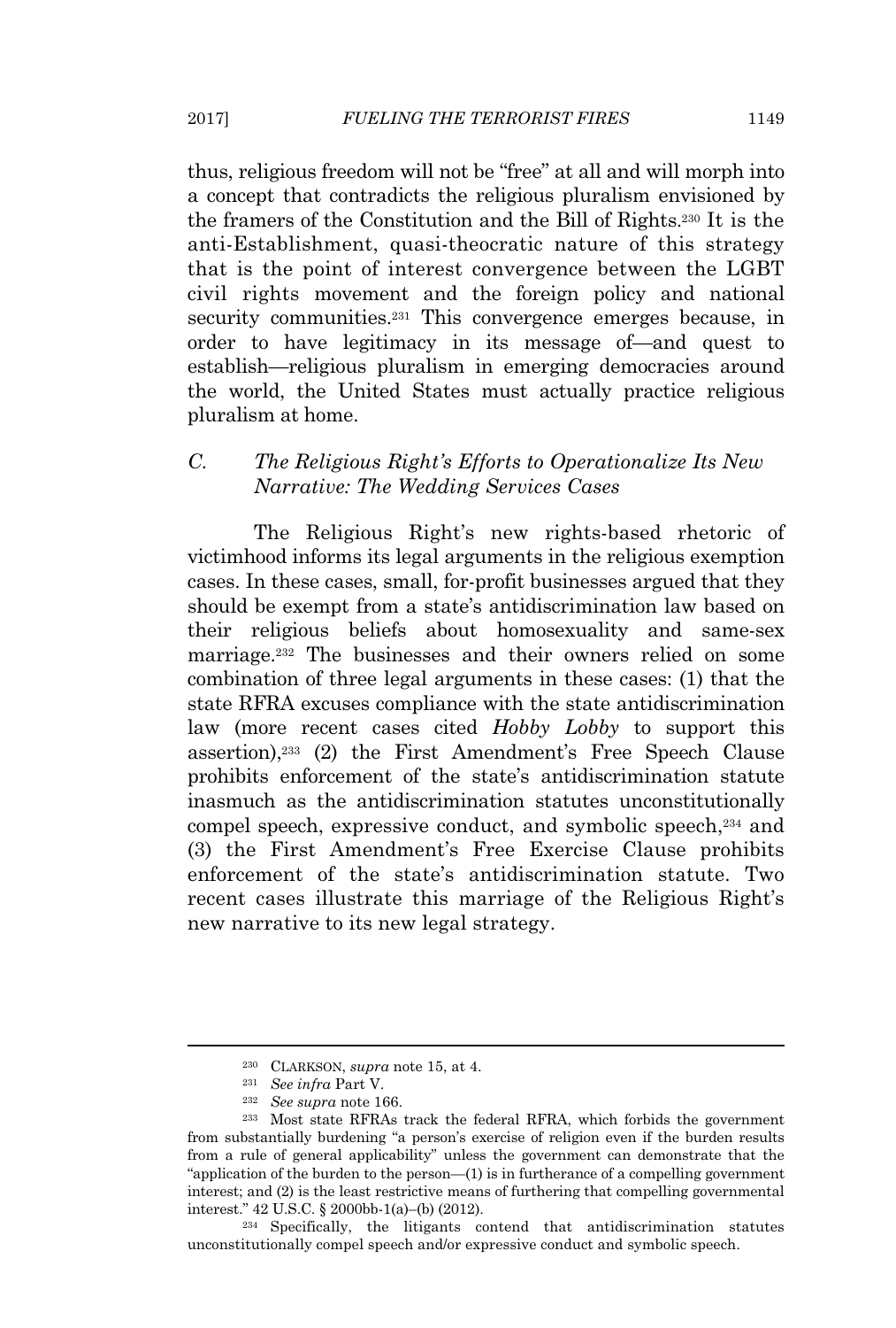thus, religious freedom will not be "free" at all and will morph into a concept that contradicts the religious pluralism envisioned by the framers of the Constitution and the Bill of Rights.[230] It is the anti-Establishment, quasi-theocratic nature of this strategy that is the point of interest convergence between the LGBT civil rights movement and the foreign policy and national security communities.[231] This convergence emerges because, in order to have legitimacy in its message of—and quest to establish—religious pluralism in emerging democracies around the world, the United States must actually practice religious pluralism at home.

### C. *The Religious Right's Efforts to Operationalize Its New Narrative: The Wedding Services Cases*

The Religious Right's new rights-based rhetoric of victimhood informs its legal arguments in the religious exemption cases. In these cases, small, for-profit businesses argued that they should be exempt from a state's antidiscrimination law based on their religious beliefs about homosexuality and same-sex marriage.[232] The businesses and their owners relied on some combination of three legal arguments in these cases: (1) that the state RFRA excuses compliance with the state antidiscrimination law (more recent cases cited *Hobby Lobby* to support this assertion),[233] (2) the First Amendment's Free Speech Clause prohibits enforcement of the state's antidiscrimination statute inasmuch as the antidiscrimination statutes unconstitutionally compel speech, expressive conduct, and symbolic speech,[234] and (3) the First Amendment's Free Exercise Clause prohibits enforcement of the state's antidiscrimination statute. Two recent cases illustrate this marriage of the Religious Right's new narrative to its new legal strategy.

---

[230] CLARKSON, *supra* note 15, at 4.

[231] *See infra* Part V.

[232] *See supra* note 166.

[233] Most state RFRAs track the federal RFRA, which forbids the government from substantially burdening "a person's exercise of religion even if the burden results from a rule of general applicability" unless the government can demonstrate that the "application of the burden to the person—(1) is in furtherance of a compelling government interest; and (2) is the least restrictive means of furthering that compelling governmental interest." 42 U.S.C. § 2000bb-1(a)–(b) (2012).

[234] Specifically, the litigants contend that antidiscrimination statutes unconstitutionally compel speech and/or expressive conduct and symbolic speech.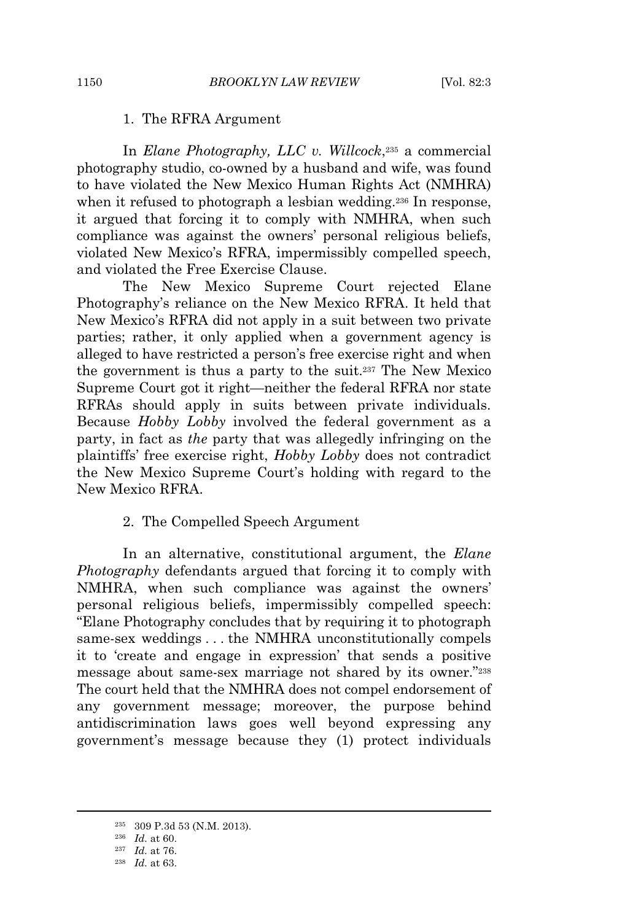### 1. The RFRA Argument

In *Elane Photography, LLC v. Willcock*,[235] a commercial photography studio, co-owned by a husband and wife, was found to have violated the New Mexico Human Rights Act (NMHRA) when it refused to photograph a lesbian wedding.[236] In response, it argued that forcing it to comply with NMHRA, when such compliance was against the owners' personal religious beliefs, violated New Mexico's RFRA, impermissibly compelled speech, and violated the Free Exercise Clause.

The New Mexico Supreme Court rejected Elane Photography's reliance on the New Mexico RFRA. It held that New Mexico's RFRA did not apply in a suit between two private parties; rather, it only applied when a government agency is alleged to have restricted a person's free exercise right and when the government is thus a party to the suit.[237] The New Mexico Supreme Court got it right—neither the federal RFRA nor state RFRAs should apply in suits between private individuals. Because *Hobby Lobby* involved the federal government as a party, in fact as *the* party that was allegedly infringing on the plaintiffs' free exercise right, *Hobby Lobby* does not contradict the New Mexico Supreme Court's holding with regard to the New Mexico RFRA.

### 2. The Compelled Speech Argument

In an alternative, constitutional argument, the *Elane Photography* defendants argued that forcing it to comply with NMHRA, when such compliance was against the owners' personal religious beliefs, impermissibly compelled speech: "Elane Photography concludes that by requiring it to photograph same-sex weddings . . . the NMHRA unconstitutionally compels it to 'create and engage in expression' that sends a positive message about same-sex marriage not shared by its owner."[238] The court held that the NMHRA does not compel endorsement of any government message; moreover, the purpose behind antidiscrimination laws goes well beyond expressing any government's message because they (1) protect individuals

---

[235] 309 P.3d 53 (N.M. 2013).

[236] *Id.* at 60.

[237] *Id.* at 76.

[238] *Id.* at 63.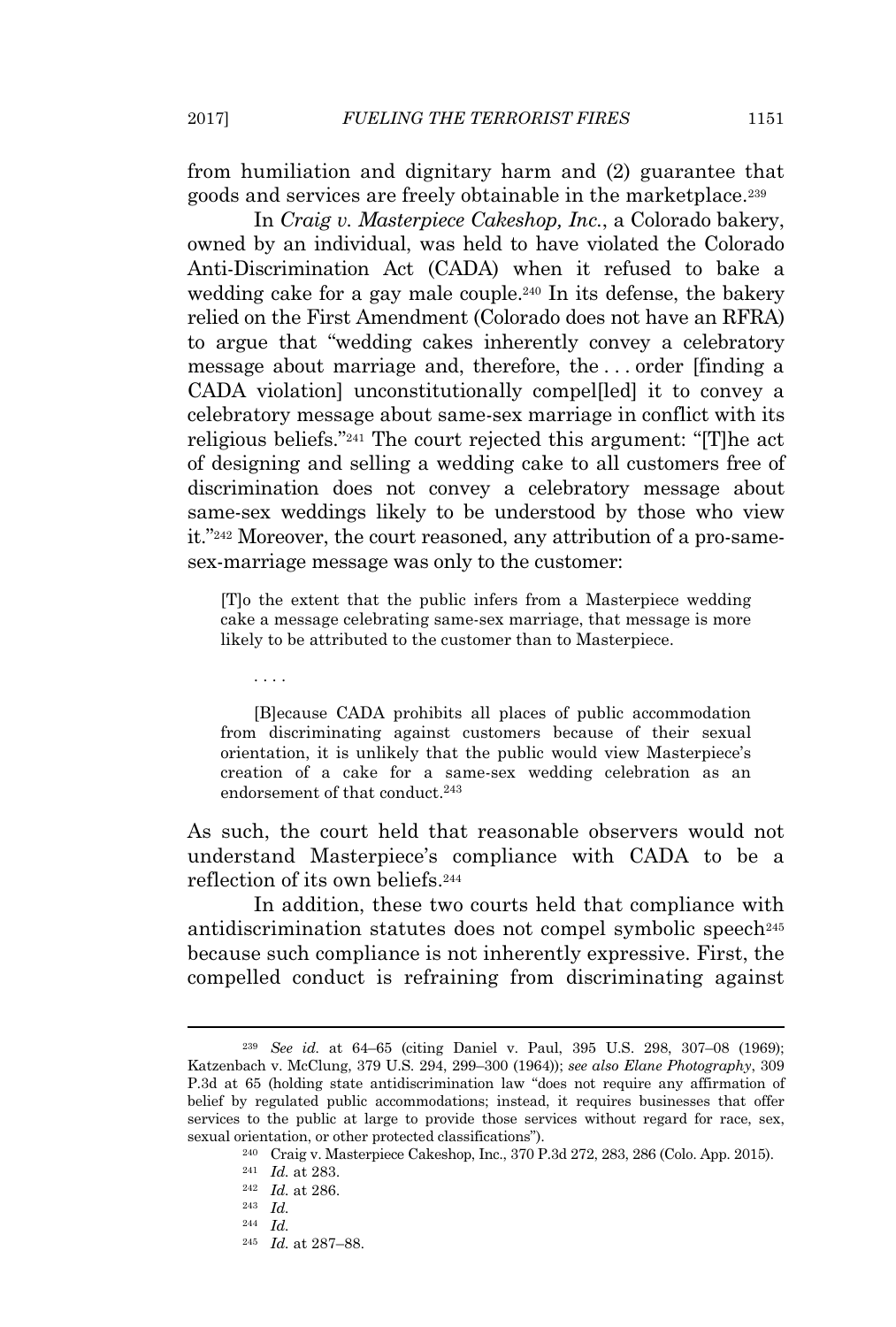from humiliation and dignitary harm and (2) guarantee that goods and services are freely obtainable in the marketplace.[239]

In *Craig v. Masterpiece Cakeshop, Inc.*, a Colorado bakery, owned by an individual, was held to have violated the Colorado Anti-Discrimination Act (CADA) when it refused to bake a wedding cake for a gay male couple.[240] In its defense, the bakery relied on the First Amendment (Colorado does not have an RFRA) to argue that "wedding cakes inherently convey a celebratory message about marriage and, therefore, the . . . order [finding a CADA violation] unconstitutionally compel[led] it to convey a celebratory message about same-sex marriage in conflict with its religious beliefs."[241] The court rejected this argument: "[T]he act of designing and selling a wedding cake to all customers free of discrimination does not convey a celebratory message about same-sex weddings likely to be understood by those who view it."[242] Moreover, the court reasoned, any attribution of a pro-same-sex-marriage message was only to the customer:

> [T]o the extent that the public infers from a Masterpiece wedding cake a message celebrating same-sex marriage, that message is more likely to be attributed to the customer than to Masterpiece.
>
> . . . .
>
> [B]ecause CADA prohibits all places of public accommodation from discriminating against customers because of their sexual orientation, it is unlikely that the public would view Masterpiece's creation of a cake for a same-sex wedding celebration as an endorsement of that conduct.[243]

As such, the court held that reasonable observers would not understand Masterpiece's compliance with CADA to be a reflection of its own beliefs.[244]

In addition, these two courts held that compliance with antidiscrimination statutes does not compel symbolic speech[245] because such compliance is not inherently expressive. First, the compelled conduct is refraining from discriminating against

---

[239] *See id.* at 64–65 (citing Daniel v. Paul, 395 U.S. 298, 307–08 (1969); Katzenbach v. McClung, 379 U.S. 294, 299–300 (1964)); *see also Elane Photography*, 309 P.3d at 65 (holding state antidiscrimination law "does not require any affirmation of belief by regulated public accommodations; instead, it requires businesses that offer services to the public at large to provide those services without regard for race, sex, sexual orientation, or other protected classifications").

[240] Craig v. Masterpiece Cakeshop, Inc., 370 P.3d 272, 283, 286 (Colo. App. 2015).

[241] *Id.* at 283.

[242] *Id.* at 286.

[243] *Id.*

[244] *Id.*

[245] *Id.* at 287–88.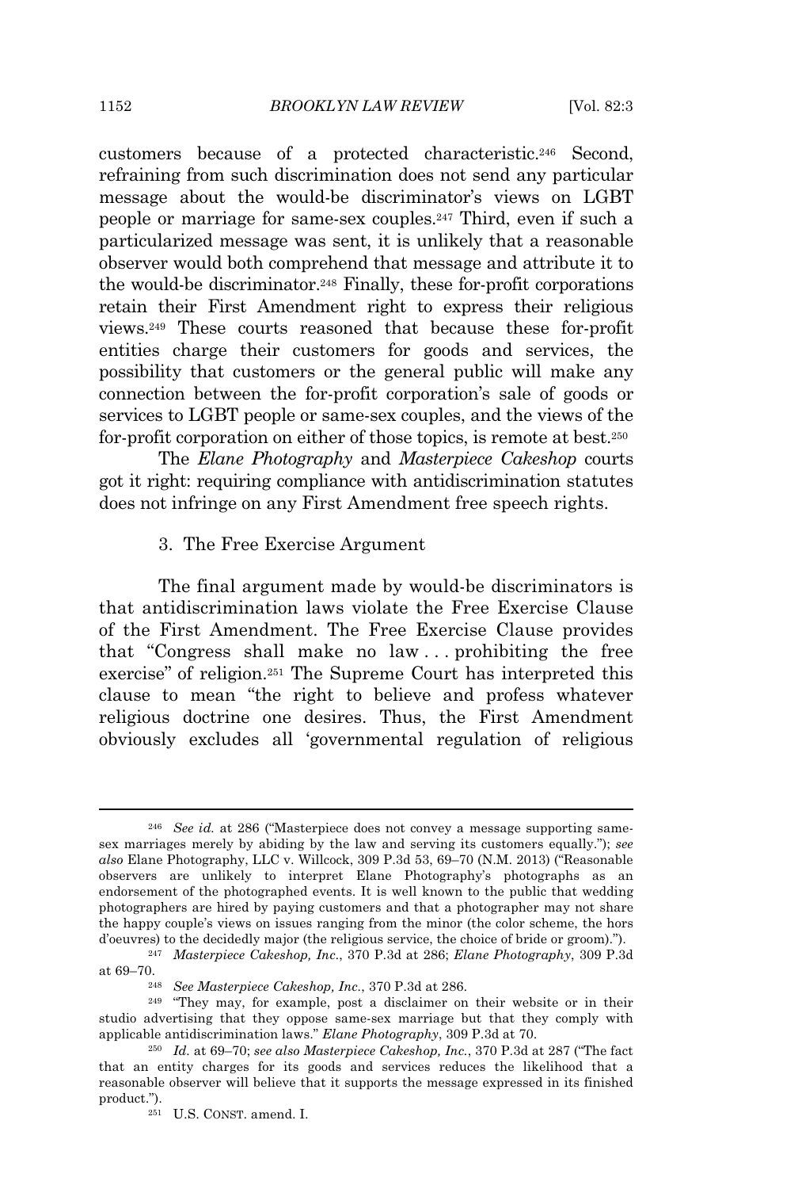customers because of a protected characteristic.[246] Second, refraining from such discrimination does not send any particular message about the would-be discriminator's views on LGBT people or marriage for same-sex couples.[247] Third, even if such a particularized message was sent, it is unlikely that a reasonable observer would both comprehend that message and attribute it to the would-be discriminator.[248] Finally, these for-profit corporations retain their First Amendment right to express their religious views.[249] These courts reasoned that because these for-profit entities charge their customers for goods and services, the possibility that customers or the general public will make any connection between the for-profit corporation's sale of goods or services to LGBT people or same-sex couples, and the views of the for-profit corporation on either of those topics, is remote at best.[250]

The *Elane Photography* and *Masterpiece Cakeshop* courts got it right: requiring compliance with antidiscrimination statutes does not infringe on any First Amendment free speech rights.

### 3. The Free Exercise Argument

The final argument made by would-be discriminators is that antidiscrimination laws violate the Free Exercise Clause of the First Amendment. The Free Exercise Clause provides that "Congress shall make no law . . . prohibiting the free exercise" of religion.[251] The Supreme Court has interpreted this clause to mean "the right to believe and profess whatever religious doctrine one desires. Thus, the First Amendment obviously excludes all 'governmental regulation of religious

---

[246] *See id.* at 286 ("Masterpiece does not convey a message supporting same-sex marriages merely by abiding by the law and serving its customers equally."); *see also* Elane Photography, LLC v. Willcock, 309 P.3d 53, 69–70 (N.M. 2013) ("Reasonable observers are unlikely to interpret Elane Photography's photographs as an endorsement of the photographed events. It is well known to the public that wedding photographers are hired by paying customers and that a photographer may not share the happy couple's views on issues ranging from the minor (the color scheme, the hors d'oeuvres) to the decidedly major (the religious service, the choice of bride or groom).").

[247] *Masterpiece Cakeshop, Inc.*, 370 P.3d at 286; *Elane Photography*, 309 P.3d at 69–70.

[248] *See Masterpiece Cakeshop, Inc.*, 370 P.3d at 286.

[249] "They may, for example, post a disclaimer on their website or in their studio advertising that they oppose same-sex marriage but that they comply with applicable antidiscrimination laws." *Elane Photography*, 309 P.3d at 70.

[250] *Id.* at 69–70; *see also Masterpiece Cakeshop, Inc.*, 370 P.3d at 287 ("The fact that an entity charges for its goods and services reduces the likelihood that a reasonable observer will believe that it supports the message expressed in its finished product.").

[251] U.S. CONST. amend. I.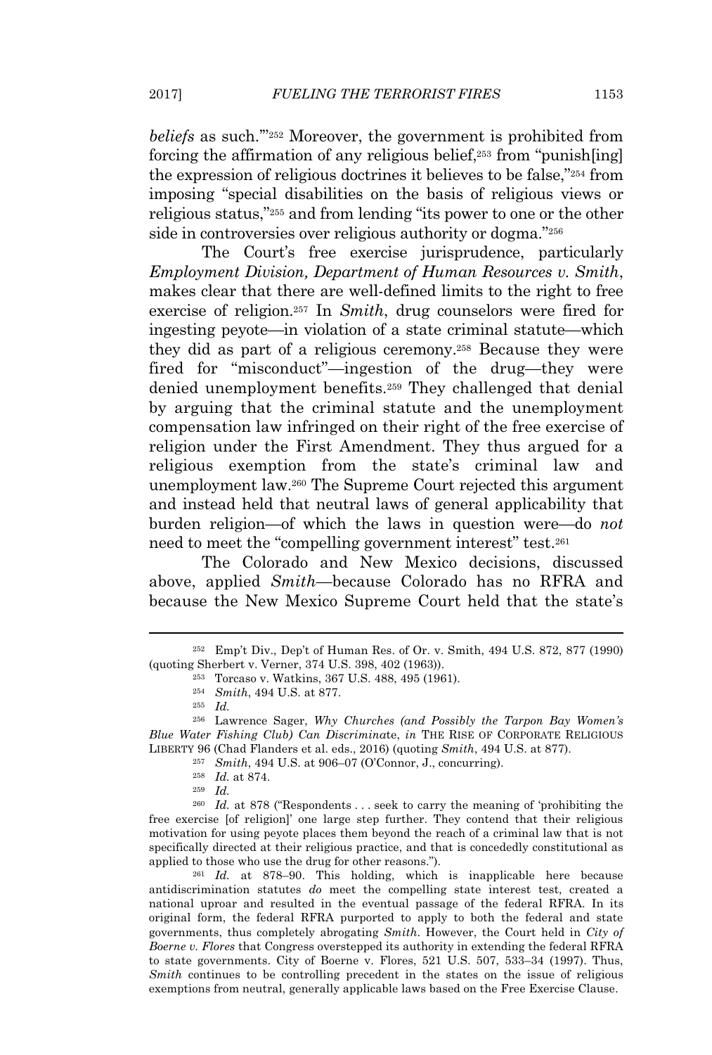*beliefs* as such.'"[252] Moreover, the government is prohibited from forcing the affirmation of any religious belief,[253] from "punish[ing] the expression of religious doctrines it believes to be false,"[254] from imposing "special disabilities on the basis of religious views or religious status,"[255] and from lending "its power to one or the other side in controversies over religious authority or dogma."[256]

The Court's free exercise jurisprudence, particularly *Employment Division, Department of Human Resources v. Smith*, makes clear that there are well-defined limits to the right to free exercise of religion.[257] In *Smith*, drug counselors were fired for ingesting peyote—in violation of a state criminal statute—which they did as part of a religious ceremony.[258] Because they were fired for "misconduct"—ingestion of the drug—they were denied unemployment benefits.[259] They challenged that denial by arguing that the criminal statute and the unemployment compensation law infringed on their right of the free exercise of religion under the First Amendment. They thus argued for a religious exemption from the state's criminal law and unemployment law.[260] The Supreme Court rejected this argument and instead held that neutral laws of general applicability that burden religion—of which the laws in question were—do *not* need to meet the "compelling government interest" test.[261]

The Colorado and New Mexico decisions, discussed above, applied *Smith*—because Colorado has no RFRA and because the New Mexico Supreme Court held that the state's

---

[252] Emp't Div., Dep't of Human Res. of Or. v. Smith, 494 U.S. 872, 877 (1990) (quoting Sherbert v. Verner, 374 U.S. 398, 402 (1963)).

[253] Torcaso v. Watkins, 367 U.S. 488, 495 (1961).

[254] *Smith*, 494 U.S. at 877.

[255] *Id.*

[256] Lawrence Sager, *Why Churches (and Possibly the Tarpon Bay Women's Blue Water Fishing Club) Can Discriminate*, *in* THE RISE OF CORPORATE RELIGIOUS LIBERTY 96 (Chad Flanders et al. eds., 2016) (quoting *Smith*, 494 U.S. at 877).

[257] *Smith*, 494 U.S. at 906–07 (O'Connor, J., concurring).

[258] *Id.* at 874.

[259] *Id.*

[260] *Id.* at 878 ("Respondents . . . seek to carry the meaning of 'prohibiting the free exercise [of religion]' one large step further. They contend that their religious motivation for using peyote places them beyond the reach of a criminal law that is not specifically directed at their religious practice, and that is concededly constitutional as applied to those who use the drug for other reasons.").

[261] *Id.* at 878–90. This holding, which is inapplicable here because antidiscrimination statutes *do* meet the compelling state interest test, created a national uproar and resulted in the eventual passage of the federal RFRA. In its original form, the federal RFRA purported to apply to both the federal and state governments, thus completely abrogating *Smith*. However, the Court held in *City of Boerne v. Flores* that Congress overstepped its authority in extending the federal RFRA to state governments. City of Boerne v. Flores, 521 U.S. 507, 533–34 (1997). Thus, *Smith* continues to be controlling precedent in the states on the issue of religious exemptions from neutral, generally applicable laws based on the Free Exercise Clause.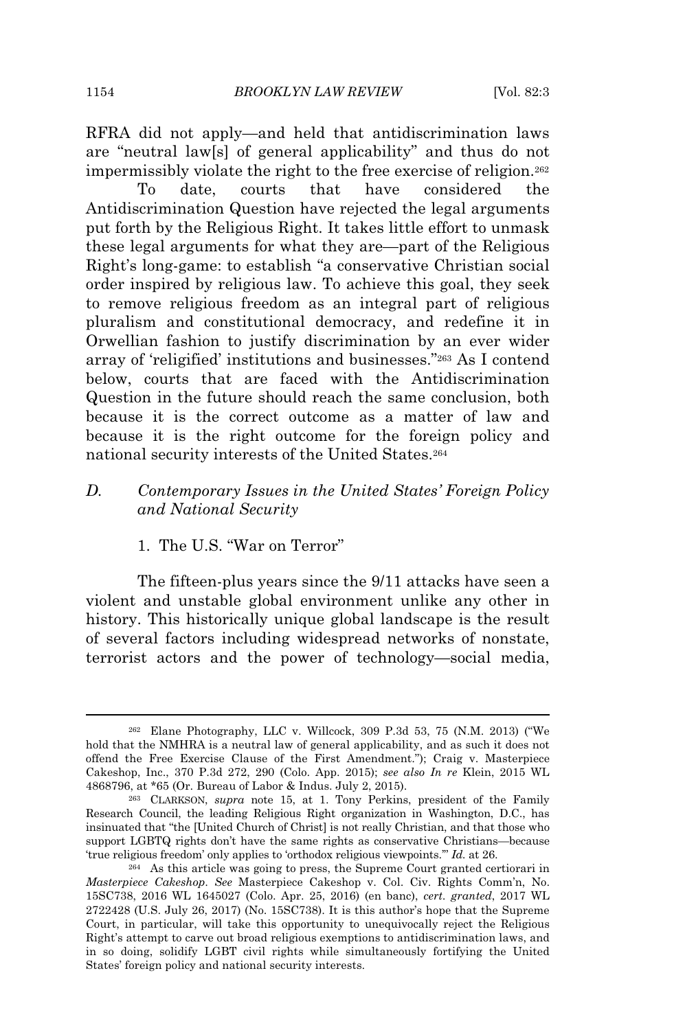RFRA did not apply—and held that antidiscrimination laws are "neutral law[s] of general applicability" and thus do not impermissibly violate the right to the free exercise of religion.[262]

To date, courts that have considered the Antidiscrimination Question have rejected the legal arguments put forth by the Religious Right. It takes little effort to unmask these legal arguments for what they are—part of the Religious Right's long-game: to establish "a conservative Christian social order inspired by religious law. To achieve this goal, they seek to remove religious freedom as an integral part of religious pluralism and constitutional democracy, and redefine it in Orwellian fashion to justify discrimination by an ever wider array of 'religified' institutions and businesses."[263] As I contend below, courts that are faced with the Antidiscrimination Question in the future should reach the same conclusion, both because it is the correct outcome as a matter of law and because it is the right outcome for the foreign policy and national security interests of the United States.[264]

### D. *Contemporary Issues in the United States' Foreign Policy and National Security*

#### 1. The U.S. "War on Terror"

The fifteen-plus years since the 9/11 attacks have seen a violent and unstable global environment unlike any other in history. This historically unique global landscape is the result of several factors including widespread networks of nonstate, terrorist actors and the power of technology—social media,

---

[262] Elane Photography, LLC v. Willcock, 309 P.3d 53, 75 (N.M. 2013) ("We hold that the NMHRA is a neutral law of general applicability, and as such it does not offend the Free Exercise Clause of the First Amendment."); Craig v. Masterpiece Cakeshop, Inc., 370 P.3d 272, 290 (Colo. App. 2015); *see also In re* Klein, 2015 WL 4868796, at *65 (Or. Bureau of Labor & Indus. July 2, 2015).

[263] CLARKSON, *supra* note 15, at 1. Tony Perkins, president of the Family Research Council, the leading Religious Right organization in Washington, D.C., has insinuated that "the [United Church of Christ] is not really Christian, and that those who support LGBTQ rights don't have the same rights as conservative Christians—because 'true religious freedom' only applies to 'orthodox religious viewpoints.'" *Id.* at 26.

[264] As this article was going to press, the Supreme Court granted certiorari in *Masterpiece Cakeshop*. *See* Masterpiece Cakeshop v. Col. Civ. Rights Comm'n, No. 15SC738, 2016 WL 1645027 (Colo. Apr. 25, 2016) (en banc), *cert. granted*, 2017 WL 2722428 (U.S. July 26, 2017) (No. 15SC738). It is this author's hope that the Supreme Court, in particular, will take this opportunity to unequivocally reject the Religious Right's attempt to carve out broad religious exemptions to antidiscrimination laws, and in so doing, solidify LGBT civil rights while simultaneously fortifying the United States' foreign policy and national security interests.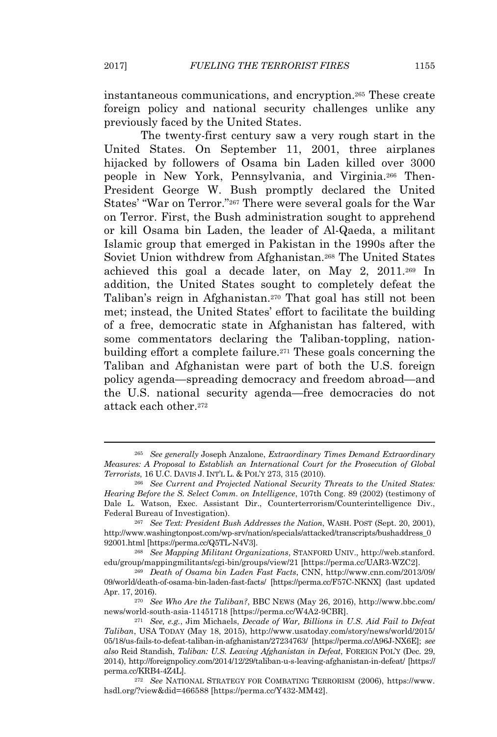instantaneous communications, and encryption.[265] These create foreign policy and national security challenges unlike any previously faced by the United States.

The twenty-first century saw a very rough start in the United States. On September 11, 2001, three airplanes hijacked by followers of Osama bin Laden killed over 3000 people in New York, Pennsylvania, and Virginia.[266] Then-President George W. Bush promptly declared the United States' "War on Terror."[267] There were several goals for the War on Terror. First, the Bush administration sought to apprehend or kill Osama bin Laden, the leader of Al-Qaeda, a militant Islamic group that emerged in Pakistan in the 1990s after the Soviet Union withdrew from Afghanistan.[268] The United States achieved this goal a decade later, on May 2, 2011.[269] In addition, the United States sought to completely defeat the Taliban's reign in Afghanistan.[270] That goal has still not been met; instead, the United States' effort to facilitate the building of a free, democratic state in Afghanistan has faltered, with some commentators declaring the Taliban-toppling, nation-building effort a complete failure.[271] These goals concerning the Taliban and Afghanistan were part of both the U.S. foreign policy agenda—spreading democracy and freedom abroad—and the U.S. national security agenda—free democracies do not attack each other.[272]

---

[265] *See generally* Joseph Anzalone, *Extraordinary Times Demand Extraordinary Measures: A Proposal to Establish an International Court for the Prosecution of Global Terrorists*, 16 U.C. DAVIS J. INT'L L. & POL'Y 273, 315 (2010).

[266] *See Current and Projected National Security Threats to the United States: Hearing Before the S. Select Comm. on Intelligence*, 107th Cong. 89 (2002) (testimony of Dale L. Watson, Exec. Assistant Dir., Counterterrorism/Counterintelligence Div., Federal Bureau of Investigation).

[267] *See Text: President Bush Addresses the Nation*, WASH. POST (Sept. 20, 2001), http://www.washingtonpost.com/wp-srv/nation/specials/attacked/transcripts/bushaddress_092001.html [https://perma.cc/Q5TL-N4V3].

[268] *See Mapping Militant Organizations*, STANFORD UNIV., http://web.stanford.edu/group/mappingmilitants/cgi-bin/groups/view/21 [https://perma.cc/UAR3-WZC2].

[269] *Death of Osama bin Laden Fast Facts*, CNN, http://www.cnn.com/2013/09/09/world/death-of-osama-bin-laden-fast-facts/ [https://perma.cc/F57C-NKNX] (last updated Apr. 17, 2016).

[270] *See Who Are the Taliban?*, BBC NEWS (May 26, 2016), http://www.bbc.com/news/world-south-asia-11451718 [https://perma.cc/W4A2-9CBR].

[271] *See, e.g.*, Jim Michaels, *Decade of War, Billions in U.S. Aid Fail to Defeat Taliban*, USA TODAY (May 18, 2015), http://www.usatoday.com/story/news/world/2015/05/18/us-fails-to-defeat-taliban-in-afghanistan/27234763/ [https://perma.cc/A96J-NX6E]; *see also* Reid Standish, *Taliban: U.S. Leaving Afghanistan in Defeat*, FOREIGN POL'Y (Dec. 29, 2014), http://foreignpolicy.com/2014/12/29/taliban-u-s-leaving-afghanistan-in-defeat/ [https://perma.cc/KRB4-4Z4L].

[272] *See* NATIONAL STRATEGY FOR COMBATING TERRORISM (2006), https://www.hsdl.org/?view&did=466588 [https://perma.cc/Y432-MM42].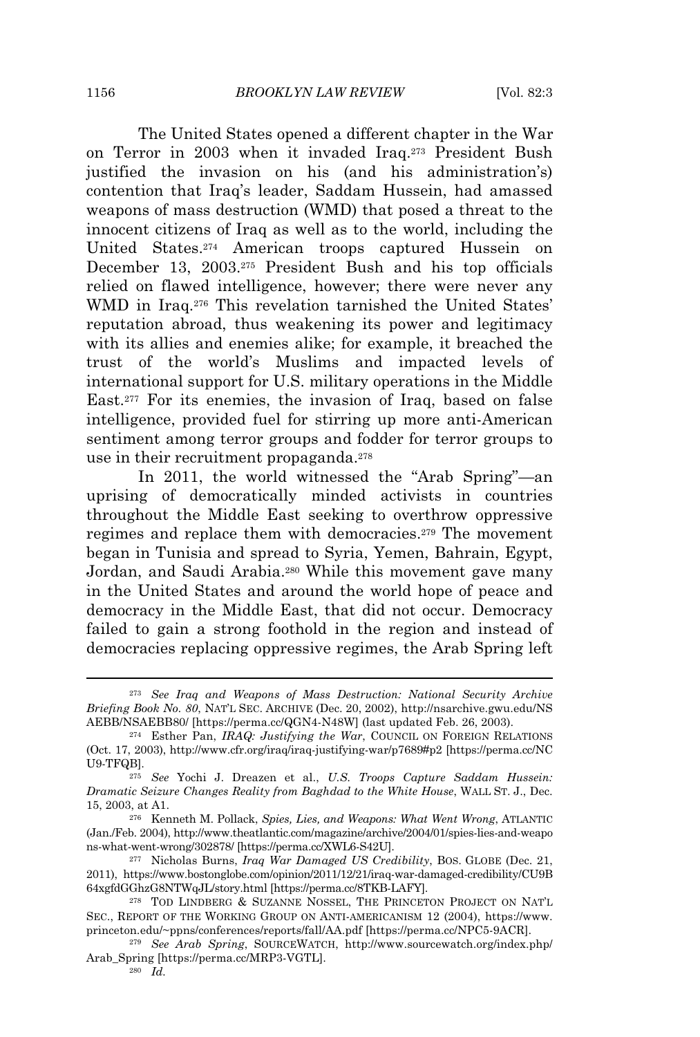The United States opened a different chapter in the War on Terror in 2003 when it invaded Iraq.[273] President Bush justified the invasion on his (and his administration's) contention that Iraq's leader, Saddam Hussein, had amassed weapons of mass destruction (WMD) that posed a threat to the innocent citizens of Iraq as well as to the world, including the United States.[274] American troops captured Hussein on December 13, 2003.[275] President Bush and his top officials relied on flawed intelligence, however; there were never any WMD in Iraq.[276] This revelation tarnished the United States' reputation abroad, thus weakening its power and legitimacy with its allies and enemies alike; for example, it breached the trust of the world's Muslims and impacted levels of international support for U.S. military operations in the Middle East.[277] For its enemies, the invasion of Iraq, based on false intelligence, provided fuel for stirring up more anti-American sentiment among terror groups and fodder for terror groups to use in their recruitment propaganda.[278]

In 2011, the world witnessed the "Arab Spring"—an uprising of democratically minded activists in countries throughout the Middle East seeking to overthrow oppressive regimes and replace them with democracies.[279] The movement began in Tunisia and spread to Syria, Yemen, Bahrain, Egypt, Jordan, and Saudi Arabia.[280] While this movement gave many in the United States and around the world hope of peace and democracy in the Middle East, that did not occur. Democracy failed to gain a strong foothold in the region and instead of democracies replacing oppressive regimes, the Arab Spring left

---

[273] *See Iraq and Weapons of Mass Destruction: National Security Archive Briefing Book No. 80*, NAT'L SEC. ARCHIVE (Dec. 20, 2002), http://nsarchive.gwu.edu/NSAEBB/NSAEBB80/ [https://perma.cc/QGN4-N48W] (last updated Feb. 26, 2003).

[274] Esther Pan, *IRAQ: Justifying the War*, COUNCIL ON FOREIGN RELATIONS (Oct. 17, 2003), http://www.cfr.org/iraq/iraq-justifying-war/p7689#p2 [https://perma.cc/NCU9-TFQB].

[275] *See* Yochi J. Dreazen et al., *U.S. Troops Capture Saddam Hussein: Dramatic Seizure Changes Reality from Baghdad to the White House*, WALL ST. J., Dec. 15, 2003, at A1.

[276] Kenneth M. Pollack, *Spies, Lies, and Weapons: What Went Wrong*, ATLANTIC (Jan./Feb. 2004), http://www.theatlantic.com/magazine/archive/2004/01/spies-lies-and-weapons-what-went-wrong/302878/ [https://perma.cc/XWL6-S42U].

[277] Nicholas Burns, *Iraq War Damaged US Credibility*, BOS. GLOBE (Dec. 21, 2011), https://www.bostonglobe.com/opinion/2011/12/21/iraq-war-damaged-credibility/CU9B64xgfdGGhzG8NTWqJL/story.html [https://perma.cc/8TKB-LAFY].

[278] TOD LINDBERG & SUZANNE NOSSEL, THE PRINCETON PROJECT ON NAT'L SEC., REPORT OF THE WORKING GROUP ON ANTI-AMERICANISM 12 (2004), https://www.princeton.edu/~ppns/conferences/reports/fall/AA.pdf [https://perma.cc/NPC5-9ACR].

[279] *See Arab Spring*, SOURCEWATCH, http://www.sourcewatch.org/index.php/Arab_Spring [https://perma.cc/MRP3-VGTL].

[280] *Id.*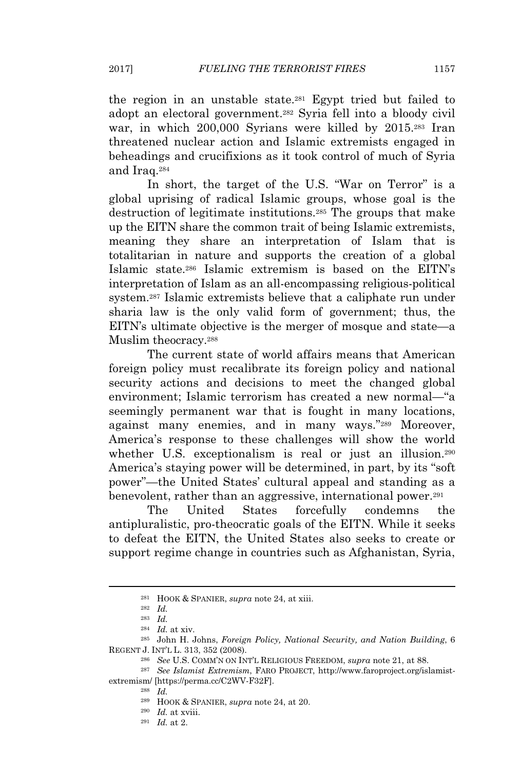the region in an unstable state.[281] Egypt tried but failed to adopt an electoral government.[282] Syria fell into a bloody civil war, in which 200,000 Syrians were killed by 2015.[283] Iran threatened nuclear action and Islamic extremists engaged in beheadings and crucifixions as it took control of much of Syria and Iraq.[284]

In short, the target of the U.S. "War on Terror" is a global uprising of radical Islamic groups, whose goal is the destruction of legitimate institutions.[285] The groups that make up the EITN share the common trait of being Islamic extremists, meaning they share an interpretation of Islam that is totalitarian in nature and supports the creation of a global Islamic state.[286] Islamic extremism is based on the EITN's interpretation of Islam as an all-encompassing religious-political system.[287] Islamic extremists believe that a caliphate run under sharia law is the only valid form of government; thus, the EITN's ultimate objective is the merger of mosque and state—a Muslim theocracy.[288]

The current state of world affairs means that American foreign policy must recalibrate its foreign policy and national security actions and decisions to meet the changed global environment; Islamic terrorism has created a new normal—"a seemingly permanent war that is fought in many locations, against many enemies, and in many ways."[289] Moreover, America's response to these challenges will show the world whether U.S. exceptionalism is real or just an illusion.[290] America's staying power will be determined, in part, by its "soft power"—the United States' cultural appeal and standing as a benevolent, rather than an aggressive, international power.[291]

The United States forcefully condemns the antipluralistic, pro-theocratic goals of the EITN. While it seeks to defeat the EITN, the United States also seeks to create or support regime change in countries such as Afghanistan, Syria,

---

[281] HOOK & SPANIER, *supra* note 24, at xiii.

[282] *Id.*

[283] *Id.*

[284] *Id.* at xiv.

[285] John H. Johns, *Foreign Policy, National Security, and Nation Building*, 6 REGENT J. INT'L L. 313, 352 (2008).

[286] *See* U.S. COMM'N ON INT'L RELIGIOUS FREEDOM, *supra* note 21, at 88.

[287] *See Islamist Extremism*, FARO PROJECT, http://www.faroproject.org/islamist-extremism/ [https://perma.cc/C2WV-F32F].

[288] *Id.*

[289] HOOK & SPANIER, *supra* note 24, at 20.

[290] *Id.* at xviii.

[291] *Id.* at 2.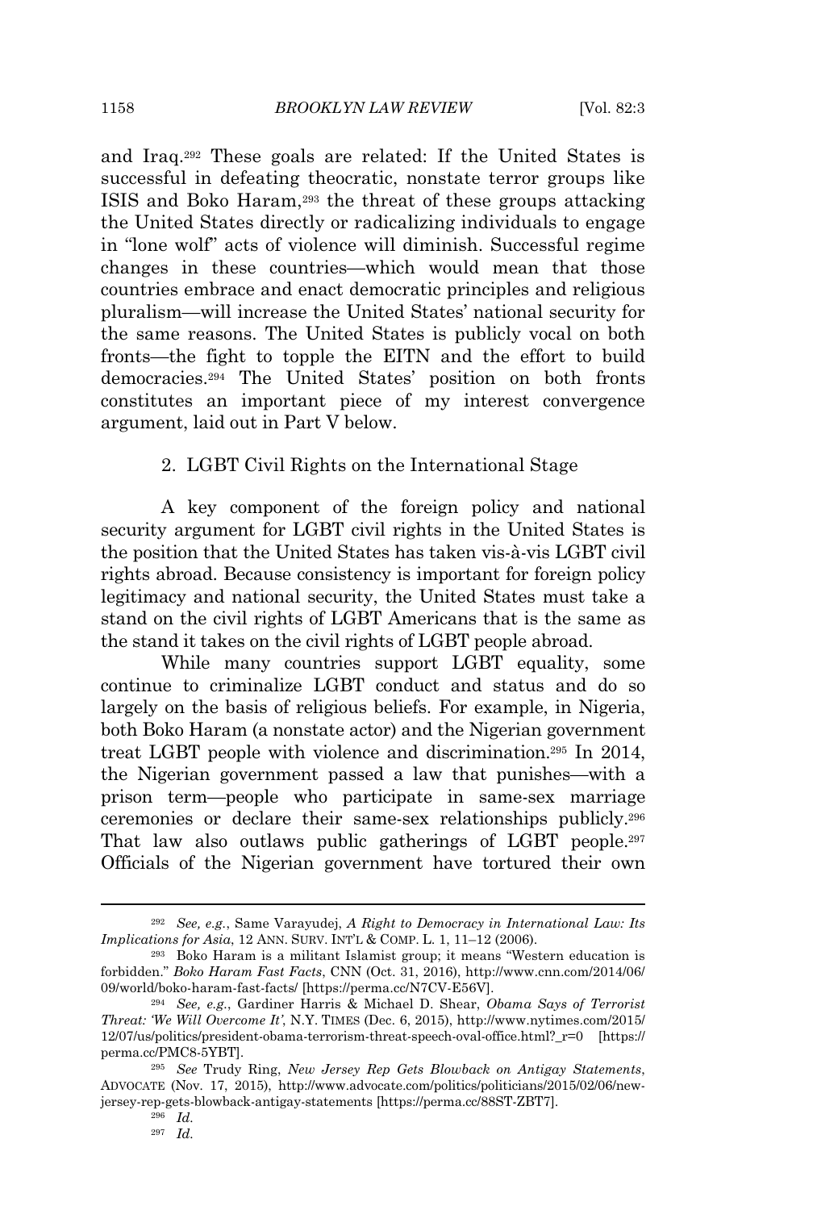and Iraq.[292] These goals are related: If the United States is successful in defeating theocratic, nonstate terror groups like ISIS and Boko Haram,[293] the threat of these groups attacking the United States directly or radicalizing individuals to engage in "lone wolf" acts of violence will diminish. Successful regime changes in these countries—which would mean that those countries embrace and enact democratic principles and religious pluralism—will increase the United States' national security for the same reasons. The United States is publicly vocal on both fronts—the fight to topple the EITN and the effort to build democracies.[294] The United States' position on both fronts constitutes an important piece of my interest convergence argument, laid out in Part V below.

### 2. LGBT Civil Rights on the International Stage

A key component of the foreign policy and national security argument for LGBT civil rights in the United States is the position that the United States has taken vis-à-vis LGBT civil rights abroad. Because consistency is important for foreign policy legitimacy and national security, the United States must take a stand on the civil rights of LGBT Americans that is the same as the stand it takes on the civil rights of LGBT people abroad.

While many countries support LGBT equality, some continue to criminalize LGBT conduct and status and do so largely on the basis of religious beliefs. For example, in Nigeria, both Boko Haram (a nonstate actor) and the Nigerian government treat LGBT people with violence and discrimination.[295] In 2014, the Nigerian government passed a law that punishes—with a prison term—people who participate in same-sex marriage ceremonies or declare their same-sex relationships publicly.[296] That law also outlaws public gatherings of LGBT people.[297] Officials of the Nigerian government have tortured their own

---

[292] *See, e.g.*, Same Varayudej, *A Right to Democracy in International Law: Its Implications for Asia*, 12 ANN. SURV. INT'L & COMP. L. 1, 11–12 (2006).

[293] Boko Haram is a militant Islamist group; it means "Western education is forbidden." *Boko Haram Fast Facts*, CNN (Oct. 31, 2016), http://www.cnn.com/2014/06/09/world/boko-haram-fast-facts/ [https://perma.cc/N7CV-E56V].

[294] *See, e.g.*, Gardiner Harris & Michael D. Shear, *Obama Says of Terrorist Threat: 'We Will Overcome It'*, N.Y. TIMES (Dec. 6, 2015), http://www.nytimes.com/2015/12/07/us/politics/president-obama-terrorism-threat-speech-oval-office.html?_r=0 [https://perma.cc/PMC8-5YBT].

[295] *See* Trudy Ring, *New Jersey Rep Gets Blowback on Antigay Statements*, ADVOCATE (Nov. 17, 2015), http://www.advocate.com/politics/politicians/2015/02/06/new-jersey-rep-gets-blowback-antigay-statements [https://perma.cc/88ST-ZBT7].

[296] *Id.*

[297] *Id.*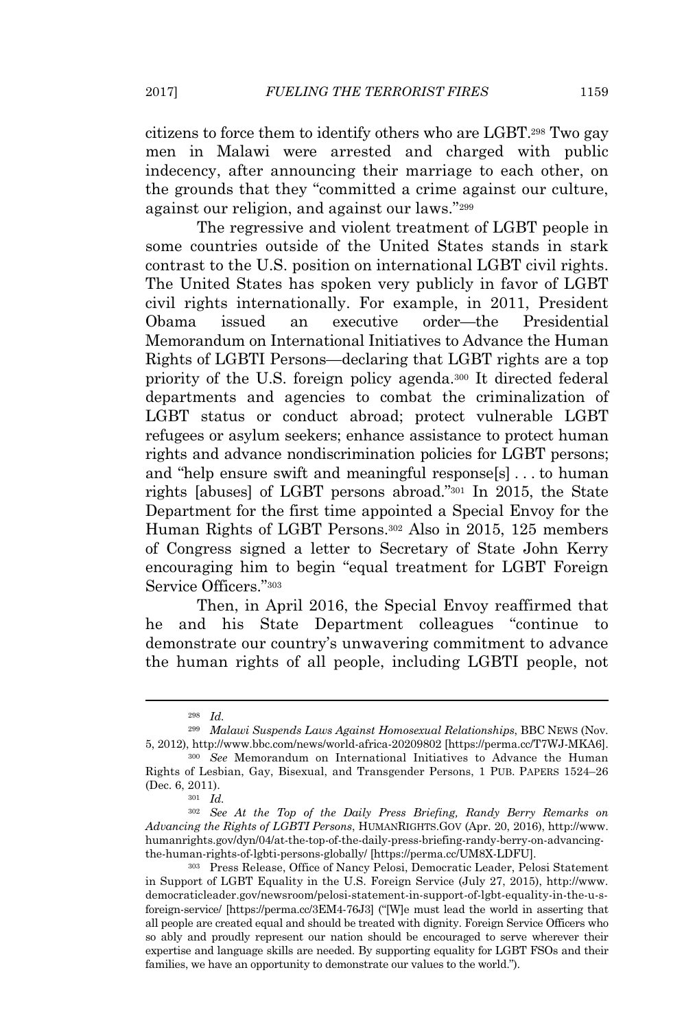citizens to force them to identify others who are LGBT.[298] Two gay men in Malawi were arrested and charged with public indecency, after announcing their marriage to each other, on the grounds that they "committed a crime against our culture, against our religion, and against our laws."[299]

The regressive and violent treatment of LGBT people in some countries outside of the United States stands in stark contrast to the U.S. position on international LGBT civil rights. The United States has spoken very publicly in favor of LGBT civil rights internationally. For example, in 2011, President Obama issued an executive order—the Presidential Memorandum on International Initiatives to Advance the Human Rights of LGBTI Persons—declaring that LGBT rights are a top priority of the U.S. foreign policy agenda.[300] It directed federal departments and agencies to combat the criminalization of LGBT status or conduct abroad; protect vulnerable LGBT refugees or asylum seekers; enhance assistance to protect human rights and advance nondiscrimination policies for LGBT persons; and "help ensure swift and meaningful response[s] . . . to human rights [abuses] of LGBT persons abroad."[301] In 2015, the State Department for the first time appointed a Special Envoy for the Human Rights of LGBT Persons.[302] Also in 2015, 125 members of Congress signed a letter to Secretary of State John Kerry encouraging him to begin "equal treatment for LGBT Foreign Service Officers."[303]

Then, in April 2016, the Special Envoy reaffirmed that he and his State Department colleagues "continue to demonstrate our country's unwavering commitment to advance the human rights of all people, including LGBTI people, not

---

[298] *Id.*

[299] *Malawi Suspends Laws Against Homosexual Relationships*, BBC NEWS (Nov. 5, 2012), http://www.bbc.com/news/world-africa-20209802 [https://perma.cc/T7WJ-MKA6].

[300] *See* Memorandum on International Initiatives to Advance the Human Rights of Lesbian, Gay, Bisexual, and Transgender Persons, 1 PUB. PAPERS 1524–26 (Dec. 6, 2011).

[301] *Id.*

[302] *See At the Top of the Daily Press Briefing, Randy Berry Remarks on Advancing the Rights of LGBTI Persons*, HUMANRIGHTS.GOV (Apr. 20, 2016), http://www.humanrights.gov/dyn/04/at-the-top-of-the-daily-press-briefing-randy-berry-on-advancing-the-human-rights-of-lgbti-persons-globally/ [https://perma.cc/UM8X-LDFU].

[303] Press Release, Office of Nancy Pelosi, Democratic Leader, Pelosi Statement in Support of LGBT Equality in the U.S. Foreign Service (July 27, 2015), http://www.democraticleader.gov/newsroom/pelosi-statement-in-support-of-lgbt-equality-in-the-u-s-foreign-service/ [https://perma.cc/3EM4-76J3] ("[W]e must lead the world in asserting that all people are created equal and should be treated with dignity. Foreign Service Officers who so ably and proudly represent our nation should be encouraged to serve wherever their expertise and language skills are needed. By supporting equality for LGBT FSOs and their families, we have an opportunity to demonstrate our values to the world.").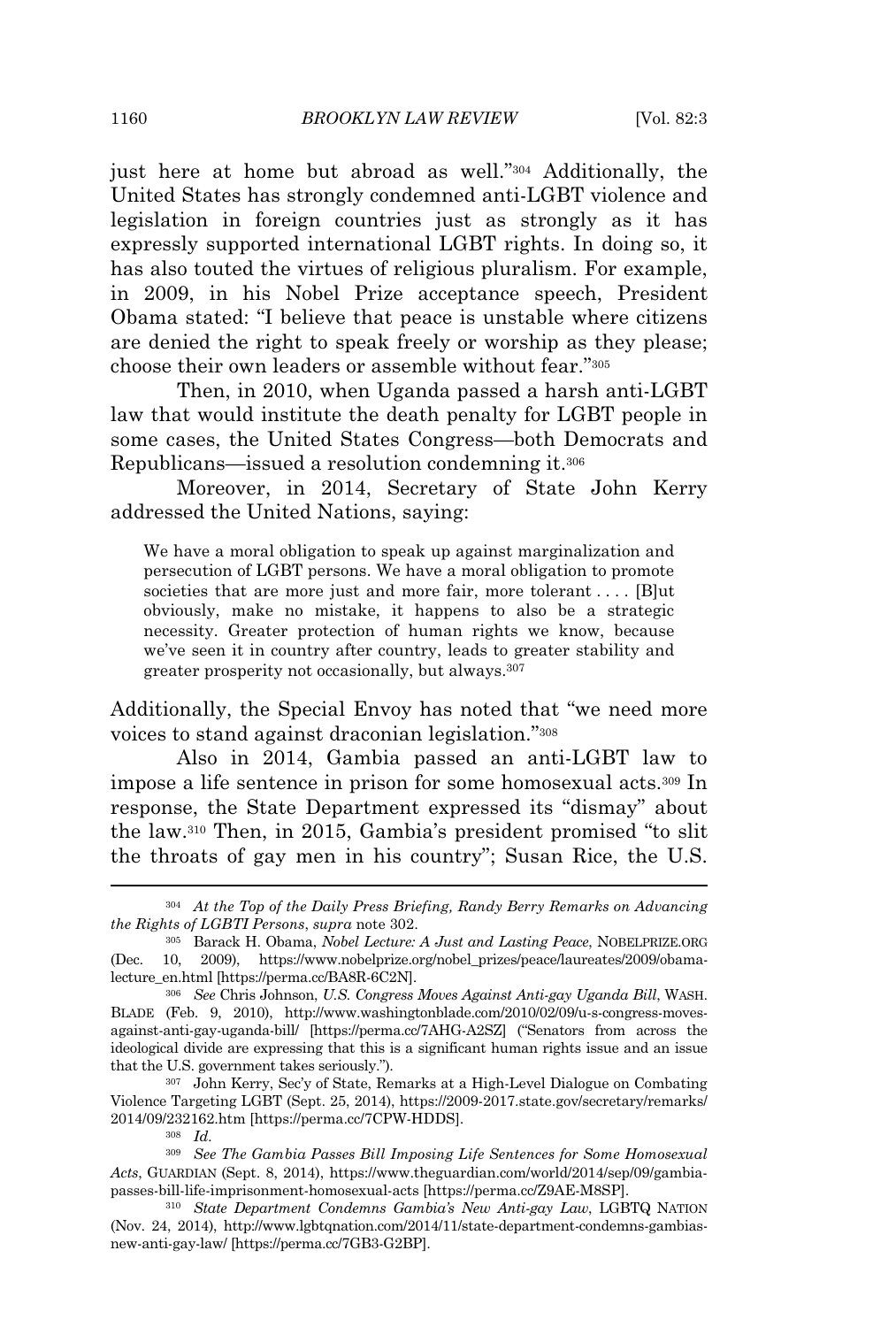just here at home but abroad as well."[304] Additionally, the United States has strongly condemned anti-LGBT violence and legislation in foreign countries just as strongly as it has expressly supported international LGBT rights. In doing so, it has also touted the virtues of religious pluralism. For example, in 2009, in his Nobel Prize acceptance speech, President Obama stated: "I believe that peace is unstable where citizens are denied the right to speak freely or worship as they please; choose their own leaders or assemble without fear."[305]

Then, in 2010, when Uganda passed a harsh anti-LGBT law that would institute the death penalty for LGBT people in some cases, the United States Congress—both Democrats and Republicans—issued a resolution condemning it.[306]

Moreover, in 2014, Secretary of State John Kerry addressed the United Nations, saying:

> We have a moral obligation to speak up against marginalization and persecution of LGBT persons. We have a moral obligation to promote societies that are more just and more fair, more tolerant . . . . [B]ut obviously, make no mistake, it happens to also be a strategic necessity. Greater protection of human rights we know, because we've seen it in country after country, leads to greater stability and greater prosperity not occasionally, but always.[307]

Additionally, the Special Envoy has noted that "we need more voices to stand against draconian legislation."[308]

Also in 2014, Gambia passed an anti-LGBT law to impose a life sentence in prison for some homosexual acts.[309] In response, the State Department expressed its "dismay" about the law.[310] Then, in 2015, Gambia's president promised "to slit the throats of gay men in his country"; Susan Rice, the U.S.

---

[304] *At the Top of the Daily Press Briefing, Randy Berry Remarks on Advancing the Rights of LGBTI Persons*, *supra* note 302.

[305] Barack H. Obama, *Nobel Lecture: A Just and Lasting Peace*, NOBELPRIZE.ORG (Dec. 10, 2009), https://www.nobelprize.org/nobel_prizes/peace/laureates/2009/obama-lecture_en.html [https://perma.cc/BA8R-6C2N].

[306] *See* Chris Johnson, *U.S. Congress Moves Against Anti-gay Uganda Bill*, WASH. BLADE (Feb. 9, 2010), http://www.washingtonblade.com/2010/02/09/u-s-congress-moves-against-anti-gay-uganda-bill/ [https://perma.cc/7AHG-A2SZ] ("Senators from across the ideological divide are expressing that this is a significant human rights issue and an issue that the U.S. government takes seriously.").

[307] John Kerry, Sec'y of State, Remarks at a High-Level Dialogue on Combating Violence Targeting LGBT (Sept. 25, 2014), https://2009-2017.state.gov/secretary/remarks/2014/09/232162.htm [https://perma.cc/7CPW-HDDS].

[308] *Id.*

[309] *See The Gambia Passes Bill Imposing Life Sentences for Some Homosexual Acts*, GUARDIAN (Sept. 8, 2014), https://www.theguardian.com/world/2014/sep/09/gambia-passes-bill-life-imprisonment-homosexual-acts [https://perma.cc/Z9AE-M8SP].

[310] *State Department Condemns Gambia's New Anti-gay Law*, LGBTQ NATION (Nov. 24, 2014), http://www.lgbtqnation.com/2014/11/state-department-condemns-gambias-new-anti-gay-law/ [https://perma.cc/7GB3-G2BP].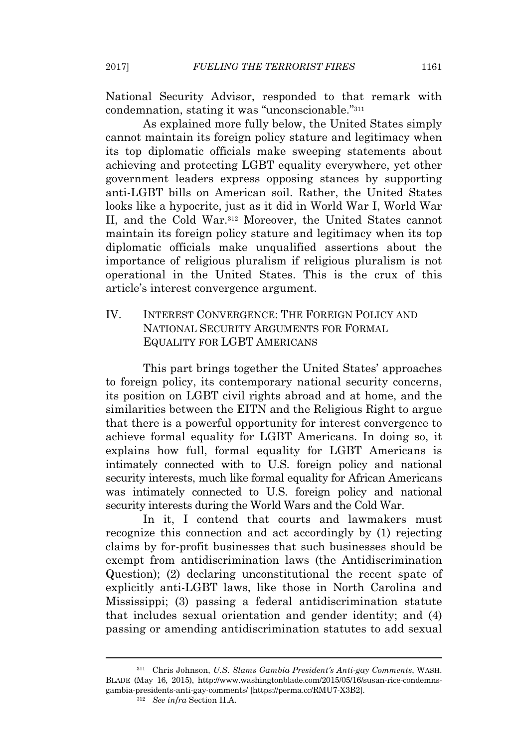National Security Advisor, responded to that remark with condemnation, stating it was "unconscionable."[311]

As explained more fully below, the United States simply cannot maintain its foreign policy stature and legitimacy when its top diplomatic officials make sweeping statements about achieving and protecting LGBT equality everywhere, yet other government leaders express opposing stances by supporting anti-LGBT bills on American soil. Rather, the United States looks like a hypocrite, just as it did in World War I, World War II, and the Cold War.[312] Moreover, the United States cannot maintain its foreign policy stature and legitimacy when its top diplomatic officials make unqualified assertions about the importance of religious pluralism if religious pluralism is not operational in the United States. This is the crux of this article's interest convergence argument.

## IV. Interest Convergence: The Foreign Policy and National Security Arguments for Formal Equality for LGBT Americans

This part brings together the United States' approaches to foreign policy, its contemporary national security concerns, its position on LGBT civil rights abroad and at home, and the similarities between the EITN and the Religious Right to argue that there is a powerful opportunity for interest convergence to achieve formal equality for LGBT Americans. In doing so, it explains how full, formal equality for LGBT Americans is intimately connected with to U.S. foreign policy and national security interests, much like formal equality for African Americans was intimately connected to U.S. foreign policy and national security interests during the World Wars and the Cold War.

In it, I contend that courts and lawmakers must recognize this connection and act accordingly by (1) rejecting claims by for-profit businesses that such businesses should be exempt from antidiscrimination laws (the Antidiscrimination Question); (2) declaring unconstitutional the recent spate of explicitly anti-LGBT laws, like those in North Carolina and Mississippi; (3) passing a federal antidiscrimination statute that includes sexual orientation and gender identity; and (4) passing or amending antidiscrimination statutes to add sexual

---

[311] Chris Johnson, *U.S. Slams Gambia President's Anti-gay Comments*, WASH. BLADE (May 16, 2015), http://www.washingtonblade.com/2015/05/16/susan-rice-condemns-gambia-presidents-anti-gay-comments/ [https://perma.cc/RMU7-X3B2].

[312] *See infra* Section II.A.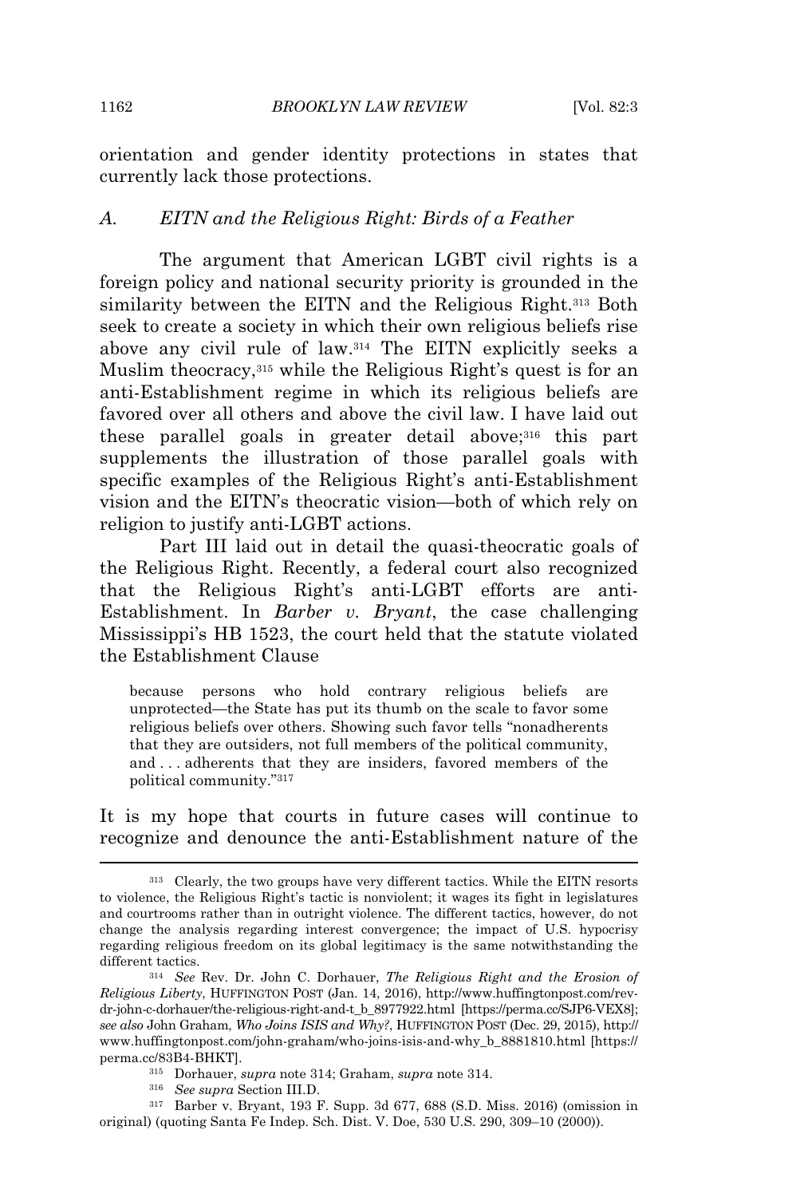orientation and gender identity protections in states that currently lack those protections.

### *A. EITN and the Religious Right: Birds of a Feather*

The argument that American LGBT civil rights is a foreign policy and national security priority is grounded in the similarity between the EITN and the Religious Right.[313] Both seek to create a society in which their own religious beliefs rise above any civil rule of law.[314] The EITN explicitly seeks a Muslim theocracy,[315] while the Religious Right's quest is for an anti-Establishment regime in which its religious beliefs are favored over all others and above the civil law. I have laid out these parallel goals in greater detail above;[316] this part supplements the illustration of those parallel goals with specific examples of the Religious Right's anti-Establishment vision and the EITN's theocratic vision—both of which rely on religion to justify anti-LGBT actions.

Part III laid out in detail the quasi-theocratic goals of the Religious Right. Recently, a federal court also recognized that the Religious Right's anti-LGBT efforts are anti-Establishment. In *Barber v. Bryant*, the case challenging Mississippi's HB 1523, the court held that the statute violated the Establishment Clause

> because persons who hold contrary religious beliefs are unprotected—the State has put its thumb on the scale to favor some religious beliefs over others. Showing such favor tells "nonadherents that they are outsiders, not full members of the political community, and . . . adherents that they are insiders, favored members of the political community."[317]

It is my hope that courts in future cases will continue to recognize and denounce the anti-Establishment nature of the

---

[313] Clearly, the two groups have very different tactics. While the EITN resorts to violence, the Religious Right's tactic is nonviolent; it wages its fight in legislatures and courtrooms rather than in outright violence. The different tactics, however, do not change the analysis regarding interest convergence; the impact of U.S. hypocrisy regarding religious freedom on its global legitimacy is the same notwithstanding the different tactics.

[314] *See* Rev. Dr. John C. Dorhauer, *The Religious Right and the Erosion of Religious Liberty*, HUFFINGTON POST (Jan. 14, 2016), http://www.huffingtonpost.com/rev-dr-john-c-dorhauer/the-religious-right-and-t_b_8977922.html [https://perma.cc/SJP6-VEX8]; *see also* John Graham, *Who Joins ISIS and Why?*, HUFFINGTON POST (Dec. 29, 2015), http://www.huffingtonpost.com/john-graham/who-joins-isis-and-why_b_8881810.html [https://perma.cc/83B4-BHKT].

[315] Dorhauer, *supra* note 314; Graham, *supra* note 314.

[316] *See supra* Section III.D.

[317] Barber v. Bryant, 193 F. Supp. 3d 677, 688 (S.D. Miss. 2016) (omission in original) (quoting Santa Fe Indep. Sch. Dist. V. Doe, 530 U.S. 290, 309–10 (2000)).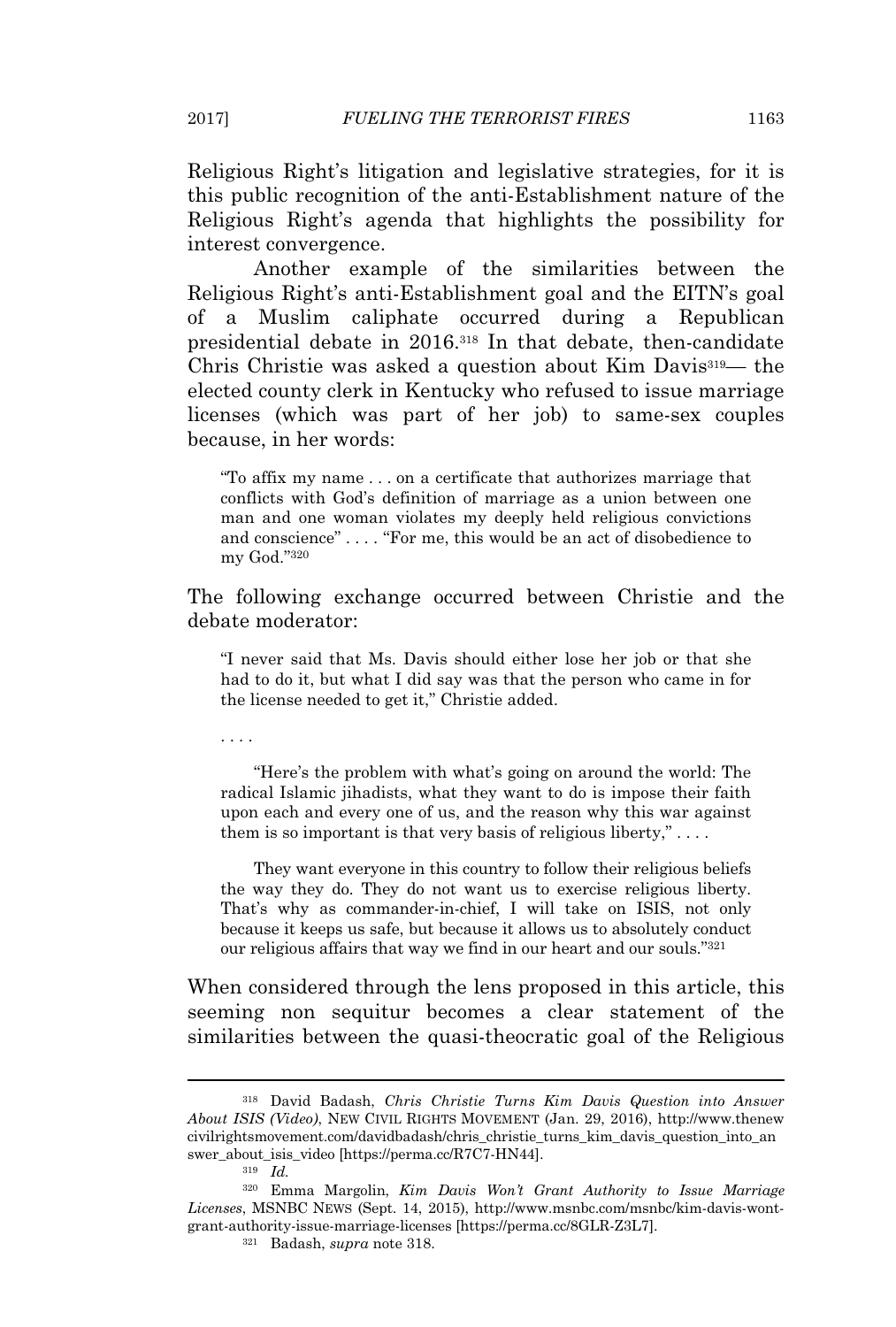Religious Right's litigation and legislative strategies, for it is this public recognition of the anti-Establishment nature of the Religious Right's agenda that highlights the possibility for interest convergence.

Another example of the similarities between the Religious Right's anti-Establishment goal and the EITN's goal of a Muslim caliphate occurred during a Republican presidential debate in 2016.[318] In that debate, then-candidate Chris Christie was asked a question about Kim Davis[319]— the elected county clerk in Kentucky who refused to issue marriage licenses (which was part of her job) to same-sex couples because, in her words:

> "To affix my name . . . on a certificate that authorizes marriage that conflicts with God's definition of marriage as a union between one man and one woman violates my deeply held religious convictions and conscience" . . . . "For me, this would be an act of disobedience to my God."[320]

The following exchange occurred between Christie and the debate moderator:

> "I never said that Ms. Davis should either lose her job or that she had to do it, but what I did say was that the person who came in for the license needed to get it," Christie added.
>
> . . . .
>
> "Here's the problem with what's going on around the world: The radical Islamic jihadists, what they want to do is impose their faith upon each and every one of us, and the reason why this war against them is so important is that very basis of religious liberty," . . . .
>
> They want everyone in this country to follow their religious beliefs the way they do. They do not want us to exercise religious liberty. That's why as commander-in-chief, I will take on ISIS, not only because it keeps us safe, but because it allows us to absolutely conduct our religious affairs that way we find in our heart and our souls."[321]

When considered through the lens proposed in this article, this seeming non sequitur becomes a clear statement of the similarities between the quasi-theocratic goal of the Religious

---

[318] David Badash, *Chris Christie Turns Kim Davis Question into Answer About ISIS (Video)*, NEW CIVIL RIGHTS MOVEMENT (Jan. 29, 2016), http://www.thenewcivilrightsmovement.com/davidbadash/chris_christie_turns_kim_davis_question_into_answer_about_isis_video [https://perma.cc/R7C7-HN44].

[319] *Id.*

[320] Emma Margolin, *Kim Davis Won't Grant Authority to Issue Marriage Licenses*, MSNBC NEWS (Sept. 14, 2015), http://www.msnbc.com/msnbc/kim-davis-wont-grant-authority-issue-marriage-licenses [https://perma.cc/8GLR-Z3L7].

[321] Badash, *supra* note 318.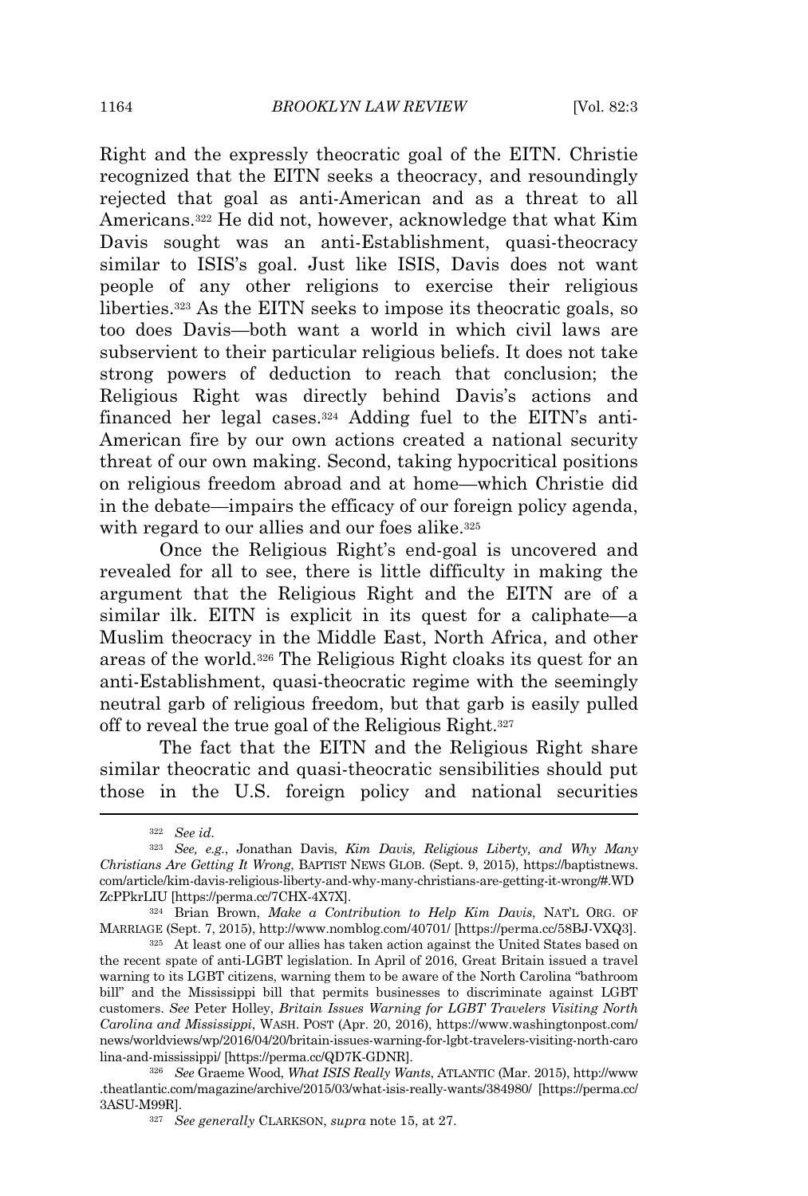Right and the expressly theocratic goal of the EITN. Christie recognized that the EITN seeks a theocracy, and resoundingly rejected that goal as anti-American and as a threat to all Americans.[322] He did not, however, acknowledge that what Kim Davis sought was an anti-Establishment, quasi-theocracy similar to ISIS's goal. Just like ISIS, Davis does not want people of any other religions to exercise their religious liberties.[323] As the EITN seeks to impose its theocratic goals, so too does Davis—both want a world in which civil laws are subservient to their particular religious beliefs. It does not take strong powers of deduction to reach that conclusion; the Religious Right was directly behind Davis's actions and financed her legal cases.[324] Adding fuel to the EITN's anti-American fire by our own actions created a national security threat of our own making. Second, taking hypocritical positions on religious freedom abroad and at home—which Christie did in the debate—impairs the efficacy of our foreign policy agenda, with regard to our allies and our foes alike.[325]

Once the Religious Right's end-goal is uncovered and revealed for all to see, there is little difficulty in making the argument that the Religious Right and the EITN are of a similar ilk. EITN is explicit in its quest for a caliphate—a Muslim theocracy in the Middle East, North Africa, and other areas of the world.[326] The Religious Right cloaks its quest for an anti-Establishment, quasi-theocratic regime with the seemingly neutral garb of religious freedom, but that garb is easily pulled off to reveal the true goal of the Religious Right.[327]

The fact that the EITN and the Religious Right share similar theocratic and quasi-theocratic sensibilities should put those in the U.S. foreign policy and national securities

---

[322] *See id.*

[323] *See, e.g.*, Jonathan Davis, *Kim Davis, Religious Liberty, and Why Many Christians Are Getting It Wrong*, BAPTIST NEWS GLOB. (Sept. 9, 2015), https://baptistnews.com/article/kim-davis-religious-liberty-and-why-many-christians-are-getting-it-wrong/#.WDZcPPkrLIU [https://perma.cc/7CHX-4X7X].

[324] Brian Brown, *Make a Contribution to Help Kim Davis*, NAT'L ORG. OF MARRIAGE (Sept. 7, 2015), http://www.nomblog.com/40701/ [https://perma.cc/58BJ-VXQ3].

[325] At least one of our allies has taken action against the United States based on the recent spate of anti-LGBT legislation. In April of 2016, Great Britain issued a travel warning to its LGBT citizens, warning them to be aware of the North Carolina "bathroom bill" and the Mississippi bill that permits businesses to discriminate against LGBT customers. *See* Peter Holley, *Britain Issues Warning for LGBT Travelers Visiting North Carolina and Mississippi*, WASH. POST (Apr. 20, 2016), https://www.washingtonpost.com/news/worldviews/wp/2016/04/20/britain-issues-warning-for-lgbt-travelers-visiting-north-carolina-and-mississippi/ [https://perma.cc/QD7K-GDNR].

[326] *See* Graeme Wood, *What ISIS Really Wants*, ATLANTIC (Mar. 2015), http://www.theatlantic.com/magazine/archive/2015/03/what-isis-really-wants/384980/ [https://perma.cc/3ASU-M99R].

[327] *See generally* CLARKSON, *supra* note 15, at 27.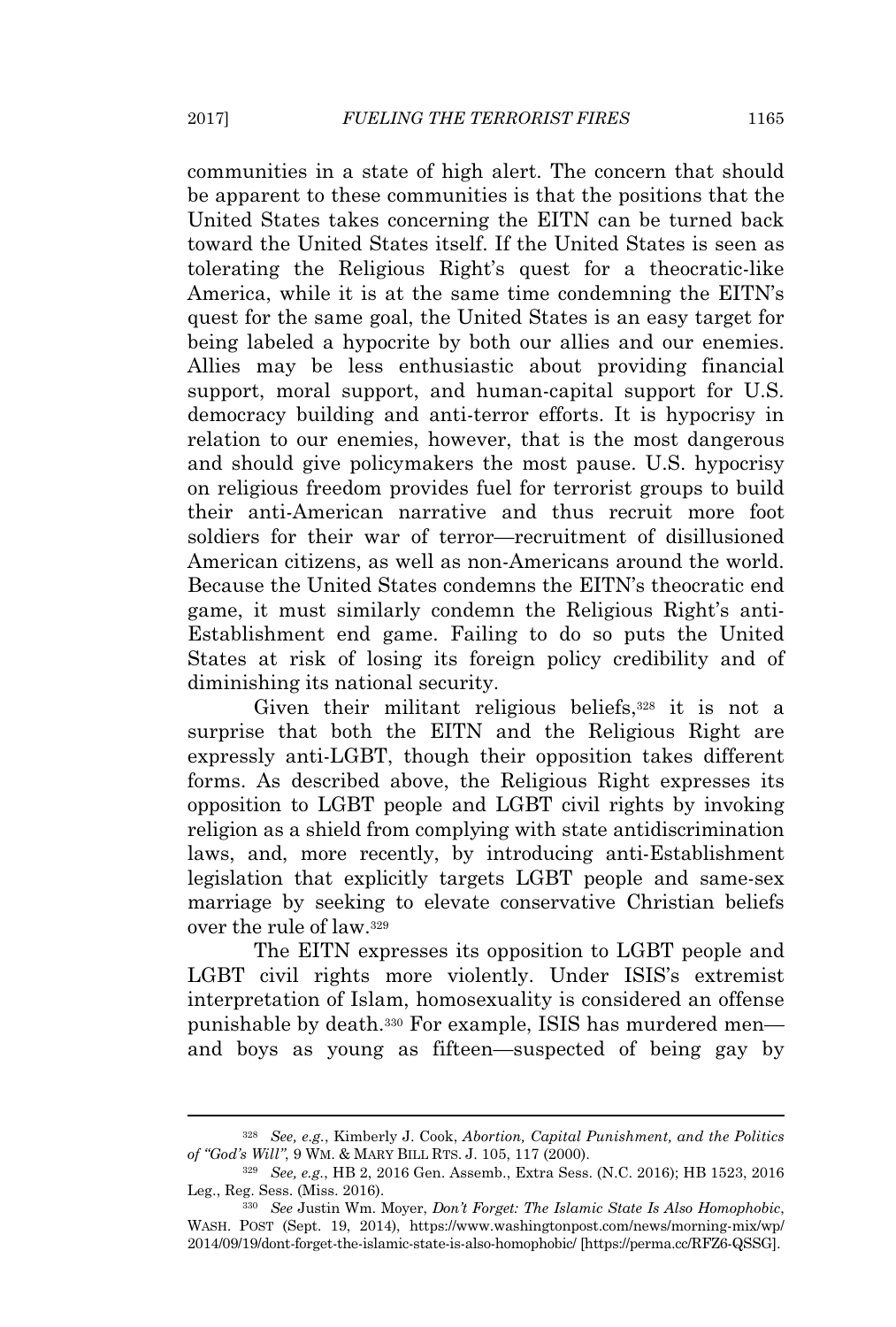communities in a state of high alert. The concern that should be apparent to these communities is that the positions that the United States takes concerning the EITN can be turned back toward the United States itself. If the United States is seen as tolerating the Religious Right's quest for a theocratic-like America, while it is at the same time condemning the EITN's quest for the same goal, the United States is an easy target for being labeled a hypocrite by both our allies and our enemies. Allies may be less enthusiastic about providing financial support, moral support, and human-capital support for U.S. democracy building and anti-terror efforts. It is hypocrisy in relation to our enemies, however, that is the most dangerous and should give policymakers the most pause. U.S. hypocrisy on religious freedom provides fuel for terrorist groups to build their anti-American narrative and thus recruit more foot soldiers for their war of terror—recruitment of disillusioned American citizens, as well as non-Americans around the world. Because the United States condemns the EITN's theocratic end game, it must similarly condemn the Religious Right's anti-Establishment end game. Failing to do so puts the United States at risk of losing its foreign policy credibility and of diminishing its national security.

Given their militant religious beliefs,[328] it is not a surprise that both the EITN and the Religious Right are expressly anti-LGBT, though their opposition takes different forms. As described above, the Religious Right expresses its opposition to LGBT people and LGBT civil rights by invoking religion as a shield from complying with state antidiscrimination laws, and, more recently, by introducing anti-Establishment legislation that explicitly targets LGBT people and same-sex marriage by seeking to elevate conservative Christian beliefs over the rule of law.[329]

The EITN expresses its opposition to LGBT people and LGBT civil rights more violently. Under ISIS's extremist interpretation of Islam, homosexuality is considered an offense punishable by death.[330] For example, ISIS has murdered men—and boys as young as fifteen—suspected of being gay by

---

[328] *See, e.g.*, Kimberly J. Cook, *Abortion, Capital Punishment, and the Politics of "God's Will"*, 9 WM. & MARY BILL RTS. J. 105, 117 (2000).

[329] *See, e.g.*, HB 2, 2016 Gen. Assemb., Extra Sess. (N.C. 2016); HB 1523, 2016 Leg., Reg. Sess. (Miss. 2016).

[330] *See* Justin Wm. Moyer, *Don't Forget: The Islamic State Is Also Homophobic*, WASH. POST (Sept. 19, 2014), https://www.washingtonpost.com/news/morning-mix/wp/2014/09/19/dont-forget-the-islamic-state-is-also-homophobic/ [https://perma.cc/RFZ6-QSSG].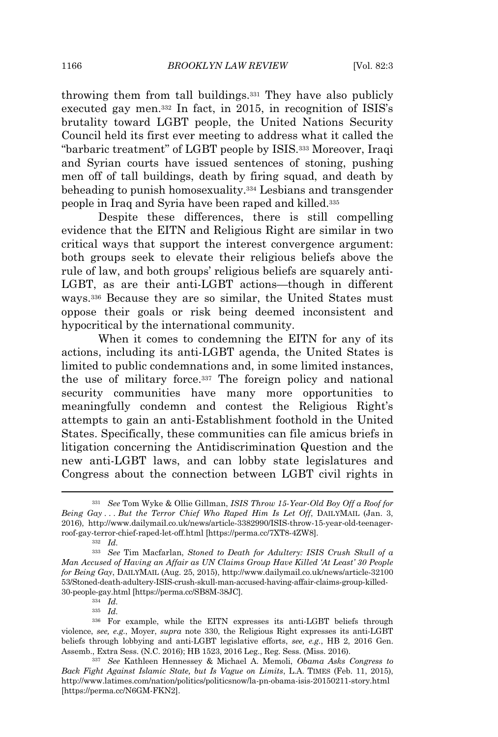throwing them from tall buildings.[331] They have also publicly executed gay men.[332] In fact, in 2015, in recognition of ISIS's brutality toward LGBT people, the United Nations Security Council held its first ever meeting to address what it called the "barbaric treatment" of LGBT people by ISIS.[333] Moreover, Iraqi and Syrian courts have issued sentences of stoning, pushing men off of tall buildings, death by firing squad, and death by beheading to punish homosexuality.[334] Lesbians and transgender people in Iraq and Syria have been raped and killed.[335]

Despite these differences, there is still compelling evidence that the EITN and Religious Right are similar in two critical ways that support the interest convergence argument: both groups seek to elevate their religious beliefs above the rule of law, and both groups' religious beliefs are squarely anti-LGBT, as are their anti-LGBT actions—though in different ways.[336] Because they are so similar, the United States must oppose their goals or risk being deemed inconsistent and hypocritical by the international community.

When it comes to condemning the EITN for any of its actions, including its anti-LGBT agenda, the United States is limited to public condemnations and, in some limited instances, the use of military force.[337] The foreign policy and national security communities have many more opportunities to meaningfully condemn and contest the Religious Right's attempts to gain an anti-Establishment foothold in the United States. Specifically, these communities can file amicus briefs in litigation concerning the Antidiscrimination Question and the new anti-LGBT laws, and can lobby state legislatures and Congress about the connection between LGBT civil rights in

---

[331] *See* Tom Wyke & Ollie Gillman, *ISIS Throw 15-Year-Old Boy Off a Roof for Being Gay . . . But the Terror Chief Who Raped Him Is Let Off*, DAILYMAIL (Jan. 3, 2016), http://www.dailymail.co.uk/news/article-3382990/ISIS-throw-15-year-old-teenager-roof-gay-terror-chief-raped-let-off.html [https://perma.cc/7XT8-4ZW8].

[332] *Id.*

[333] *See* Tim Macfarlan, *Stoned to Death for Adultery: ISIS Crush Skull of a Man Accused of Having an Affair as UN Claims Group Have Killed 'At Least' 30 People for Being Gay*, DAILYMAIL (Aug. 25, 2015), http://www.dailymail.co.uk/news/article-3210053/Stoned-death-adultery-ISIS-crush-skull-man-accused-having-affair-claims-group-killed-30-people-gay.html [https://perma.cc/SB8M-38JC].

[334] *Id.*

[335] *Id.*

[336] For example, while the EITN expresses its anti-LGBT beliefs through violence, *see, e.g.*, Moyer, *supra* note 330, the Religious Right expresses its anti-LGBT beliefs through lobbying and anti-LGBT legislative efforts, *see, e.g.*, HB 2, 2016 Gen. Assemb., Extra Sess. (N.C. 2016); HB 1523, 2016 Leg., Reg. Sess. (Miss. 2016).

[337] *See* Kathleen Hennessey & Michael A. Memoli, *Obama Asks Congress to Back Fight Against Islamic State, but Is Vague on Limits*, L.A. TIMES (Feb. 11, 2015), http://www.latimes.com/nation/politics/politicsnow/la-pn-obama-isis-20150211-story.html [https://perma.cc/N6GM-FKN2].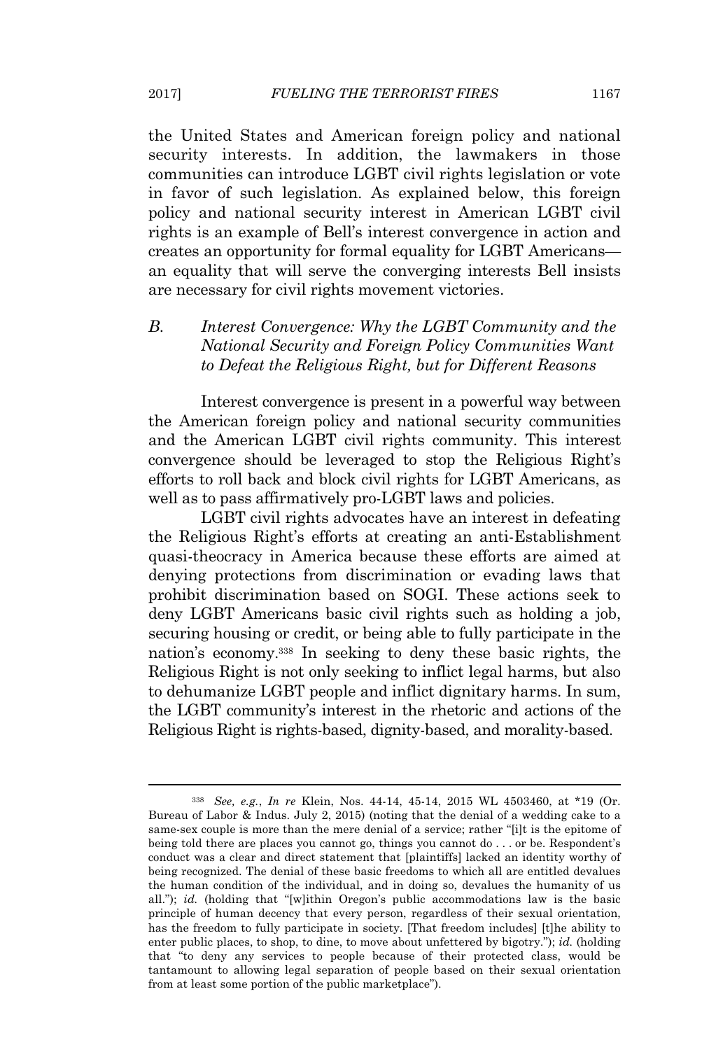the United States and American foreign policy and national security interests. In addition, the lawmakers in those communities can introduce LGBT civil rights legislation or vote in favor of such legislation. As explained below, this foreign policy and national security interest in American LGBT civil rights is an example of Bell's interest convergence in action and creates an opportunity for formal equality for LGBT Americans—an equality that will serve the converging interests Bell insists are necessary for civil rights movement victories.

### B. *Interest Convergence: Why the LGBT Community and the National Security and Foreign Policy Communities Want to Defeat the Religious Right, but for Different Reasons*

Interest convergence is present in a powerful way between the American foreign policy and national security communities and the American LGBT civil rights community. This interest convergence should be leveraged to stop the Religious Right's efforts to roll back and block civil rights for LGBT Americans, as well as to pass affirmatively pro-LGBT laws and policies.

LGBT civil rights advocates have an interest in defeating the Religious Right's efforts at creating an anti-Establishment quasi-theocracy in America because these efforts are aimed at denying protections from discrimination or evading laws that prohibit discrimination based on SOGI. These actions seek to deny LGBT Americans basic civil rights such as holding a job, securing housing or credit, or being able to fully participate in the nation's economy.[338] In seeking to deny these basic rights, the Religious Right is not only seeking to inflict legal harms, but also to dehumanize LGBT people and inflict dignitary harms. In sum, the LGBT community's interest in the rhetoric and actions of the Religious Right is rights-based, dignity-based, and morality-based.

---

[338] *See, e.g.*, *In re* Klein, Nos. 44-14, 45-14, 2015 WL 4503460, at *19 (Or. Bureau of Labor & Indus. July 2, 2015) (noting that the denial of a wedding cake to a same-sex couple is more than the mere denial of a service; rather "[i]t is the epitome of being told there are places you cannot go, things you cannot do . . . or be. Respondent's conduct was a clear and direct statement that [plaintiffs] lacked an identity worthy of being recognized. The denial of these basic freedoms to which all are entitled devalues the human condition of the individual, and in doing so, devalues the humanity of us all."); *id.* (holding that "[w]ithin Oregon's public accommodations law is the basic principle of human decency that every person, regardless of their sexual orientation, has the freedom to fully participate in society. [That freedom includes] [t]he ability to enter public places, to shop, to dine, to move about unfettered by bigotry."); *id.* (holding that "to deny any services to people because of their protected class, would be tantamount to allowing legal separation of people based on their sexual orientation from at least some portion of the public marketplace").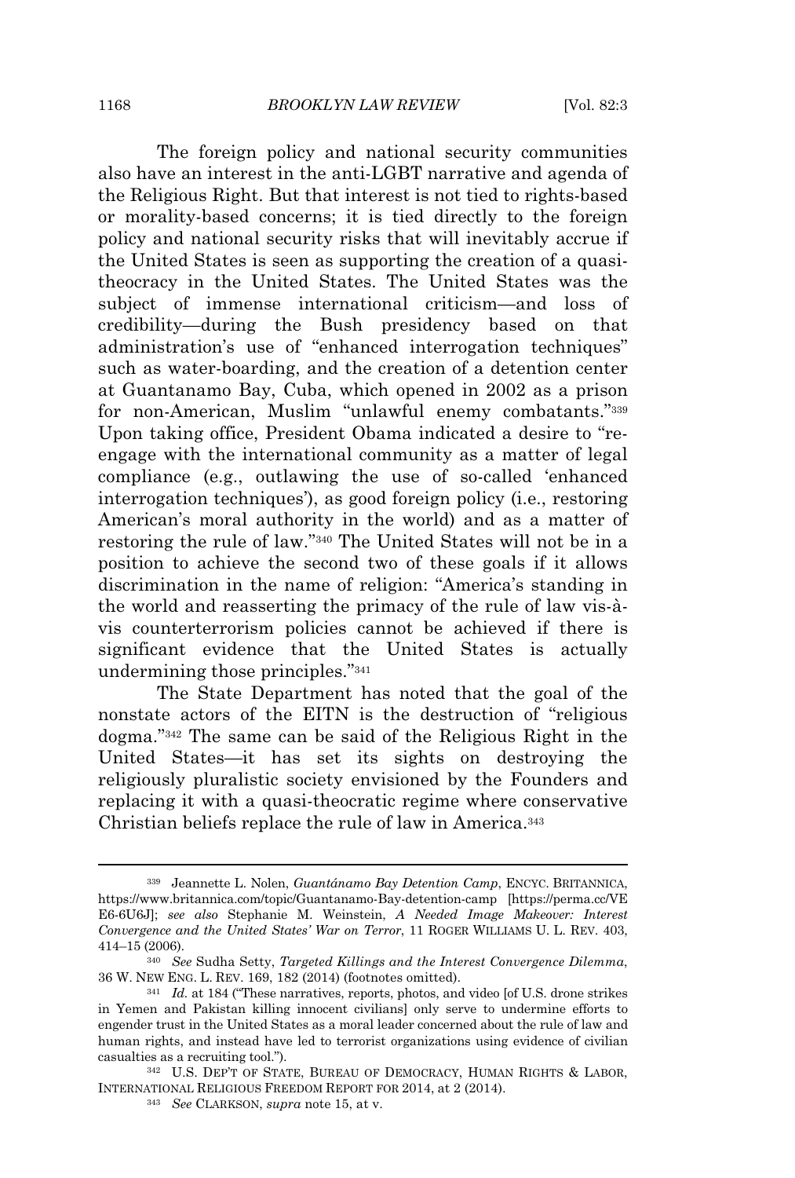The foreign policy and national security communities also have an interest in the anti-LGBT narrative and agenda of the Religious Right. But that interest is not tied to rights-based or morality-based concerns; it is tied directly to the foreign policy and national security risks that will inevitably accrue if the United States is seen as supporting the creation of a quasi-theocracy in the United States. The United States was the subject of immense international criticism—and loss of credibility—during the Bush presidency based on that administration's use of "enhanced interrogation techniques" such as water-boarding, and the creation of a detention center at Guantanamo Bay, Cuba, which opened in 2002 as a prison for non-American, Muslim "unlawful enemy combatants."[339] Upon taking office, President Obama indicated a desire to "re-engage with the international community as a matter of legal compliance (e.g., outlawing the use of so-called 'enhanced interrogation techniques'), as good foreign policy (i.e., restoring American's moral authority in the world) and as a matter of restoring the rule of law."[340] The United States will not be in a position to achieve the second two of these goals if it allows discrimination in the name of religion: "America's standing in the world and reasserting the primacy of the rule of law vis-à-vis counterterrorism policies cannot be achieved if there is significant evidence that the United States is actually undermining those principles."[341]

The State Department has noted that the goal of the nonstate actors of the EITN is the destruction of "religious dogma."[342] The same can be said of the Religious Right in the United States—it has set its sights on destroying the religiously pluralistic society envisioned by the Founders and replacing it with a quasi-theocratic regime where conservative Christian beliefs replace the rule of law in America.[343]

---

[339] Jeannette L. Nolen, *Guantánamo Bay Detention Camp*, ENCYC. BRITANNICA, https://www.britannica.com/topic/Guantanamo-Bay-detention-camp [https://perma.cc/VEE6-6U6J]; *see also* Stephanie M. Weinstein, *A Needed Image Makeover: Interest Convergence and the United States' War on Terror*, 11 ROGER WILLIAMS U. L. REV. 403, 414–15 (2006).

[340] *See* Sudha Setty, *Targeted Killings and the Interest Convergence Dilemma*, 36 W. NEW ENG. L. REV. 169, 182 (2014) (footnotes omitted).

[341] *Id.* at 184 ("These narratives, reports, photos, and video [of U.S. drone strikes in Yemen and Pakistan killing innocent civilians] only serve to undermine efforts to engender trust in the United States as a moral leader concerned about the rule of law and human rights, and instead have led to terrorist organizations using evidence of civilian casualties as a recruiting tool.").

[342] U.S. DEP'T OF STATE, BUREAU OF DEMOCRACY, HUMAN RIGHTS & LABOR, INTERNATIONAL RELIGIOUS FREEDOM REPORT FOR 2014, at 2 (2014).

[343] *See* CLARKSON, *supra* note 15, at v.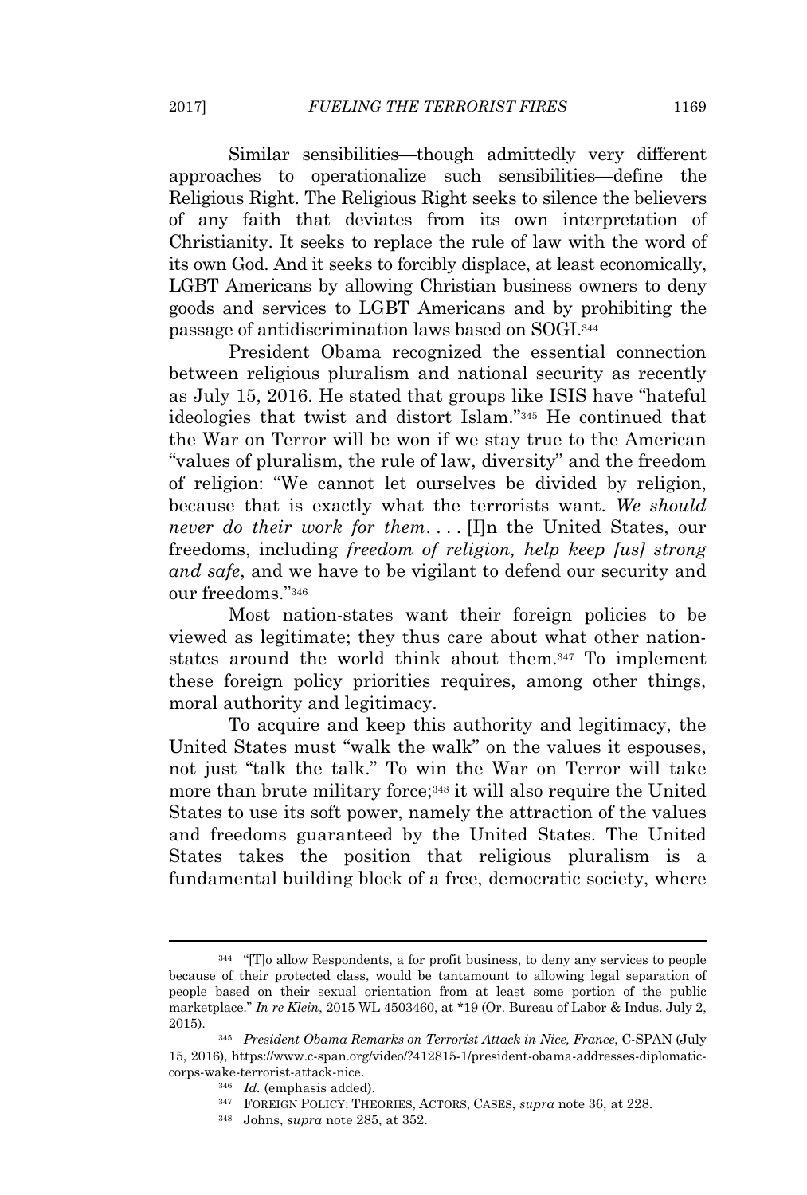Similar sensibilities—though admittedly very different approaches to operationalize such sensibilities—define the Religious Right. The Religious Right seeks to silence the believers of any faith that deviates from its own interpretation of Christianity. It seeks to replace the rule of law with the word of its own God. And it seeks to forcibly displace, at least economically, LGBT Americans by allowing Christian business owners to deny goods and services to LGBT Americans and by prohibiting the passage of antidiscrimination laws based on SOGI.[344]

President Obama recognized the essential connection between religious pluralism and national security as recently as July 15, 2016. He stated that groups like ISIS have "hateful ideologies that twist and distort Islam."[345] He continued that the War on Terror will be won if we stay true to the American "values of pluralism, the rule of law, diversity" and the freedom of religion: "We cannot let ourselves be divided by religion, because that is exactly what the terrorists want. *We should never do their work for them*. . . . [I]n the United States, our freedoms, including *freedom of religion, help keep [us] strong and safe*, and we have to be vigilant to defend our security and our freedoms."[346]

Most nation-states want their foreign policies to be viewed as legitimate; they thus care about what other nation-states around the world think about them.[347] To implement these foreign policy priorities requires, among other things, moral authority and legitimacy.

To acquire and keep this authority and legitimacy, the United States must "walk the walk" on the values it espouses, not just "talk the talk." To win the War on Terror will take more than brute military force;[348] it will also require the United States to use its soft power, namely the attraction of the values and freedoms guaranteed by the United States. The United States takes the position that religious pluralism is a fundamental building block of a free, democratic society, where

---

[344] "[T]o allow Respondents, a for profit business, to deny any services to people because of their protected class, would be tantamount to allowing legal separation of people based on their sexual orientation from at least some portion of the public marketplace." *In re Klein*, 2015 WL 4503460, at *19 (Or. Bureau of Labor & Indus. July 2, 2015).

[345] *President Obama Remarks on Terrorist Attack in Nice, France*, C-SPAN (July 15, 2016), https://www.c-span.org/video/?412815-1/president-obama-addresses-diplomatic-corps-wake-terrorist-attack-nice.

[346] *Id.* (emphasis added).

[347] FOREIGN POLICY: THEORIES, ACTORS, CASES, *supra* note 36, at 228.

[348] Johns, *supra* note 285, at 352.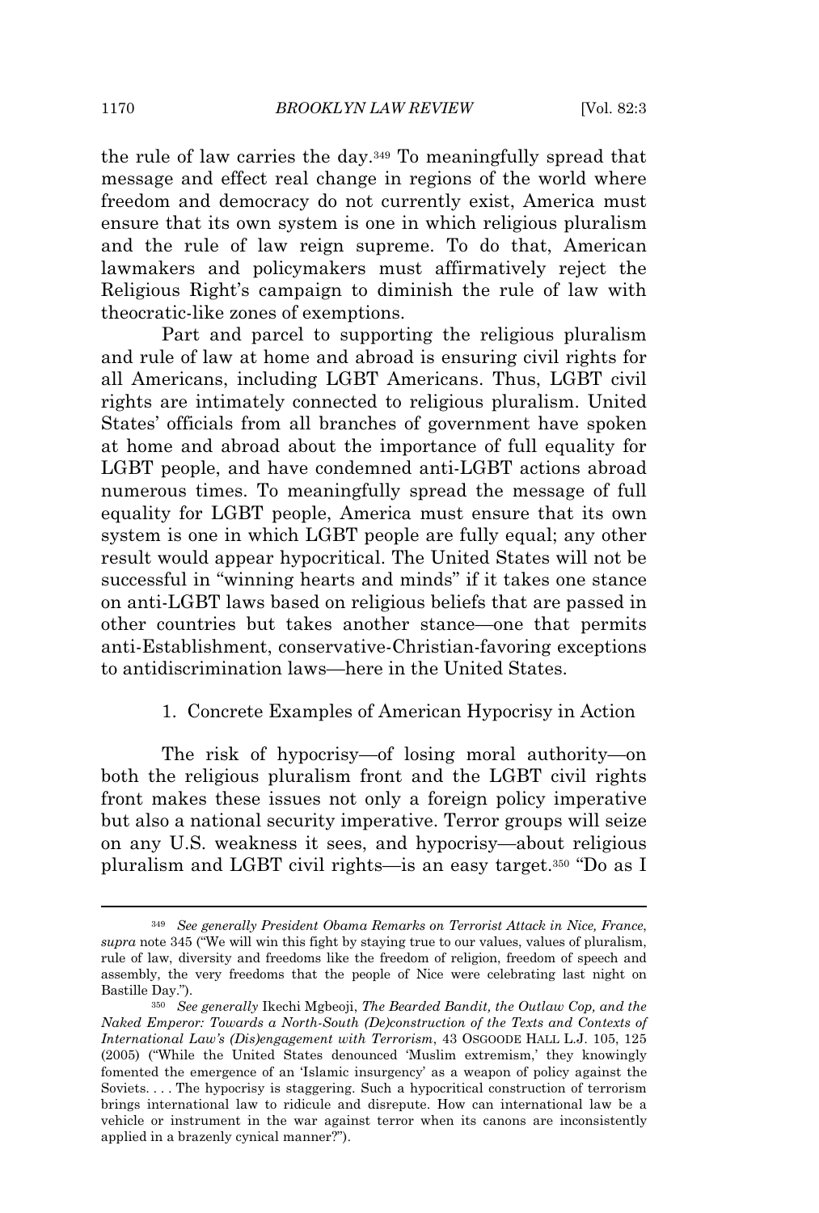the rule of law carries the day.[349] To meaningfully spread that message and effect real change in regions of the world where freedom and democracy do not currently exist, America must ensure that its own system is one in which religious pluralism and the rule of law reign supreme. To do that, American lawmakers and policymakers must affirmatively reject the Religious Right's campaign to diminish the rule of law with theocratic-like zones of exemptions.

Part and parcel to supporting the religious pluralism and rule of law at home and abroad is ensuring civil rights for all Americans, including LGBT Americans. Thus, LGBT civil rights are intimately connected to religious pluralism. United States' officials from all branches of government have spoken at home and abroad about the importance of full equality for LGBT people, and have condemned anti-LGBT actions abroad numerous times. To meaningfully spread the message of full equality for LGBT people, America must ensure that its own system is one in which LGBT people are fully equal; any other result would appear hypocritical. The United States will not be successful in "winning hearts and minds" if it takes one stance on anti-LGBT laws based on religious beliefs that are passed in other countries but takes another stance—one that permits anti-Establishment, conservative-Christian-favoring exceptions to antidiscrimination laws—here in the United States.

1. Concrete Examples of American Hypocrisy in Action

The risk of hypocrisy—of losing moral authority—on both the religious pluralism front and the LGBT civil rights front makes these issues not only a foreign policy imperative but also a national security imperative. Terror groups will seize on any U.S. weakness it sees, and hypocrisy—about religious pluralism and LGBT civil rights—is an easy target.[350] "Do as I

---

[349] *See generally President Obama Remarks on Terrorist Attack in Nice, France*, *supra* note 345 ("We will win this fight by staying true to our values, values of pluralism, rule of law, diversity and freedoms like the freedom of religion, freedom of speech and assembly, the very freedoms that the people of Nice were celebrating last night on Bastille Day.").

[350] *See generally* Ikechi Mgbeoji, *The Bearded Bandit, the Outlaw Cop, and the Naked Emperor: Towards a North-South (De)construction of the Texts and Contexts of International Law's (Dis)engagement with Terrorism*, 43 OSGOODE HALL L.J. 105, 125 (2005) ("While the United States denounced 'Muslim extremism,' they knowingly fomented the emergence of an 'Islamic insurgency' as a weapon of policy against the Soviets. . . . The hypocrisy is staggering. Such a hypocritical construction of terrorism brings international law to ridicule and disrepute. How can international law be a vehicle or instrument in the war against terror when its canons are inconsistently applied in a brazenly cynical manner?").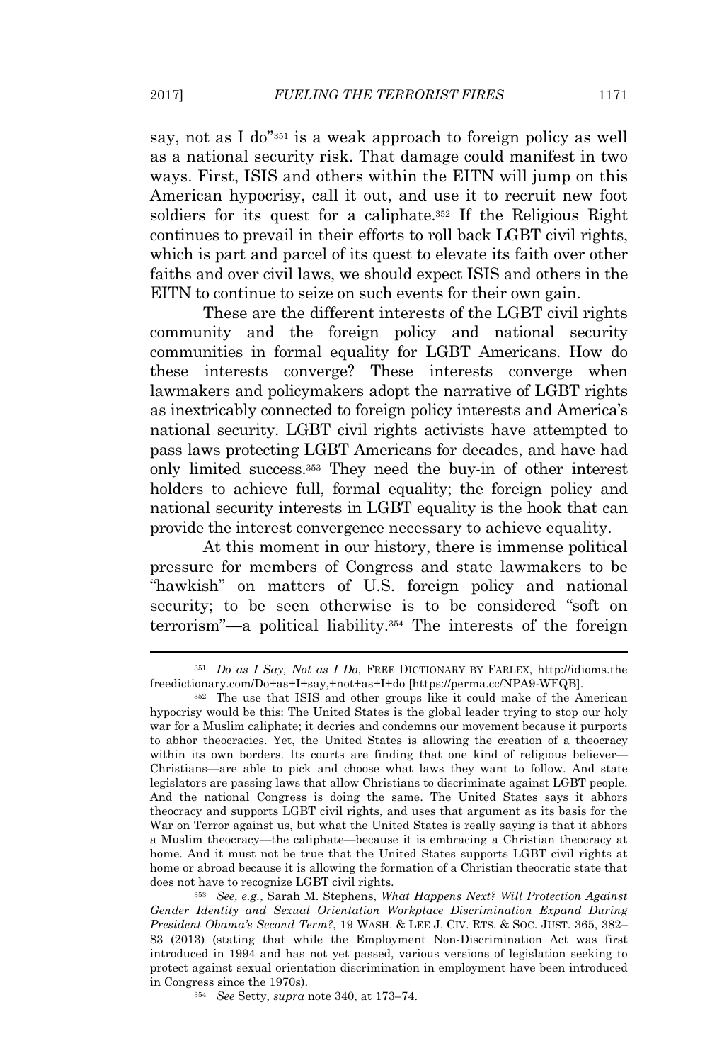say, not as I do"[351] is a weak approach to foreign policy as well as a national security risk. That damage could manifest in two ways. First, ISIS and others within the EITN will jump on this American hypocrisy, call it out, and use it to recruit new foot soldiers for its quest for a caliphate.[352] If the Religious Right continues to prevail in their efforts to roll back LGBT civil rights, which is part and parcel of its quest to elevate its faith over other faiths and over civil laws, we should expect ISIS and others in the EITN to continue to seize on such events for their own gain.

These are the different interests of the LGBT civil rights community and the foreign policy and national security communities in formal equality for LGBT Americans. How do these interests converge? These interests converge when lawmakers and policymakers adopt the narrative of LGBT rights as inextricably connected to foreign policy interests and America's national security. LGBT civil rights activists have attempted to pass laws protecting LGBT Americans for decades, and have had only limited success.[353] They need the buy-in of other interest holders to achieve full, formal equality; the foreign policy and national security interests in LGBT equality is the hook that can provide the interest convergence necessary to achieve equality.

At this moment in our history, there is immense political pressure for members of Congress and state lawmakers to be "hawkish" on matters of U.S. foreign policy and national security; to be seen otherwise is to be considered "soft on terrorism"—a political liability.[354] The interests of the foreign

---

[351] *Do as I Say, Not as I Do*, FREE DICTIONARY BY FARLEX, http://idioms.thefreedictionary.com/Do+as+I+say,+not+as+I+do [https://perma.cc/NPA9-WFQB].

[352] The use that ISIS and other groups like it could make of the American hypocrisy would be this: The United States is the global leader trying to stop our holy war for a Muslim caliphate; it decries and condemns our movement because it purports to abhor theocracies. Yet, the United States is allowing the creation of a theocracy within its own borders. Its courts are finding that one kind of religious believer—Christians—are able to pick and choose what laws they want to follow. And state legislators are passing laws that allow Christians to discriminate against LGBT people. And the national Congress is doing the same. The United States says it abhors theocracy and supports LGBT civil rights, and uses that argument as its basis for the War on Terror against us, but what the United States is really saying is that it abhors a Muslim theocracy—the caliphate—because it is embracing a Christian theocracy at home. And it must not be true that the United States supports LGBT civil rights at home or abroad because it is allowing the formation of a Christian theocratic state that does not have to recognize LGBT civil rights.

[353] *See, e.g.*, Sarah M. Stephens, *What Happens Next? Will Protection Against Gender Identity and Sexual Orientation Workplace Discrimination Expand During President Obama's Second Term?*, 19 WASH. & LEE J. CIV. RTS. & SOC. JUST. 365, 382–83 (2013) (stating that while the Employment Non-Discrimination Act was first introduced in 1994 and has not yet passed, various versions of legislation seeking to protect against sexual orientation discrimination in employment have been introduced in Congress since the 1970s).

[354] *See* Setty, *supra* note 340, at 173–74.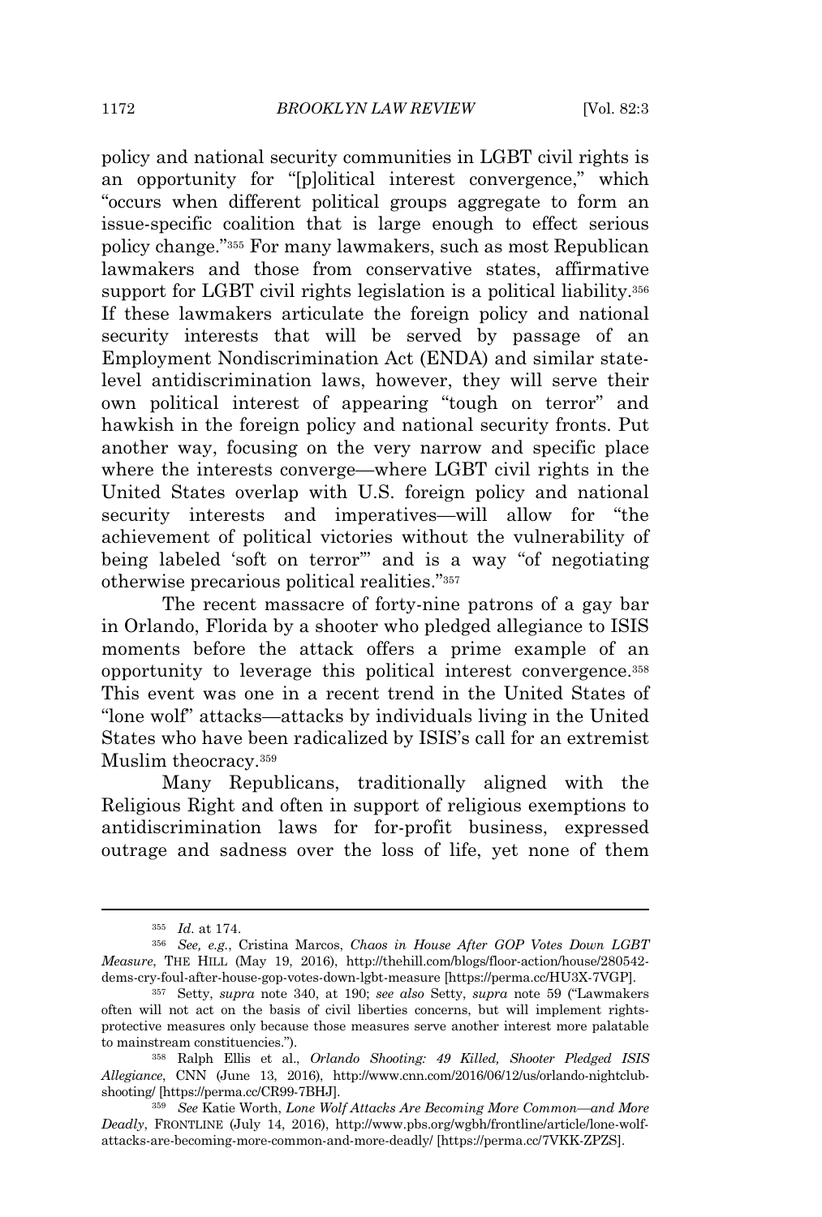policy and national security communities in LGBT civil rights is an opportunity for "[p]olitical interest convergence," which "occurs when different political groups aggregate to form an issue-specific coalition that is large enough to effect serious policy change."[355] For many lawmakers, such as most Republican lawmakers and those from conservative states, affirmative support for LGBT civil rights legislation is a political liability.[356] If these lawmakers articulate the foreign policy and national security interests that will be served by passage of an Employment Nondiscrimination Act (ENDA) and similar state-level antidiscrimination laws, however, they will serve their own political interest of appearing "tough on terror" and hawkish in the foreign policy and national security fronts. Put another way, focusing on the very narrow and specific place where the interests converge—where LGBT civil rights in the United States overlap with U.S. foreign policy and national security interests and imperatives—will allow for "the achievement of political victories without the vulnerability of being labeled 'soft on terror'" and is a way "of negotiating otherwise precarious political realities."[357]

The recent massacre of forty-nine patrons of a gay bar in Orlando, Florida by a shooter who pledged allegiance to ISIS moments before the attack offers a prime example of an opportunity to leverage this political interest convergence.[358] This event was one in a recent trend in the United States of "lone wolf" attacks—attacks by individuals living in the United States who have been radicalized by ISIS's call for an extremist Muslim theocracy.[359]

Many Republicans, traditionally aligned with the Religious Right and often in support of religious exemptions to antidiscrimination laws for for-profit business, expressed outrage and sadness over the loss of life, yet none of them

---

[355] *Id.* at 174.

[356] *See, e.g.*, Cristina Marcos, *Chaos in House After GOP Votes Down LGBT Measure*, THE HILL (May 19, 2016), http://thehill.com/blogs/floor-action/house/280542-dems-cry-foul-after-house-gop-votes-down-lgbt-measure [https://perma.cc/HU3X-7VGP].

[357] Setty, *supra* note 340, at 190; *see also* Setty, *supra* note 59 ("Lawmakers often will not act on the basis of civil liberties concerns, but will implement rights-protective measures only because those measures serve another interest more palatable to mainstream constituencies.").

[358] Ralph Ellis et al., *Orlando Shooting: 49 Killed, Shooter Pledged ISIS Allegiance*, CNN (June 13, 2016), http://www.cnn.com/2016/06/12/us/orlando-nightclub-shooting/ [https://perma.cc/CR99-7BHJ].

[359] *See* Katie Worth, *Lone Wolf Attacks Are Becoming More Common—and More Deadly*, FRONTLINE (July 14, 2016), http://www.pbs.org/wgbh/frontline/article/lone-wolf-attacks-are-becoming-more-common-and-more-deadly/ [https://perma.cc/7VKK-ZPZS].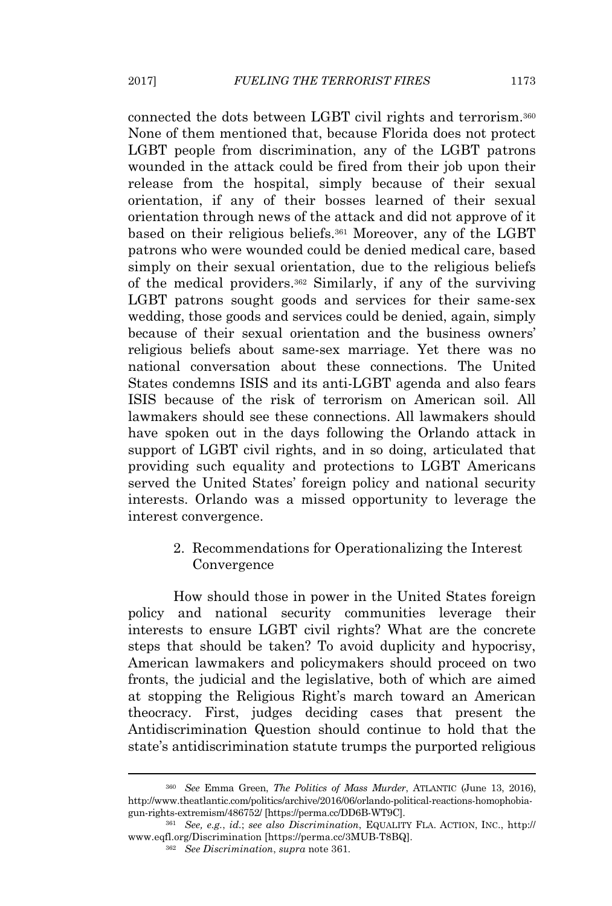connected the dots between LGBT civil rights and terrorism.[360] None of them mentioned that, because Florida does not protect LGBT people from discrimination, any of the LGBT patrons wounded in the attack could be fired from their job upon their release from the hospital, simply because of their sexual orientation, if any of their bosses learned of their sexual orientation through news of the attack and did not approve of it based on their religious beliefs.[361] Moreover, any of the LGBT patrons who were wounded could be denied medical care, based simply on their sexual orientation, due to the religious beliefs of the medical providers.[362] Similarly, if any of the surviving LGBT patrons sought goods and services for their same-sex wedding, those goods and services could be denied, again, simply because of their sexual orientation and the business owners' religious beliefs about same-sex marriage. Yet there was no national conversation about these connections. The United States condemns ISIS and its anti-LGBT agenda and also fears ISIS because of the risk of terrorism on American soil. All lawmakers should see these connections. All lawmakers should have spoken out in the days following the Orlando attack in support of LGBT civil rights, and in so doing, articulated that providing such equality and protections to LGBT Americans served the United States' foreign policy and national security interests. Orlando was a missed opportunity to leverage the interest convergence.

#### 2. Recommendations for Operationalizing the Interest Convergence

How should those in power in the United States foreign policy and national security communities leverage their interests to ensure LGBT civil rights? What are the concrete steps that should be taken? To avoid duplicity and hypocrisy, American lawmakers and policymakers should proceed on two fronts, the judicial and the legislative, both of which are aimed at stopping the Religious Right's march toward an American theocracy. First, judges deciding cases that present the Antidiscrimination Question should continue to hold that the state's antidiscrimination statute trumps the purported religious

---

[360] *See* Emma Green, *The Politics of Mass Murder*, ATLANTIC (June 13, 2016), http://www.theatlantic.com/politics/archive/2016/06/orlando-political-reactions-homophobia-gun-rights-extremism/486752/ [https://perma.cc/DD6B-WT9C].

[361] *See, e.g.*, *id.*; *see also Discrimination*, EQUALITY FLA. ACTION, INC., http://www.eqfl.org/Discrimination [https://perma.cc/3MUB-T8BQ].

[362] *See Discrimination*, *supra* note 361.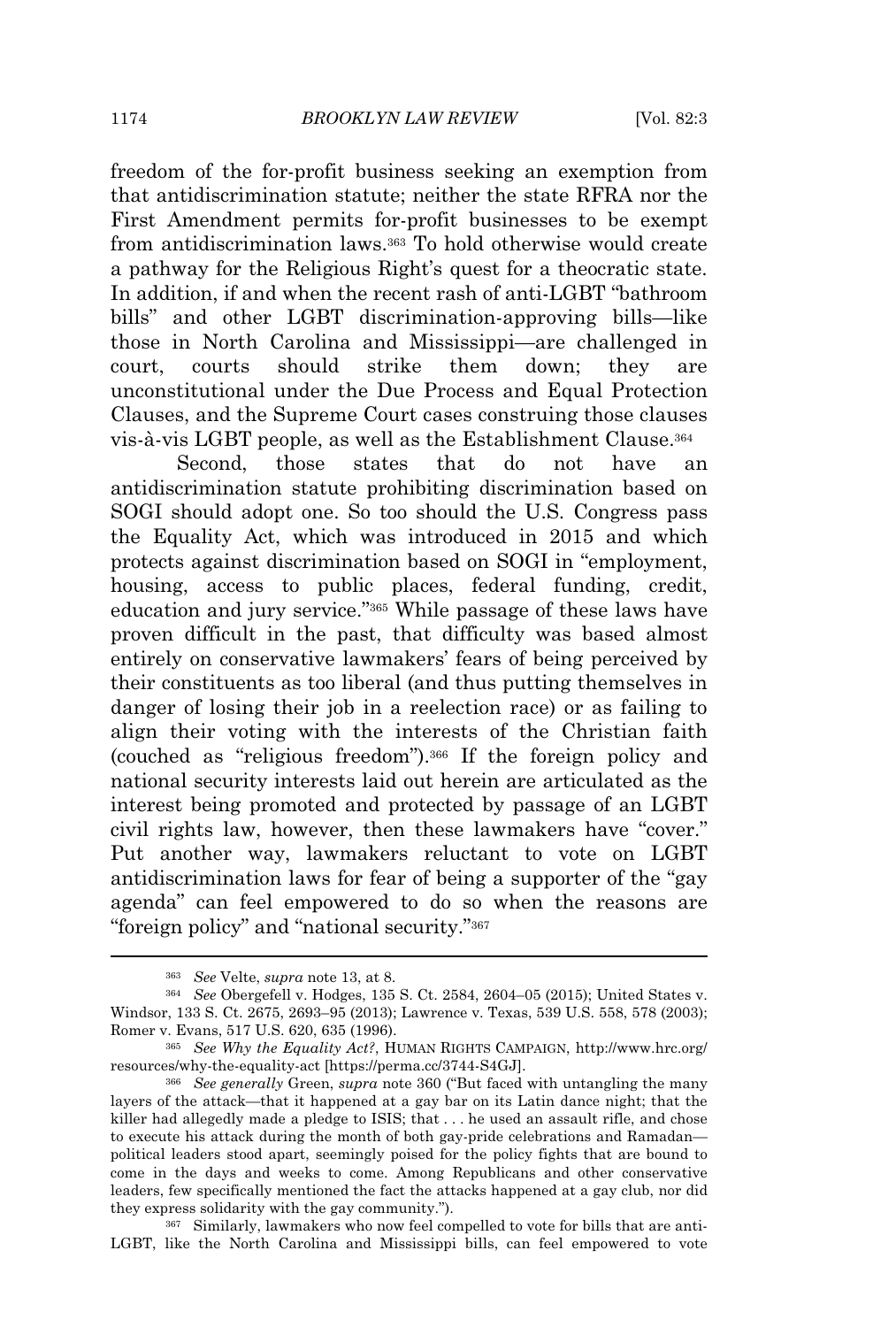freedom of the for-profit business seeking an exemption from that antidiscrimination statute; neither the state RFRA nor the First Amendment permits for-profit businesses to be exempt from antidiscrimination laws.[363] To hold otherwise would create a pathway for the Religious Right's quest for a theocratic state. In addition, if and when the recent rash of anti-LGBT "bathroom bills" and other LGBT discrimination-approving bills—like those in North Carolina and Mississippi—are challenged in court, courts should strike them down; they are unconstitutional under the Due Process and Equal Protection Clauses, and the Supreme Court cases construing those clauses vis-à-vis LGBT people, as well as the Establishment Clause.[364]

Second, those states that do not have an antidiscrimination statute prohibiting discrimination based on SOGI should adopt one. So too should the U.S. Congress pass the Equality Act, which was introduced in 2015 and which protects against discrimination based on SOGI in "employment, housing, access to public places, federal funding, credit, education and jury service."[365] While passage of these laws have proven difficult in the past, that difficulty was based almost entirely on conservative lawmakers' fears of being perceived by their constituents as too liberal (and thus putting themselves in danger of losing their job in a reelection race) or as failing to align their voting with the interests of the Christian faith (couched as "religious freedom").[366] If the foreign policy and national security interests laid out herein are articulated as the interest being promoted and protected by passage of an LGBT civil rights law, however, then these lawmakers have "cover." Put another way, lawmakers reluctant to vote on LGBT antidiscrimination laws for fear of being a supporter of the "gay agenda" can feel empowered to do so when the reasons are "foreign policy" and "national security."[367]

---

[363] *See* Velte, *supra* note 13, at 8.

[364] *See* Obergefell v. Hodges, 135 S. Ct. 2584, 2604–05 (2015); United States v. Windsor, 133 S. Ct. 2675, 2693–95 (2013); Lawrence v. Texas, 539 U.S. 558, 578 (2003); Romer v. Evans, 517 U.S. 620, 635 (1996).

[365] *See Why the Equality Act?*, HUMAN RIGHTS CAMPAIGN, http://www.hrc.org/resources/why-the-equality-act [https://perma.cc/3744-S4GJ].

[366] *See generally* Green, *supra* note 360 ("But faced with untangling the many layers of the attack—that it happened at a gay bar on its Latin dance night; that the killer had allegedly made a pledge to ISIS; that . . . he used an assault rifle, and chose to execute his attack during the month of both gay-pride celebrations and Ramadan—political leaders stood apart, seemingly poised for the policy fights that are bound to come in the days and weeks to come. Among Republicans and other conservative leaders, few specifically mentioned the fact the attacks happened at a gay club, nor did they express solidarity with the gay community.").

[367] Similarly, lawmakers who now feel compelled to vote for bills that are anti-LGBT, like the North Carolina and Mississippi bills, can feel empowered to vote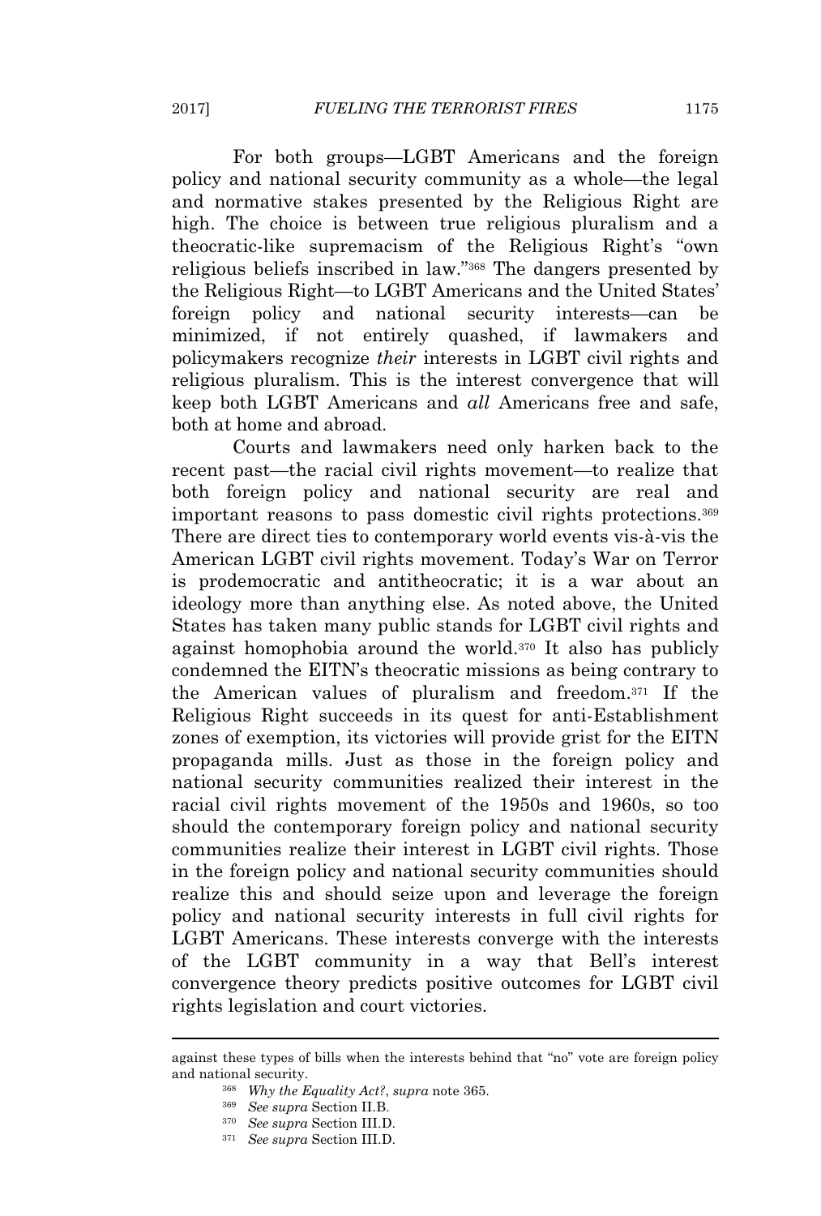For both groups—LGBT Americans and the foreign policy and national security community as a whole—the legal and normative stakes presented by the Religious Right are high. The choice is between true religious pluralism and a theocratic-like supremacism of the Religious Right's "own religious beliefs inscribed in law."[368] The dangers presented by the Religious Right—to LGBT Americans and the United States' foreign policy and national security interests—can be minimized, if not entirely quashed, if lawmakers and policymakers recognize *their* interests in LGBT civil rights and religious pluralism. This is the interest convergence that will keep both LGBT Americans and *all* Americans free and safe, both at home and abroad.

Courts and lawmakers need only harken back to the recent past—the racial civil rights movement—to realize that both foreign policy and national security are real and important reasons to pass domestic civil rights protections.[369] There are direct ties to contemporary world events vis-à-vis the American LGBT civil rights movement. Today's War on Terror is prodemocratic and antitheocratic; it is a war about an ideology more than anything else. As noted above, the United States has taken many public stands for LGBT civil rights and against homophobia around the world.[370] It also has publicly condemned the EITN's theocratic missions as being contrary to the American values of pluralism and freedom.[371] If the Religious Right succeeds in its quest for anti-Establishment zones of exemption, its victories will provide grist for the EITN propaganda mills. Just as those in the foreign policy and national security communities realized their interest in the racial civil rights movement of the 1950s and 1960s, so too should the contemporary foreign policy and national security communities realize their interest in LGBT civil rights. Those in the foreign policy and national security communities should realize this and should seize upon and leverage the foreign policy and national security interests in full civil rights for LGBT Americans. These interests converge with the interests of the LGBT community in a way that Bell's interest convergence theory predicts positive outcomes for LGBT civil rights legislation and court victories.

---

against these types of bills when the interests behind that "no" vote are foreign policy and national security.

[368] *Why the Equality Act?*, *supra* note 365.

[369] *See supra* Section II.B.

[370] *See supra* Section III.D.

[371] *See supra* Section III.D.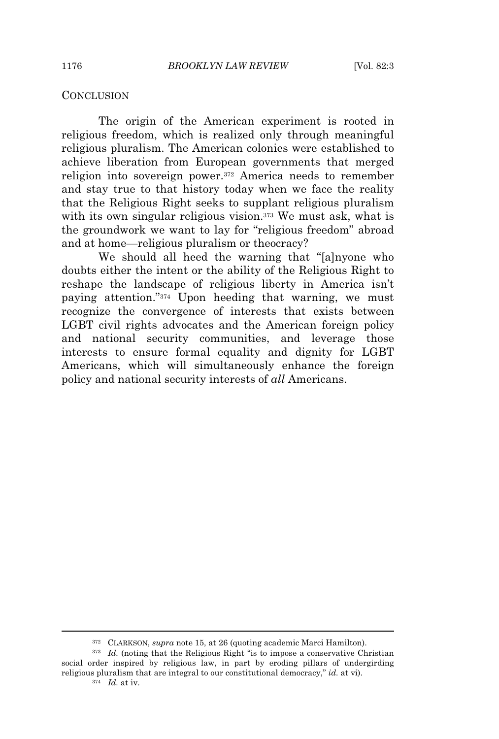## CONCLUSION

The origin of the American experiment is rooted in religious freedom, which is realized only through meaningful religious pluralism. The American colonies were established to achieve liberation from European governments that merged religion into sovereign power.[372] America needs to remember and stay true to that history today when we face the reality that the Religious Right seeks to supplant religious pluralism with its own singular religious vision.[373] We must ask, what is the groundwork we want to lay for "religious freedom" abroad and at home—religious pluralism or theocracy?

We should all heed the warning that "[a]nyone who doubts either the intent or the ability of the Religious Right to reshape the landscape of religious liberty in America isn't paying attention."[374] Upon heeding that warning, we must recognize the convergence of interests that exists between LGBT civil rights advocates and the American foreign policy and national security communities, and leverage those interests to ensure formal equality and dignity for LGBT Americans, which will simultaneously enhance the foreign policy and national security interests of *all* Americans.

---

[372] CLARKSON, *supra* note 15, at 26 (quoting academic Marci Hamilton).

[373] *Id.* (noting that the Religious Right "is to impose a conservative Christian social order inspired by religious law, in part by eroding pillars of undergirding religious pluralism that are integral to our constitutional democracy," *id.* at vi).

[374] *Id.* at iv.